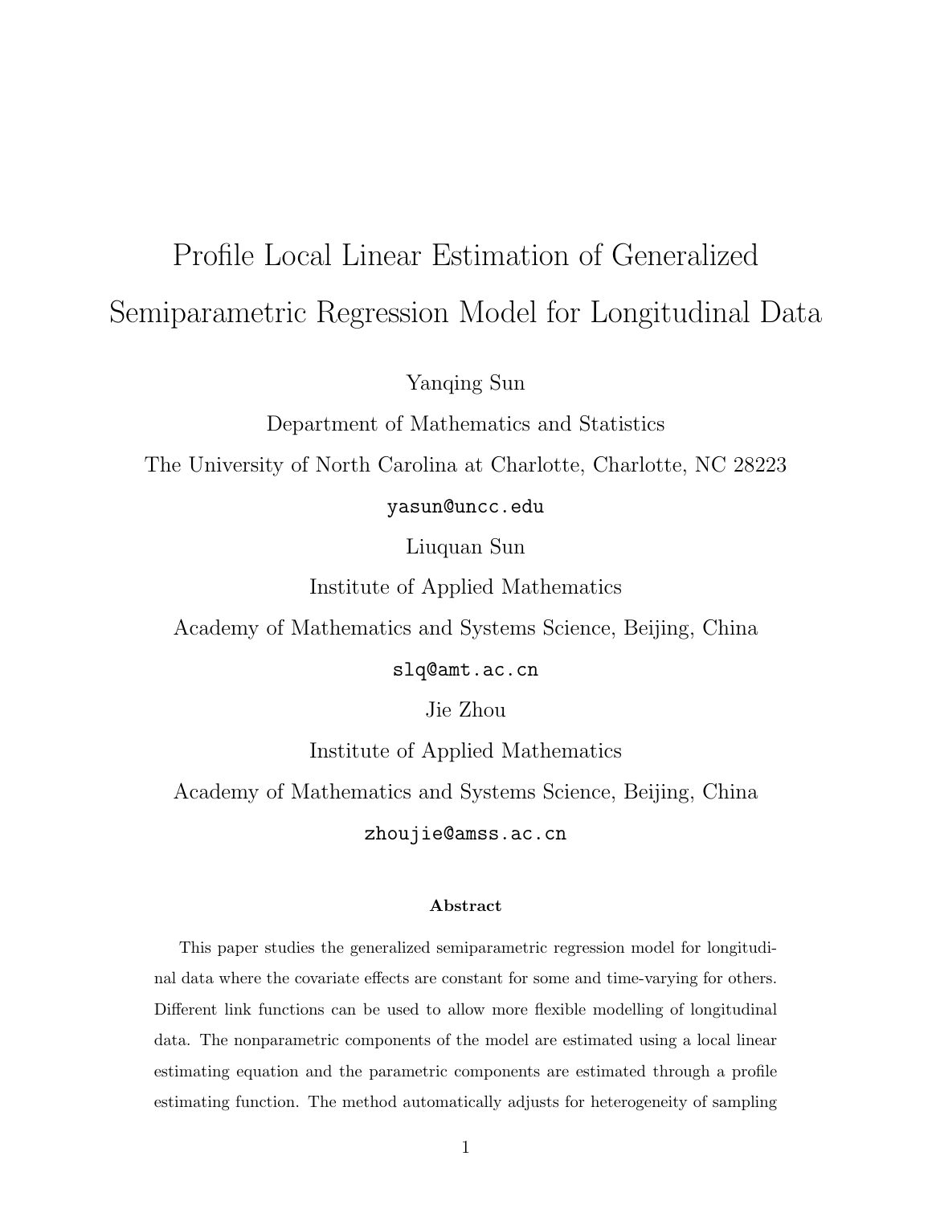# Profile Local Linear Estimation of Generalized Semiparametric Regression Model for Longitudinal Data

Yanqing Sun

Department of Mathematics and Statistics

The University of North Carolina at Charlotte, Charlotte, NC 28223

yasun@uncc.edu

Liuquan Sun

Institute of Applied Mathematics

Academy of Mathematics and Systems Science, Beijing, China

slq@amt.ac.cn

Jie Zhou

Institute of Applied Mathematics

Academy of Mathematics and Systems Science, Beijing, China

zhoujie@amss.ac.cn

### Abstract

This paper studies the generalized semiparametric regression model for longitudinal data where the covariate effects are constant for some and time-varying for others. Different link functions can be used to allow more flexible modelling of longitudinal data. The nonparametric components of the model are estimated using a local linear estimating equation and the parametric components are estimated through a profile estimating function. The method automatically adjusts for heterogeneity of sampling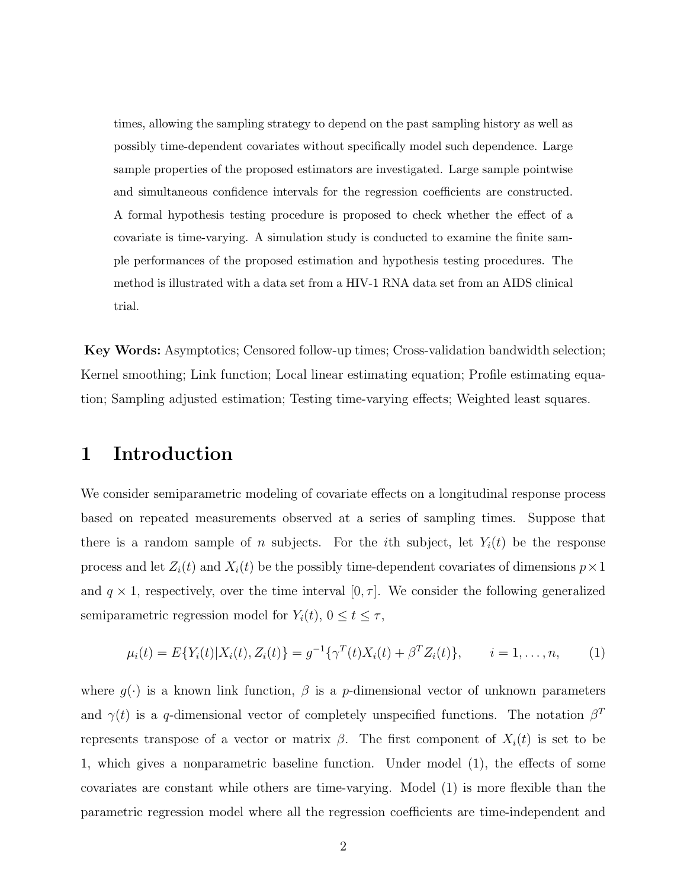times, allowing the sampling strategy to depend on the past sampling history as well as possibly time-dependent covariates without specifically model such dependence. Large sample properties of the proposed estimators are investigated. Large sample pointwise and simultaneous confidence intervals for the regression coefficients are constructed. A formal hypothesis testing procedure is proposed to check whether the effect of a covariate is time-varying. A simulation study is conducted to examine the finite sample performances of the proposed estimation and hypothesis testing procedures. The method is illustrated with a data set from a HIV-1 RNA data set from an AIDS clinical trial.

**Key Words:** Asymptotics; Censored follow-up times; Cross-validation bandwidth selection; Kernel smoothing; Link function; Local linear estimating equation; Profile estimating equation; Sampling adjusted estimation; Testing time-varying effects; Weighted least squares.

# 1 Introduction

We consider semiparametric modeling of covariate effects on a longitudinal response process based on repeated measurements observed at a series of sampling times. Suppose that there is a random sample of $n$ subjects. For the $i$th subject, let $Y_i(t)$ be the response process and let $Z_i(t)$ and $X_i(t)$ be the possibly time-dependent covariates of dimensions $p \times 1$ and $q \times 1$, respectively, over the time interval $[0, \tau]$. We consider the following generalized semiparametric regression model for $Y_i(t)$, $0 \leq t \leq \tau$,

$$\mu_i(t) = E\{Y_i(t)|X_i(t), Z_i(t)\} = g^{-1}\{\gamma^T(t)X_i(t) + \beta^T Z_i(t)\}, \qquad i = 1, \ldots, n, \tag{1}$$

where $g(\cdot)$ is a known link function, $\beta$ is a $p$-dimensional vector of unknown parameters and $\gamma(t)$ is a $q$-dimensional vector of completely unspecified functions. The notation $\beta^T$ represents transpose of a vector or matrix $\beta$. The first component of $X_i(t)$ is set to be 1, which gives a nonparametric baseline function. Under model (1), the effects of some covariates are constant while others are time-varying. Model (1) is more flexible than the parametric regression model where all the regression coefficients are time-independent and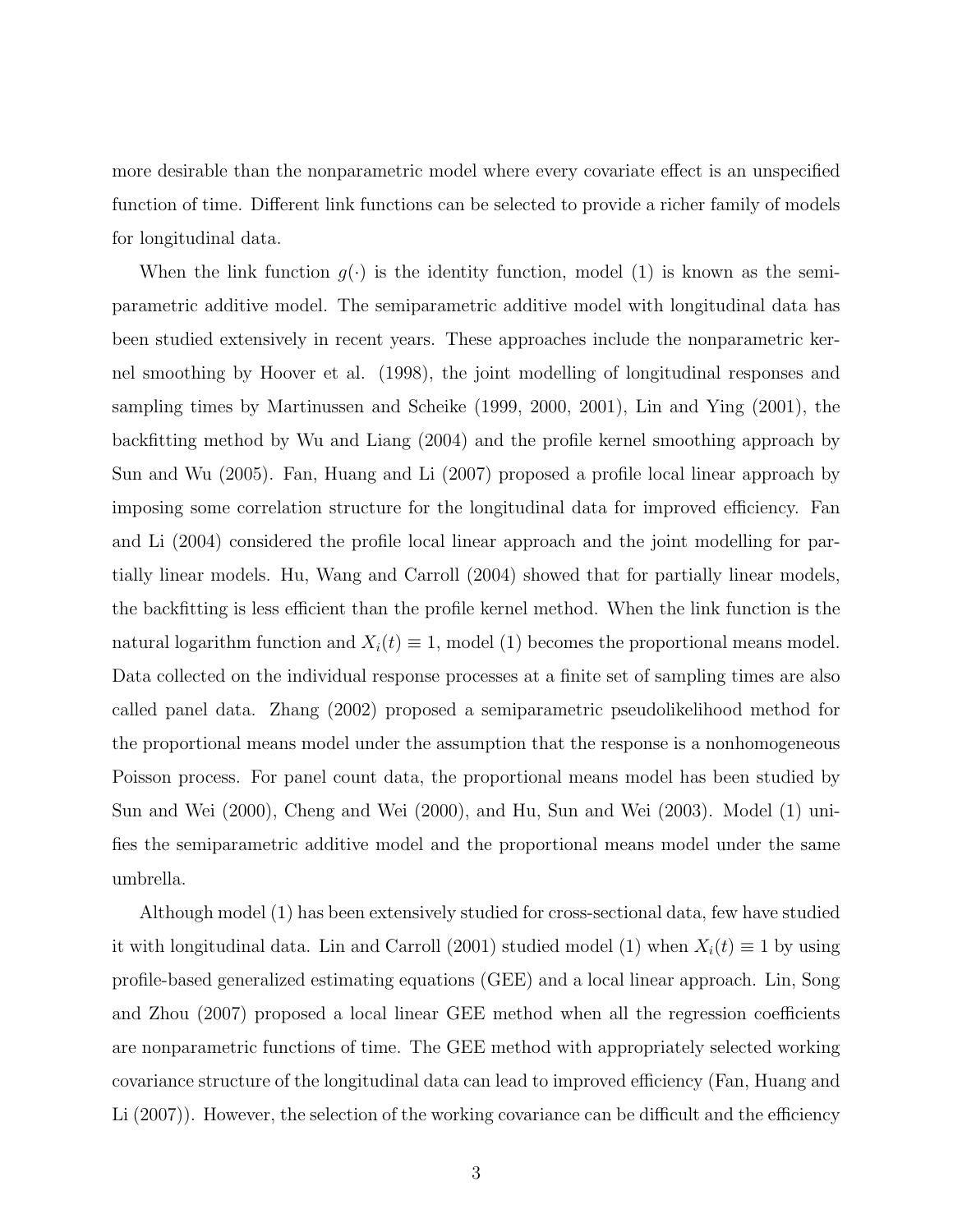more desirable than the nonparametric model where every covariate effect is an unspecified function of time. Different link functions can be selected to provide a richer family of models for longitudinal data.

When the link function $g(\cdot)$ is the identity function, model (1) is known as the semiparametric additive model. The semiparametric additive model with longitudinal data has been studied extensively in recent years. These approaches include the nonparametric kernel smoothing by Hoover et al. (1998), the joint modelling of longitudinal responses and sampling times by Martinussen and Scheike (1999, 2000, 2001), Lin and Ying (2001), the backfitting method by Wu and Liang (2004) and the profile kernel smoothing approach by Sun and Wu (2005). Fan, Huang and Li (2007) proposed a profile local linear approach by imposing some correlation structure for the longitudinal data for improved efficiency. Fan and Li (2004) considered the profile local linear approach and the joint modelling for partially linear models. Hu, Wang and Carroll (2004) showed that for partially linear models, the backfitting is less efficient than the profile kernel method. When the link function is the natural logarithm function and $X_i(t) \equiv 1$, model (1) becomes the proportional means model. Data collected on the individual response processes at a finite set of sampling times are also called panel data. Zhang (2002) proposed a semiparametric pseudolikelihood method for the proportional means model under the assumption that the response is a nonhomogeneous Poisson process. For panel count data, the proportional means model has been studied by Sun and Wei (2000), Cheng and Wei (2000), and Hu, Sun and Wei (2003). Model (1) unifies the semiparametric additive model and the proportional means model under the same umbrella.

Although model (1) has been extensively studied for cross-sectional data, few have studied it with longitudinal data. Lin and Carroll (2001) studied model (1) when $X_i(t) \equiv 1$ by using profile-based generalized estimating equations (GEE) and a local linear approach. Lin, Song and Zhou (2007) proposed a local linear GEE method when all the regression coefficients are nonparametric functions of time. The GEE method with appropriately selected working covariance structure of the longitudinal data can lead to improved efficiency (Fan, Huang and Li (2007)). However, the selection of the working covariance can be difficult and the efficiency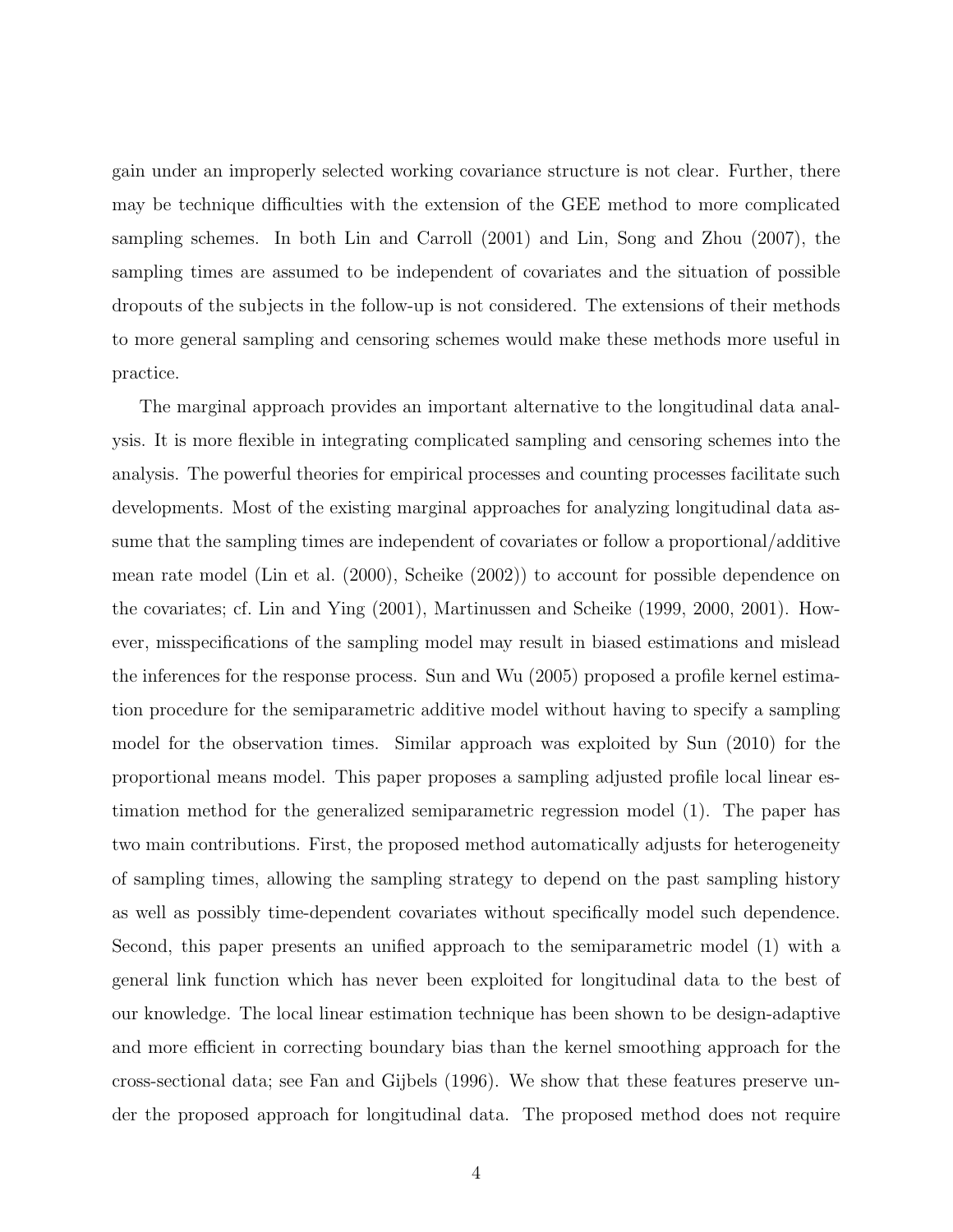gain under an improperly selected working covariance structure is not clear. Further, there may be technique difficulties with the extension of the GEE method to more complicated sampling schemes. In both Lin and Carroll (2001) and Lin, Song and Zhou (2007), the sampling times are assumed to be independent of covariates and the situation of possible dropouts of the subjects in the follow-up is not considered. The extensions of their methods to more general sampling and censoring schemes would make these methods more useful in practice.

The marginal approach provides an important alternative to the longitudinal data analysis. It is more flexible in integrating complicated sampling and censoring schemes into the analysis. The powerful theories for empirical processes and counting processes facilitate such developments. Most of the existing marginal approaches for analyzing longitudinal data assume that the sampling times are independent of covariates or follow a proportional/additive mean rate model (Lin et al. (2000), Scheike (2002)) to account for possible dependence on the covariates; cf. Lin and Ying (2001), Martinussen and Scheike (1999, 2000, 2001). However, misspecifications of the sampling model may result in biased estimations and mislead the inferences for the response process. Sun and Wu (2005) proposed a profile kernel estimation procedure for the semiparametric additive model without having to specify a sampling model for the observation times. Similar approach was exploited by Sun (2010) for the proportional means model. This paper proposes a sampling adjusted profile local linear estimation method for the generalized semiparametric regression model (1). The paper has two main contributions. First, the proposed method automatically adjusts for heterogeneity of sampling times, allowing the sampling strategy to depend on the past sampling history as well as possibly time-dependent covariates without specifically model such dependence. Second, this paper presents an unified approach to the semiparametric model (1) with a general link function which has never been exploited for longitudinal data to the best of our knowledge. The local linear estimation technique has been shown to be design-adaptive and more efficient in correcting boundary bias than the kernel smoothing approach for the cross-sectional data; see Fan and Gijbels (1996). We show that these features preserve under the proposed approach for longitudinal data. The proposed method does not require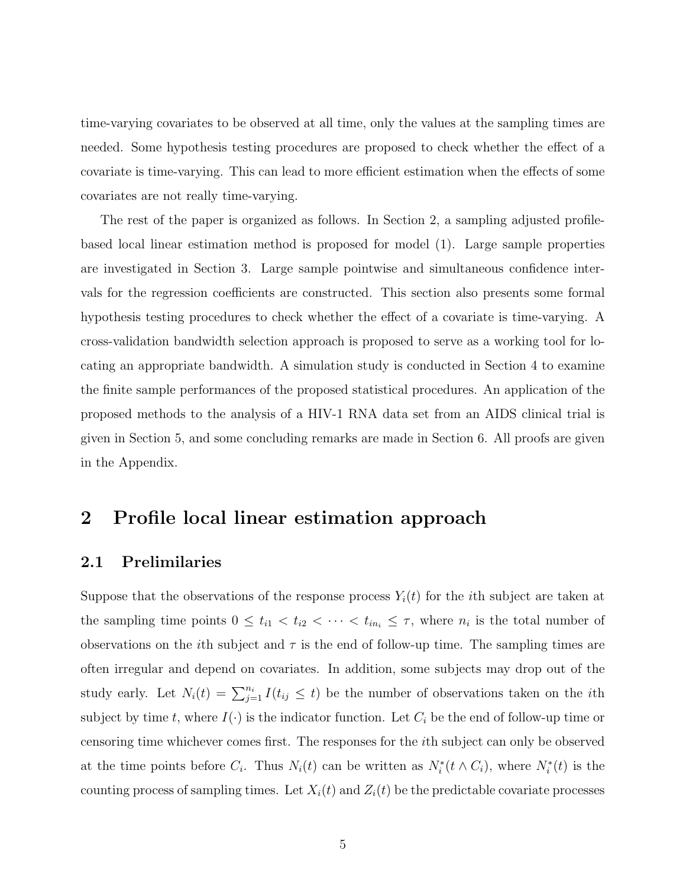time-varying covariates to be observed at all time, only the values at the sampling times are needed. Some hypothesis testing procedures are proposed to check whether the effect of a covariate is time-varying. This can lead to more efficient estimation when the effects of some covariates are not really time-varying.

The rest of the paper is organized as follows. In Section 2, a sampling adjusted profile-based local linear estimation method is proposed for model (1). Large sample properties are investigated in Section 3. Large sample pointwise and simultaneous confidence intervals for the regression coefficients are constructed. This section also presents some formal hypothesis testing procedures to check whether the effect of a covariate is time-varying. A cross-validation bandwidth selection approach is proposed to serve as a working tool for locating an appropriate bandwidth. A simulation study is conducted in Section 4 to examine the finite sample performances of the proposed statistical procedures. An application of the proposed methods to the analysis of a HIV-1 RNA data set from an AIDS clinical trial is given in Section 5, and some concluding remarks are made in Section 6. All proofs are given in the Appendix.

# 2 Profile local linear estimation approach

## 2.1 Prelimilaries

Suppose that the observations of the response process $Y_i(t)$ for the $i$th subject are taken at the sampling time points $0 \le t_{i1} < t_{i2} < \cdots < t_{in_i} \le \tau$, where $n_i$ is the total number of observations on the $i$th subject and $\tau$ is the end of follow-up time. The sampling times are often irregular and depend on covariates. In addition, some subjects may drop out of the study early. Let $N_i(t) = \sum_{j=1}^{n_i} I(t_{ij} \le t)$ be the number of observations taken on the $i$th subject by time $t$, where $I(\cdot)$ is the indicator function. Let $C_i$ be the end of follow-up time or censoring time whichever comes first. The responses for the $i$th subject can only be observed at the time points before $C_i$. Thus $N_i(t)$ can be written as $N_i^*(t \wedge C_i)$, where $N_i^*(t)$ is the counting process of sampling times. Let $X_i(t)$ and $Z_i(t)$ be the predictable covariate processes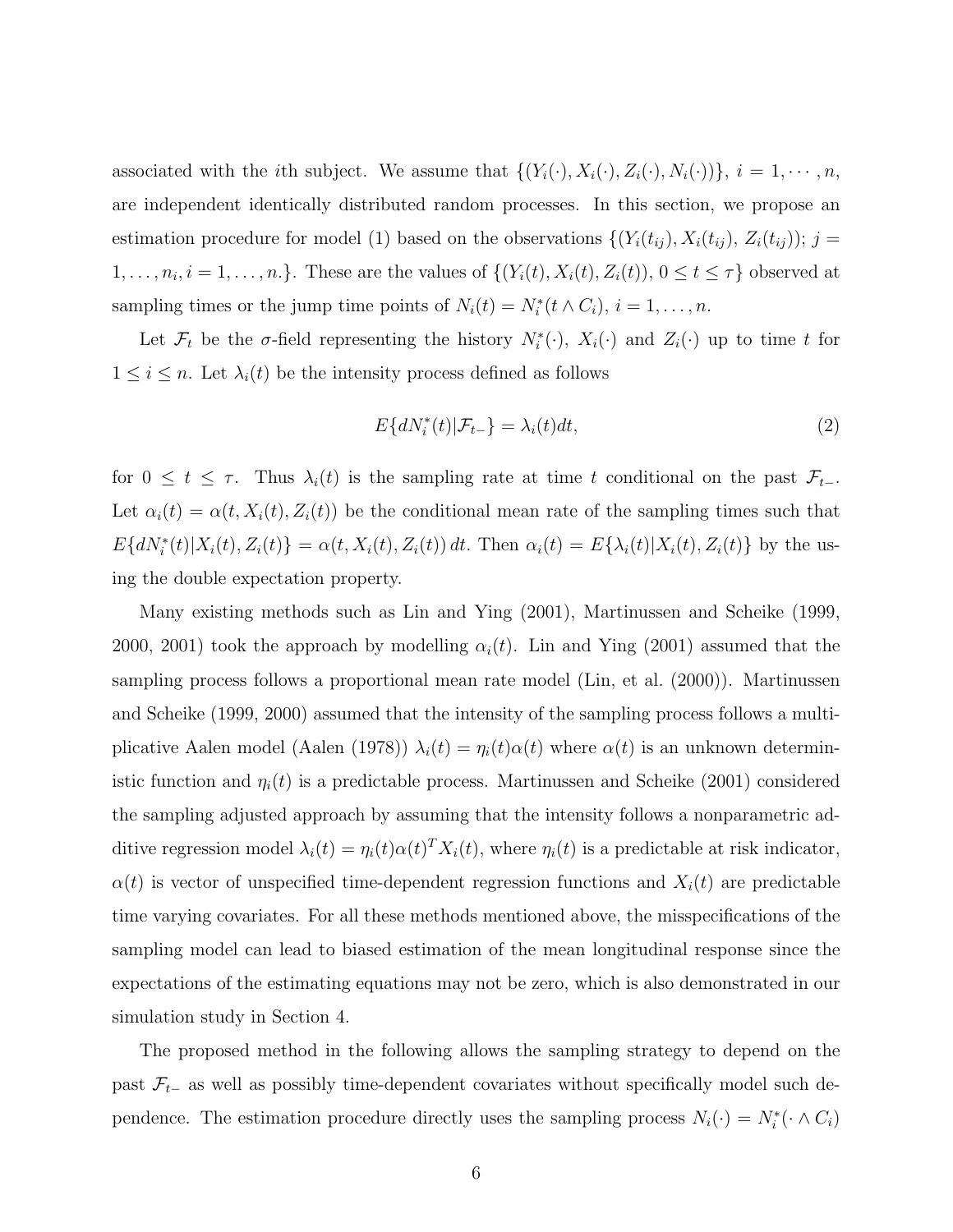associated with the $i$th subject. We assume that $\{(Y_i(\cdot), X_i(\cdot), Z_i(\cdot), N_i(\cdot))\}$, $i = 1, \cdots, n$, are independent identically distributed random processes. In this section, we propose an estimation procedure for model (1) based on the observations $\{(Y_i(t_{ij}), X_i(t_{ij}), Z_i(t_{ij})); j = 1, \ldots, n_i, i = 1, \ldots, n.\}$. These are the values of $\{(Y_i(t), X_i(t), Z_i(t)), 0 \leq t \leq \tau\}$ observed at sampling times or the jump time points of $N_i(t) = N_i^*(t \wedge C_i)$, $i = 1, \ldots, n$.

Let $\mathcal{F}_t$ be the $\sigma$-field representing the history $N_i^*(\cdot)$, $X_i(\cdot)$ and $Z_i(\cdot)$ up to time $t$ for $1 \leq i \leq n$. Let $\lambda_i(t)$ be the intensity process defined as follows

$$E\{dN_i^*(t)|\mathcal{F}_{t-}\} = \lambda_i(t)dt, \tag{2}$$

for $0 \leq t \leq \tau$. Thus $\lambda_i(t)$ is the sampling rate at time $t$ conditional on the past $\mathcal{F}_{t-}$. Let $\alpha_i(t) = \alpha(t, X_i(t), Z_i(t))$ be the conditional mean rate of the sampling times such that $E\{dN_i^*(t)|X_i(t), Z_i(t)\} = \alpha(t, X_i(t), Z_i(t))\, dt$. Then $\alpha_i(t) = E\{\lambda_i(t)|X_i(t), Z_i(t)\}$ by the using the double expectation property.

Many existing methods such as Lin and Ying (2001), Martinussen and Scheike (1999, 2000, 2001) took the approach by modelling $\alpha_i(t)$. Lin and Ying (2001) assumed that the sampling process follows a proportional mean rate model (Lin, et al. (2000)). Martinussen and Scheike (1999, 2000) assumed that the intensity of the sampling process follows a multiplicative Aalen model (Aalen (1978)) $\lambda_i(t) = \eta_i(t)\alpha(t)$ where $\alpha(t)$ is an unknown deterministic function and $\eta_i(t)$ is a predictable process. Martinussen and Scheike (2001) considered the sampling adjusted approach by assuming that the intensity follows a nonparametric additive regression model $\lambda_i(t) = \eta_i(t)\alpha(t)^T X_i(t)$, where $\eta_i(t)$ is a predictable at risk indicator, $\alpha(t)$ is vector of unspecified time-dependent regression functions and $X_i(t)$ are predictable time varying covariates. For all these methods mentioned above, the misspecifications of the sampling model can lead to biased estimation of the mean longitudinal response since the expectations of the estimating equations may not be zero, which is also demonstrated in our simulation study in Section 4.

The proposed method in the following allows the sampling strategy to depend on the past $\mathcal{F}_{t-}$ as well as possibly time-dependent covariates without specifically model such dependence. The estimation procedure directly uses the sampling process $N_i(\cdot) = N_i^*(\cdot \wedge C_i)$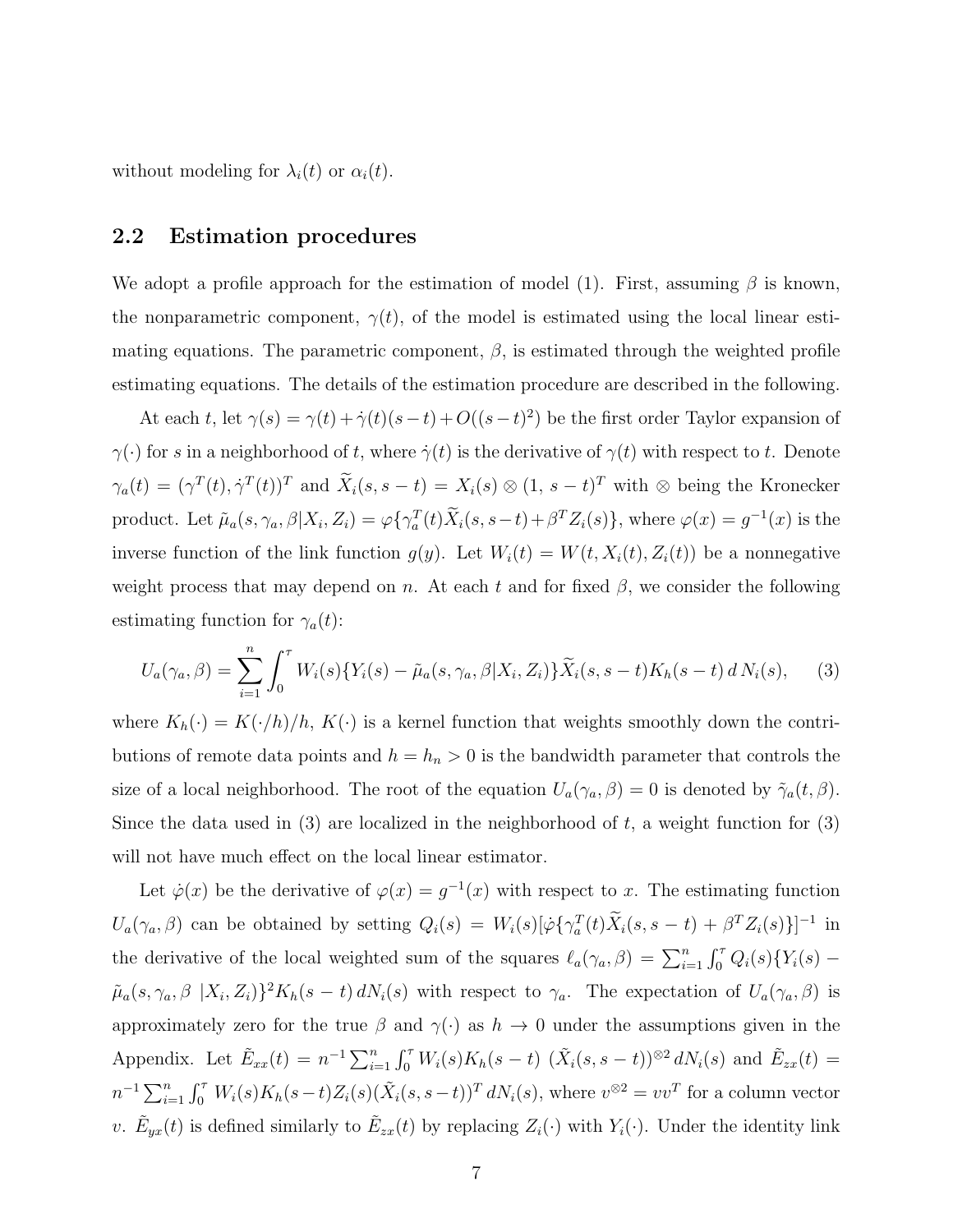without modeling for $\lambda_i(t)$ or $\alpha_i(t)$.

## 2.2 Estimation procedures

We adopt a profile approach for the estimation of model (1). First, assuming $\beta$ is known, the nonparametric component, $\gamma(t)$, of the model is estimated using the local linear estimating equations. The parametric component, $\beta$, is estimated through the weighted profile estimating equations. The details of the estimation procedure are described in the following.

At each $t$, let $\gamma(s) = \gamma(t) + \dot{\gamma}(t)(s-t) + O((s-t)^2)$ be the first order Taylor expansion of $\gamma(\cdot)$ for $s$ in a neighborhood of $t$, where $\dot{\gamma}(t)$ is the derivative of $\gamma(t)$ with respect to $t$. Denote $\gamma_a(t) = (\gamma^T(t), \dot{\gamma}^T(t))^T$ and $\widetilde{X}_i(s, s-t) = X_i(s) \otimes (1,\, s-t)^T$ with $\otimes$ being the Kronecker product. Let $\tilde{\mu}_a(s, \gamma_a, \beta | X_i, Z_i) = \varphi\{\gamma_a^T(t)\widetilde{X}_i(s, s-t) + \beta^T Z_i(s)\}$, where $\varphi(x) = g^{-1}(x)$ is the inverse function of the link function $g(y)$. Let $W_i(t) = W(t, X_i(t), Z_i(t))$ be a nonnegative weight process that may depend on $n$. At each $t$ and for fixed $\beta$, we consider the following estimating function for $\gamma_a(t)$:

$$U_a(\gamma_a, \beta) = \sum_{i=1}^{n} \int_0^{\tau} W_i(s)\{Y_i(s) - \tilde{\mu}_a(s, \gamma_a, \beta | X_i, Z_i)\}\widetilde{X}_i(s, s-t) K_h(s-t)\, d\, N_i(s), \qquad (3)$$

where $K_h(\cdot) = K(\cdot/h)/h$, $K(\cdot)$ is a kernel function that weights smoothly down the contributions of remote data points and $h = h_n > 0$ is the bandwidth parameter that controls the size of a local neighborhood. The root of the equation $U_a(\gamma_a, \beta) = 0$ is denoted by $\tilde{\gamma}_a(t, \beta)$. Since the data used in (3) are localized in the neighborhood of $t$, a weight function for (3) will not have much effect on the local linear estimator.

Let $\dot{\varphi}(x)$ be the derivative of $\varphi(x) = g^{-1}(x)$ with respect to $x$. The estimating function $U_a(\gamma_a, \beta)$ can be obtained by setting $Q_i(s) = W_i(s)[\dot{\varphi}\{\gamma_a^T(t)\widetilde{X}_i(s, s-t) + \beta^T Z_i(s)\}]^{-1}$ in the derivative of the local weighted sum of the squares $\ell_a(\gamma_a, \beta) = \sum_{i=1}^{n} \int_0^{\tau} Q_i(s)\{Y_i(s) - \tilde{\mu}_a(s, \gamma_a, \beta\ |X_i, Z_i)\}^2 K_h(s-t)\, dN_i(s)$ with respect to $\gamma_a$. The expectation of $U_a(\gamma_a, \beta)$ is approximately zero for the true $\beta$ and $\gamma(\cdot)$ as $h \to 0$ under the assumptions given in the Appendix. Let $\tilde{E}_{xx}(t) = n^{-1}\sum_{i=1}^{n}\int_0^{\tau} W_i(s)K_h(s-t)\ (\tilde{X}_i(s, s-t))^{\otimes 2}\, dN_i(s)$ and $\tilde{E}_{zx}(t) = n^{-1}\sum_{i=1}^{n}\int_0^{\tau} W_i(s)K_h(s-t)Z_i(s)(\tilde{X}_i(s, s-t))^T\, dN_i(s)$, where $v^{\otimes 2} = vv^T$ for a column vector $v$. $\tilde{E}_{yx}(t)$ is defined similarly to $\tilde{E}_{zx}(t)$ by replacing $Z_i(\cdot)$ with $Y_i(\cdot)$. Under the identity link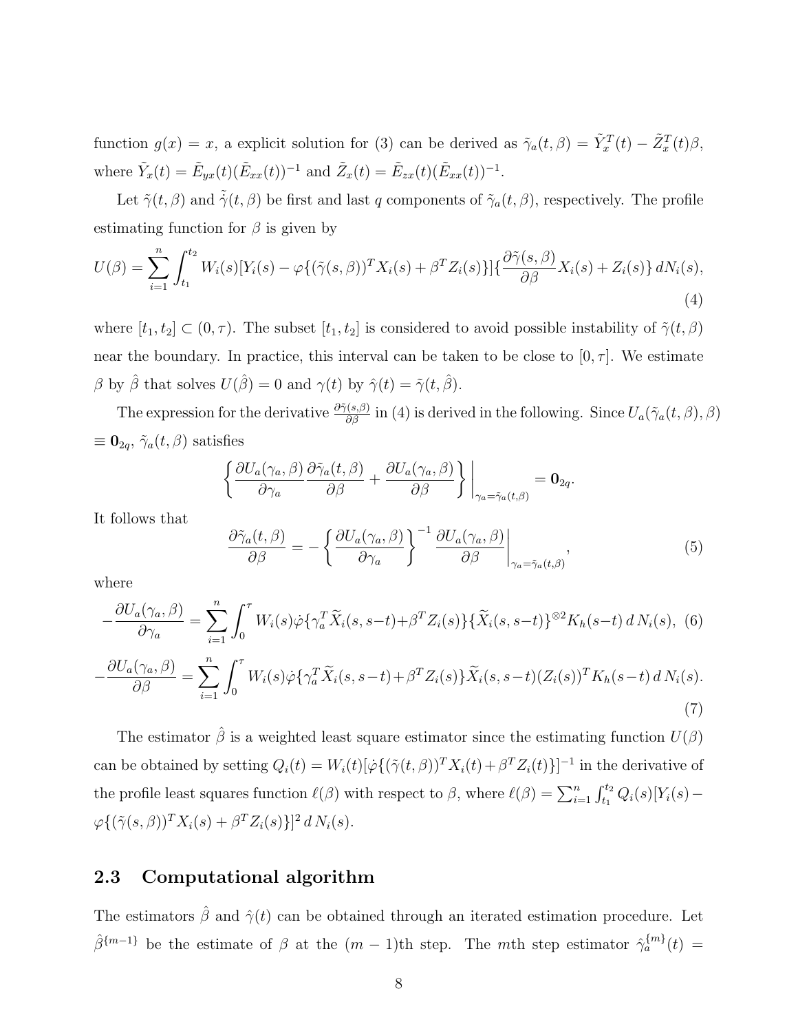function $g(x) = x$, a explicit solution for (3) can be derived as $\tilde{\gamma}_a(t,\beta) = \tilde{Y}_x^T(t) - \tilde{Z}_x^T(t)\beta$, where $\tilde{Y}_x(t) = \tilde{E}_{yx}(t)(\tilde{E}_{xx}(t))^{-1}$ and $\tilde{Z}_x(t) = \tilde{E}_{zx}(t)(\tilde{E}_{xx}(t))^{-1}$.

Let $\tilde{\gamma}(t,\beta)$ and $\tilde{\tilde{\gamma}}(t,\beta)$ be first and last $q$ components of $\tilde{\gamma}_a(t,\beta)$, respectively. The profile estimating function for $\beta$ is given by

$$U(\beta) = \sum_{i=1}^n \int_{t_1}^{t_2} W_i(s)[Y_i(s) - \varphi\{(\tilde{\gamma}(s,\beta))^T X_i(s) + \beta^T Z_i(s)\}]\{\frac{\partial \tilde{\gamma}(s,\beta)}{\partial \beta} X_i(s) + Z_i(s)\}\, dN_i(s), \tag{4}$$

where $[t_1, t_2] \subset (0, \tau)$. The subset $[t_1, t_2]$ is considered to avoid possible instability of $\tilde{\gamma}(t,\beta)$ near the boundary. In practice, this interval can be taken to be close to $[0, \tau]$. We estimate $\beta$ by $\hat{\beta}$ that solves $U(\hat{\beta}) = 0$ and $\gamma(t)$ by $\hat{\gamma}(t) = \tilde{\gamma}(t, \hat{\beta})$.

The expression for the derivative $\frac{\partial \tilde{\gamma}(s,\beta)}{\partial \beta}$ in (4) is derived in the following. Since $U_a(\tilde{\gamma}_a(t,\beta), \beta) \equiv \mathbf{0}_{2q}$, $\tilde{\gamma}_a(t,\beta)$ satisfies

$$\left\{ \frac{\partial U_a(\gamma_a, \beta)}{\partial \gamma_a} \frac{\partial \tilde{\gamma}_a(t,\beta)}{\partial \beta} + \frac{\partial U_a(\gamma_a, \beta)}{\partial \beta} \right\} \Bigg|_{\gamma_a = \tilde{\gamma}_a(t,\beta)} = \mathbf{0}_{2q}.$$

It follows that

$$\frac{\partial \tilde{\gamma}_a(t,\beta)}{\partial \beta} = - \left\{ \frac{\partial U_a(\gamma_a, \beta)}{\partial \gamma_a} \right\}^{-1} \frac{\partial U_a(\gamma_a, \beta)}{\partial \beta} \Bigg|_{\gamma_a = \tilde{\gamma}_a(t,\beta)}, \tag{5}$$

where

$$-\frac{\partial U_a(\gamma_a, \beta)}{\partial \gamma_a} = \sum_{i=1}^n \int_0^\tau W_i(s) \dot{\varphi}\{\gamma_a^T \widetilde{X}_i(s, s-t) + \beta^T Z_i(s)\}\{\widetilde{X}_i(s, s-t)\}^{\otimes 2} K_h(s-t)\, d\, N_i(s), \tag{6}$$

$$-\frac{\partial U_a(\gamma_a, \beta)}{\partial \beta} = \sum_{i=1}^n \int_0^\tau W_i(s) \dot{\varphi}\{\gamma_a^T \widetilde{X}_i(s, s-t) + \beta^T Z_i(s)\} \widetilde{X}_i(s, s-t)(Z_i(s))^T K_h(s-t)\, d\, N_i(s). \tag{7}$$

The estimator $\hat{\beta}$ is a weighted least square estimator since the estimating function $U(\beta)$ can be obtained by setting $Q_i(t) = W_i(t)[\dot{\varphi}\{(\tilde{\gamma}(t,\beta))^T X_i(t) + \beta^T Z_i(t)\}]^{-1}$ in the derivative of the profile least squares function $\ell(\beta)$ with respect to $\beta$, where $\ell(\beta) = \sum_{i=1}^n \int_{t_1}^{t_2} Q_i(s)[Y_i(s) - \varphi\{(\tilde{\gamma}(s,\beta))^T X_i(s) + \beta^T Z_i(s)\}]^2\, d\, N_i(s)$.

## 2.3 Computational algorithm

The estimators $\hat{\beta}$ and $\hat{\gamma}(t)$ can be obtained through an iterated estimation procedure. Let $\hat{\beta}^{\{m-1\}}$ be the estimate of $\beta$ at the $(m-1)$th step. The $m$th step estimator $\hat{\gamma}_a^{\{m\}}(t) =$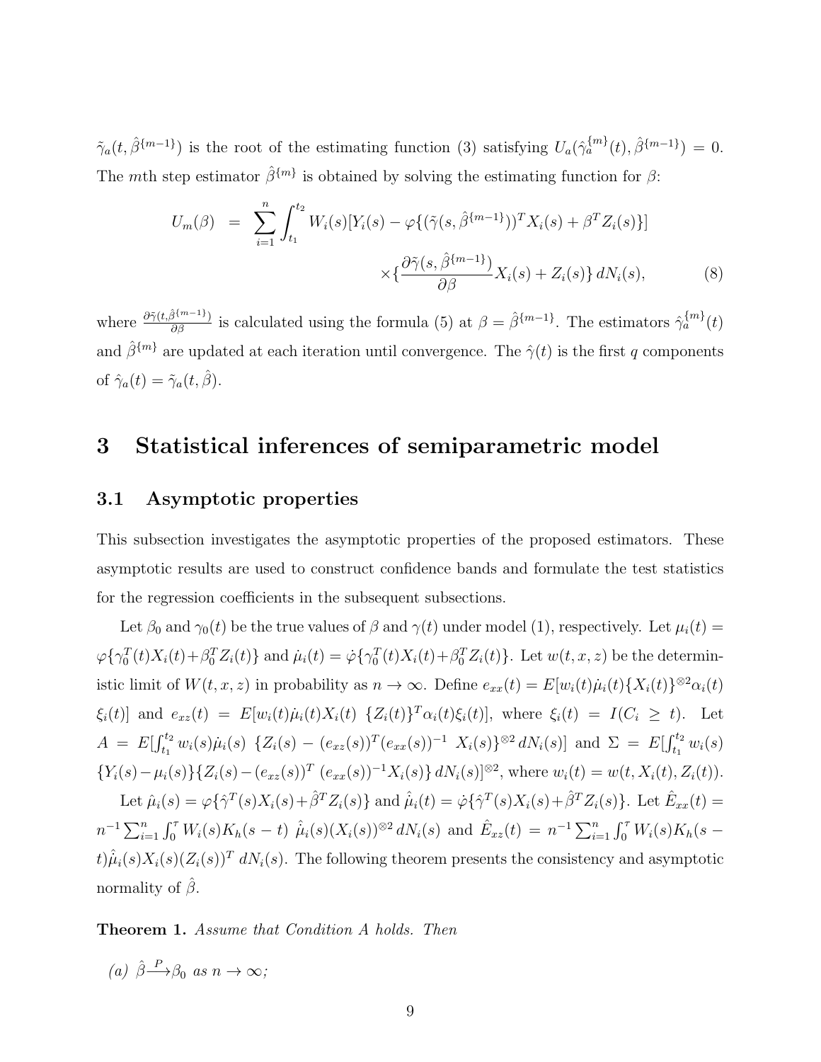$\tilde{\gamma}_a(t, \hat{\beta}^{\{m-1\}})$ is the root of the estimating function (3) satisfying $U_a(\hat{\gamma}_a^{\{m\}}(t), \hat{\beta}^{\{m-1\}}) = 0$. The $m$th step estimator $\hat{\beta}^{\{m\}}$ is obtained by solving the estimating function for $\beta$:

$$
\begin{aligned}
U_m(\beta) \;=\; \sum_{i=1}^{n} \int_{t_1}^{t_2} W_i(s)[Y_i(s) - \varphi\{(\tilde{\gamma}(s, \hat{\beta}^{\{m-1\}}))^T X_i(s) + \beta^T Z_i(s)\}] \\
\times \{\frac{\partial \tilde{\gamma}(s, \hat{\beta}^{\{m-1\}})}{\partial \beta} X_i(s) + Z_i(s)\}\, dN_i(s), \qquad (8)
\end{aligned}
$$

where $\frac{\partial \tilde{\gamma}(t, \hat{\beta}^{\{m-1\}})}{\partial \beta}$ is calculated using the formula (5) at $\beta = \hat{\beta}^{\{m-1\}}$. The estimators $\hat{\gamma}_a^{\{m\}}(t)$ and $\hat{\beta}^{\{m\}}$ are updated at each iteration until convergence. The $\hat{\gamma}(t)$ is the first $q$ components of $\hat{\gamma}_a(t) = \tilde{\gamma}_a(t, \hat{\beta})$.

# 3 Statistical inferences of semiparametric model

## 3.1 Asymptotic properties

This subsection investigates the asymptotic properties of the proposed estimators. These asymptotic results are used to construct confidence bands and formulate the test statistics for the regression coefficients in the subsequent subsections.

Let $\beta_0$ and $\gamma_0(t)$ be the true values of $\beta$ and $\gamma(t)$ under model (1), respectively. Let $\mu_i(t) = \varphi\{\gamma_0^T(t) X_i(t) + \beta_0^T Z_i(t)\}$ and $\dot{\mu}_i(t) = \dot{\varphi}\{\gamma_0^T(t) X_i(t) + \beta_0^T Z_i(t)\}$. Let $w(t, x, z)$ be the deterministic limit of $W(t, x, z)$ in probability as $n \to \infty$. Define $e_{xx}(t) = E[w_i(t) \dot{\mu}_i(t) \{X_i(t)\}^{\otimes 2} \alpha_i(t)\, \xi_i(t)]$ and $e_{xz}(t) = E[w_i(t) \dot{\mu}_i(t) X_i(t)\, \{Z_i(t)\}^T \alpha_i(t) \xi_i(t)]$, where $\xi_i(t) = I(C_i \geq t)$. Let $A = E[\int_{t_1}^{t_2} w_i(s) \dot{\mu}_i(s)\, \{Z_i(s) - (e_{xz}(s))^T (e_{xx}(s))^{-1}\, X_i(s)\}^{\otimes 2}\, dN_i(s)]$ and $\Sigma = E[\int_{t_1}^{t_2} w_i(s)\, \{Y_i(s) - \mu_i(s)\}\{Z_i(s) - (e_{xz}(s))^T\, (e_{xx}(s))^{-1} X_i(s)\}\, dN_i(s)]^{\otimes 2}$, where $w_i(t) = w(t, X_i(t), Z_i(t))$.

Let $\hat{\mu}_i(s) = \varphi\{\hat{\gamma}^T(s) X_i(s) + \hat{\beta}^T Z_i(s)\}$ and $\hat{\dot{\mu}}_i(t) = \dot{\varphi}\{\hat{\gamma}^T(s) X_i(s) + \hat{\beta}^T Z_i(s)\}$. Let $\hat{E}_{xx}(t) = n^{-1} \sum_{i=1}^{n} \int_0^{\tau} W_i(s) K_h(s - t)\, \hat{\dot{\mu}}_i(s) (X_i(s))^{\otimes 2}\, dN_i(s)$ and $\hat{E}_{xz}(t) = n^{-1} \sum_{i=1}^{n} \int_0^{\tau} W_i(s) K_h(s - t) \hat{\dot{\mu}}_i(s) X_i(s) (Z_i(s))^T\, dN_i(s)$. The following theorem presents the consistency and asymptotic normality of $\hat{\beta}$.

**Theorem 1.** *Assume that Condition A holds. Then*

*(a)* $\hat{\beta} \xrightarrow{P} \beta_0$ *as* $n \to \infty$*;*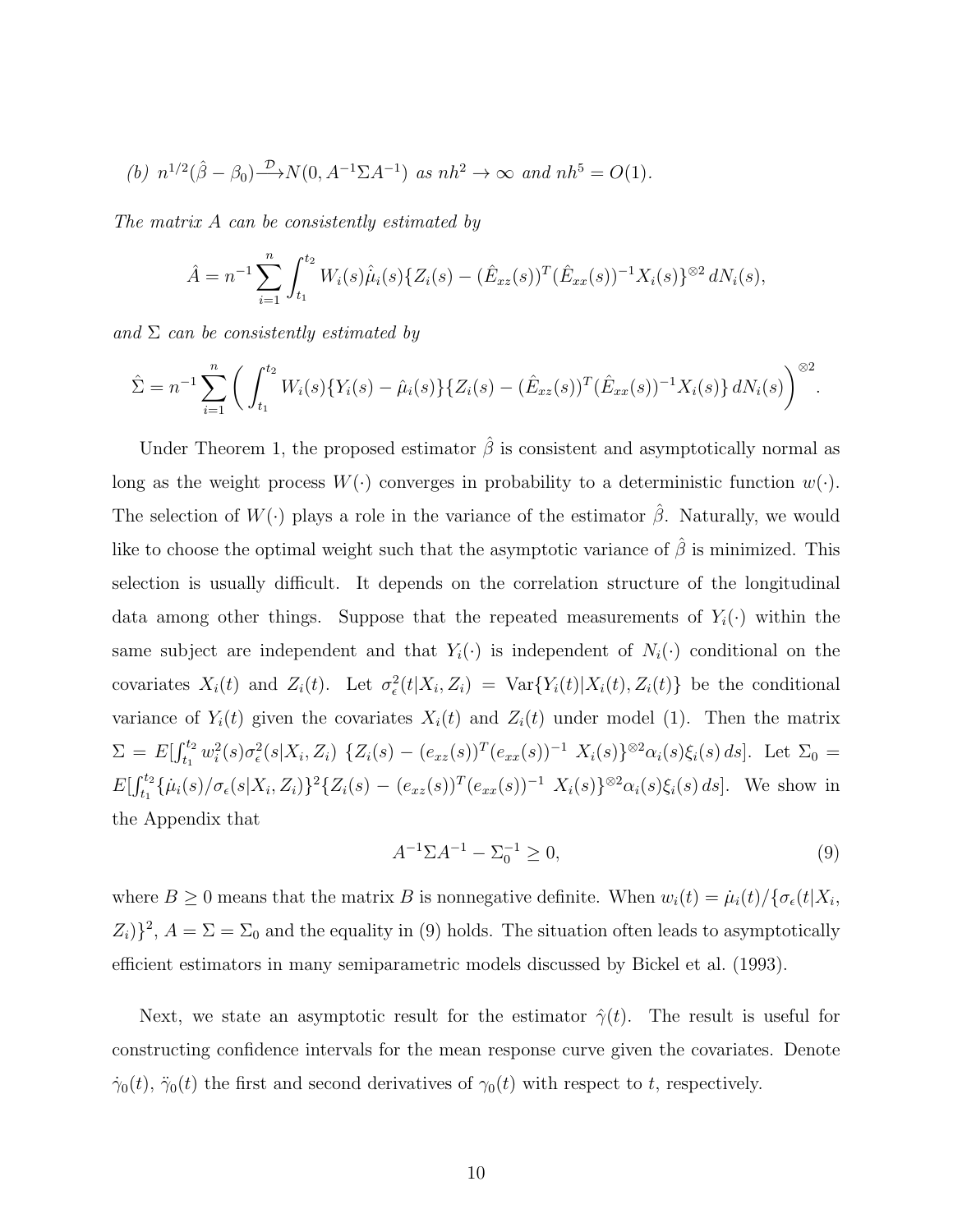*(b)* $n^{1/2}(\hat{\beta} - \beta_0) \xrightarrow{\mathcal{D}} N(0, A^{-1}\Sigma A^{-1})$ *as* $nh^2 \to \infty$ *and* $nh^5 = O(1)$.

*The matrix A can be consistently estimated by*

$$\hat{A} = n^{-1} \sum_{i=1}^{n} \int_{t_1}^{t_2} W_i(s)\hat{\dot{\mu}}_i(s)\{Z_i(s) - (\hat{E}_{xz}(s))^T(\hat{E}_{xx}(s))^{-1}X_i(s)\}^{\otimes 2}\, dN_i(s),$$

*and* $\Sigma$ *can be consistently estimated by*

$$\hat{\Sigma} = n^{-1} \sum_{i=1}^{n} \left( \int_{t_1}^{t_2} W_i(s)\{Y_i(s) - \hat{\mu}_i(s)\}\{Z_i(s) - (\hat{E}_{xz}(s))^T(\hat{E}_{xx}(s))^{-1}X_i(s)\}\, dN_i(s) \right)^{\otimes 2}.$$

Under Theorem 1, the proposed estimator $\hat{\beta}$ is consistent and asymptotically normal as long as the weight process $W(\cdot)$ converges in probability to a deterministic function $w(\cdot)$. The selection of $W(\cdot)$ plays a role in the variance of the estimator $\hat{\beta}$. Naturally, we would like to choose the optimal weight such that the asymptotic variance of $\hat{\beta}$ is minimized. This selection is usually difficult. It depends on the correlation structure of the longitudinal data among other things. Suppose that the repeated measurements of $Y_i(\cdot)$ within the same subject are independent and that $Y_i(\cdot)$ is independent of $N_i(\cdot)$ conditional on the covariates $X_i(t)$ and $Z_i(t)$. Let $\sigma^2_\epsilon(t|X_i, Z_i) = \text{Var}\{Y_i(t)|X_i(t), Z_i(t)\}$ be the conditional variance of $Y_i(t)$ given the covariates $X_i(t)$ and $Z_i(t)$ under model (1). Then the matrix $\Sigma = E[\int_{t_1}^{t_2} w_i^2(s)\sigma^2_\epsilon(s|X_i, Z_i)\ \{Z_i(s) - (e_{xz}(s))^T(e_{xx}(s))^{-1}\ X_i(s)\}^{\otimes 2}\alpha_i(s)\xi_i(s)\, ds]$. Let $\Sigma_0 = E[\int_{t_1}^{t_2}\{\dot{\mu}_i(s)/\sigma_\epsilon(s|X_i, Z_i)\}^2\{Z_i(s) - (e_{xz}(s))^T(e_{xx}(s))^{-1}\ X_i(s)\}^{\otimes 2}\alpha_i(s)\xi_i(s)\, ds]$. We show in the Appendix that

$$A^{-1}\Sigma A^{-1} - \Sigma_0^{-1} \geq 0, \tag{9}$$

where $B \geq 0$ means that the matrix $B$ is nonnegative definite. When $w_i(t) = \dot{\mu}_i(t)/\{\sigma_\epsilon(t|X_i, Z_i)\}^2$, $A = \Sigma = \Sigma_0$ and the equality in (9) holds. The situation often leads to asymptotically efficient estimators in many semiparametric models discussed by Bickel et al. (1993).

Next, we state an asymptotic result for the estimator $\hat{\gamma}(t)$. The result is useful for constructing confidence intervals for the mean response curve given the covariates. Denote $\dot{\gamma}_0(t)$, $\ddot{\gamma}_0(t)$ the first and second derivatives of $\gamma_0(t)$ with respect to $t$, respectively.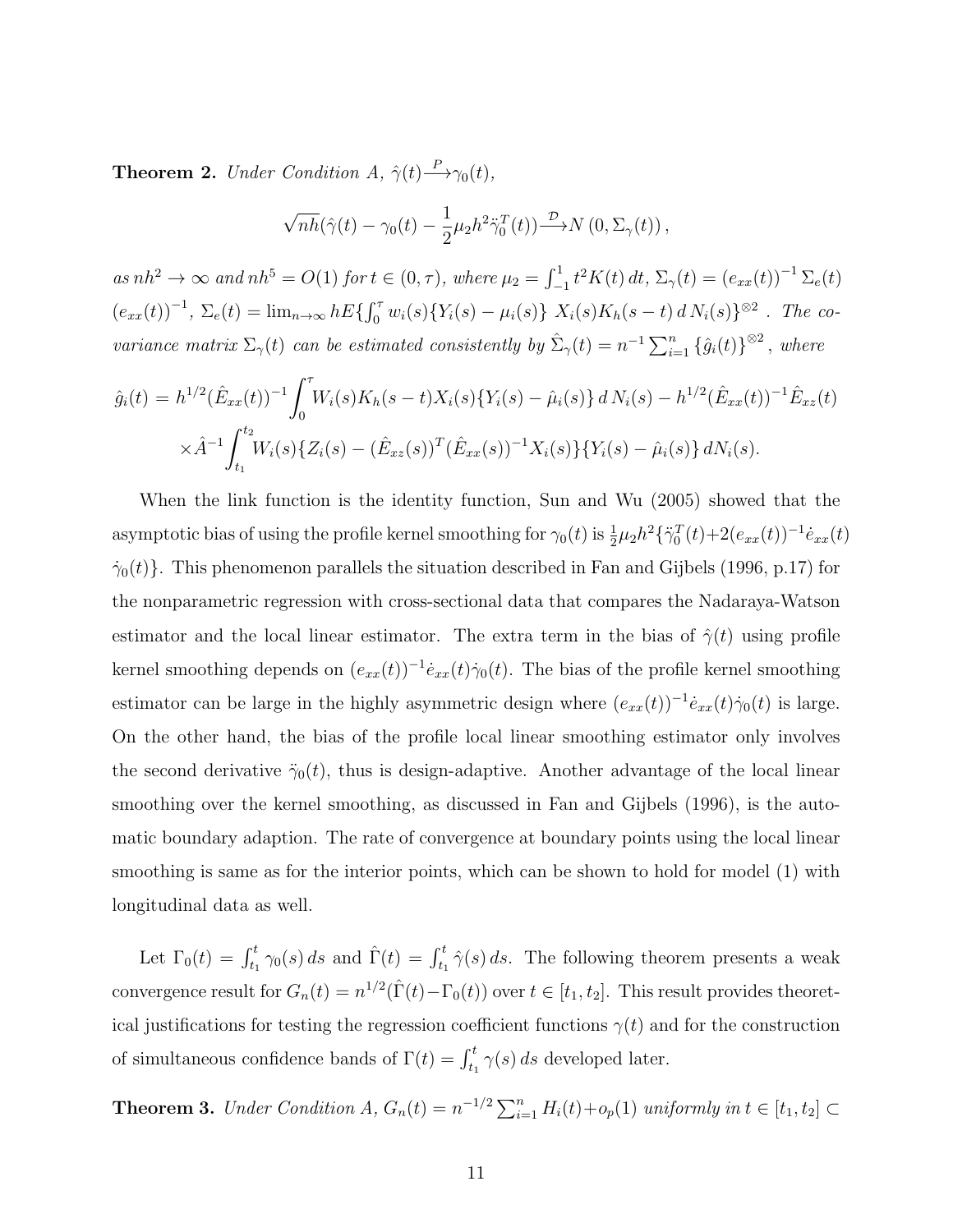**Theorem 2.** *Under Condition A, $\hat{\gamma}(t) \xrightarrow{P} \gamma_0(t)$,*

$$\sqrt{nh}(\hat{\gamma}(t) - \gamma_0(t) - \frac{1}{2}\mu_2 h^2 \ddot{\gamma}_0^T(t)) \xrightarrow{\mathcal{D}} N\left(0, \Sigma_\gamma(t)\right),$$

*as $nh^2 \to \infty$ and $nh^5 = O(1)$ for $t \in (0, \tau)$, where $\mu_2 = \int_{-1}^{1} t^2 K(t)\, dt$, $\Sigma_\gamma(t) = (e_{xx}(t))^{-1} \Sigma_e(t)$ $(e_{xx}(t))^{-1}$, $\Sigma_e(t) = \lim_{n\to\infty} hE\{\int_0^\tau w_i(s)\{Y_i(s) - \mu_i(s)\}\, X_i(s) K_h(s-t)\, d\, N_i(s)\}^{\otimes 2}$ . The covariance matrix $\Sigma_\gamma(t)$ can be estimated consistently by $\hat{\Sigma}_\gamma(t) = n^{-1}\sum_{i=1}^n \{\hat{g}_i(t)\}^{\otimes 2}$ , where*

$$\hat{g}_i(t) = h^{1/2}(\hat{E}_{xx}(t))^{-1}\int_0^\tau W_i(s) K_h(s-t) X_i(s)\{Y_i(s) - \hat{\mu}_i(s)\}\, d\, N_i(s) - h^{1/2}(\hat{E}_{xx}(t))^{-1}\hat{E}_{xz}(t)$$
$$\times \hat{A}^{-1}\int_{t_1}^{t_2} W_i(s)\{Z_i(s) - (\hat{E}_{xz}(s))^T(\hat{E}_{xx}(s))^{-1}X_i(s)\}\{Y_i(s) - \hat{\mu}_i(s)\}\, dN_i(s).$$

When the link function is the identity function, Sun and Wu (2005) showed that the asymptotic bias of using the profile kernel smoothing for $\gamma_0(t)$ is $\frac{1}{2}\mu_2 h^2\{\ddot{\gamma}_0^T(t) + 2(e_{xx}(t))^{-1}\dot{e}_{xx}(t)$ $\dot{\gamma}_0(t)\}$. This phenomenon parallels the situation described in Fan and Gijbels (1996, p.17) for the nonparametric regression with cross-sectional data that compares the Nadaraya-Watson estimator and the local linear estimator. The extra term in the bias of $\hat{\gamma}(t)$ using profile kernel smoothing depends on $(e_{xx}(t))^{-1}\dot{e}_{xx}(t)\dot{\gamma}_0(t)$. The bias of the profile kernel smoothing estimator can be large in the highly asymmetric design where $(e_{xx}(t))^{-1}\dot{e}_{xx}(t)\dot{\gamma}_0(t)$ is large. On the other hand, the bias of the profile local linear smoothing estimator only involves the second derivative $\ddot{\gamma}_0(t)$, thus is design-adaptive. Another advantage of the local linear smoothing over the kernel smoothing, as discussed in Fan and Gijbels (1996), is the automatic boundary adaption. The rate of convergence at boundary points using the local linear smoothing is same as for the interior points, which can be shown to hold for model (1) with longitudinal data as well.

Let $\Gamma_0(t) = \int_{t_1}^t \gamma_0(s)\, ds$ and $\hat{\Gamma}(t) = \int_{t_1}^t \hat{\gamma}(s)\, ds$. The following theorem presents a weak convergence result for $G_n(t) = n^{1/2}(\hat{\Gamma}(t) - \Gamma_0(t))$ over $t \in [t_1, t_2]$. This result provides theoretical justifications for testing the regression coefficient functions $\gamma(t)$ and for the construction of simultaneous confidence bands of $\Gamma(t) = \int_{t_1}^t \gamma(s)\, ds$ developed later.

**Theorem 3.** *Under Condition A, $G_n(t) = n^{-1/2}\sum_{i=1}^n H_i(t) + o_p(1)$ uniformly in $t \in [t_1, t_2] \subset$*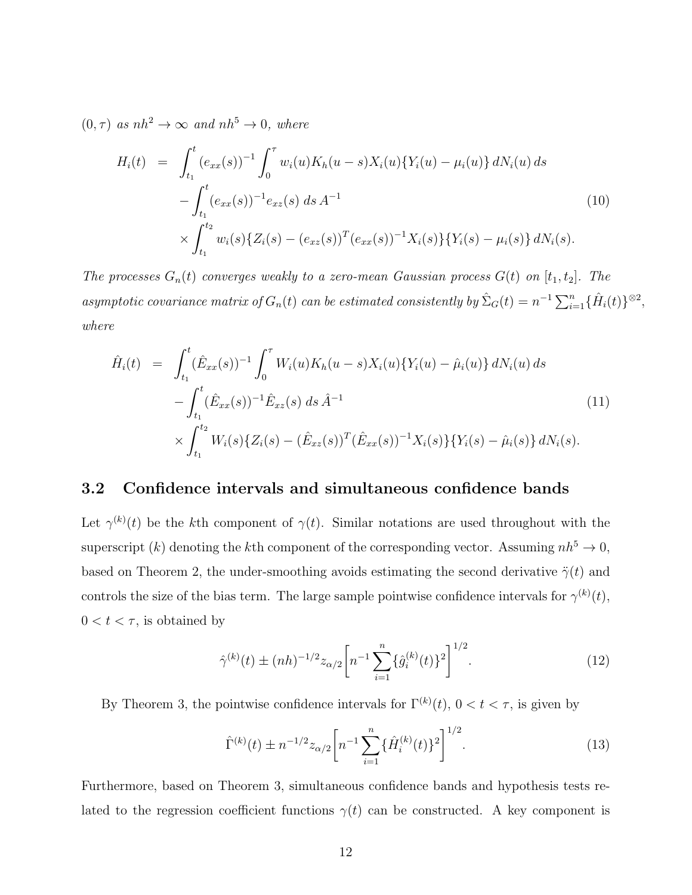*$(0, \tau)$ as $nh^2 \to \infty$ and $nh^5 \to 0$, where*

$$
\begin{aligned}
H_i(t) &= \int_{t_1}^{t} (e_{xx}(s))^{-1} \int_0^{\tau} w_i(u) K_h(u-s) X_i(u) \{Y_i(u) - \mu_i(u)\}\, dN_i(u)\, ds \\
&\quad - \int_{t_1}^{t} (e_{xx}(s))^{-1} e_{xz}(s)\, ds\, A^{-1} \\
&\quad \times \int_{t_1}^{t_2} w_i(s) \{Z_i(s) - (e_{xz}(s))^T (e_{xx}(s))^{-1} X_i(s)\} \{Y_i(s) - \mu_i(s)\}\, dN_i(s).
\end{aligned}
\tag{10}
$$

*The processes $G_n(t)$ converges weakly to a zero-mean Gaussian process $G(t)$ on $[t_1, t_2]$. The asymptotic covariance matrix of $G_n(t)$ can be estimated consistently by $\hat{\Sigma}_G(t) = n^{-1} \sum_{i=1}^n \{\hat{H}_i(t)\}^{\otimes 2}$, where*

$$
\begin{aligned}
\hat{H}_i(t) &= \int_{t_1}^{t} (\hat{E}_{xx}(s))^{-1} \int_0^{\tau} W_i(u) K_h(u-s) X_i(u) \{Y_i(u) - \hat{\mu}_i(u)\}\, dN_i(u)\, ds \\
&\quad - \int_{t_1}^{t} (\hat{E}_{xx}(s))^{-1} \hat{E}_{xz}(s)\, ds\, \hat{A}^{-1} \\
&\quad \times \int_{t_1}^{t_2} W_i(s) \{Z_i(s) - (\hat{E}_{xz}(s))^T (\hat{E}_{xx}(s))^{-1} X_i(s)\} \{Y_i(s) - \hat{\mu}_i(s)\}\, dN_i(s).
\end{aligned}
\tag{11}
$$

### 3.2 Confidence intervals and simultaneous confidence bands

Let $\gamma^{(k)}(t)$ be the $k$th component of $\gamma(t)$. Similar notations are used throughout with the superscript $(k)$ denoting the $k$th component of the corresponding vector. Assuming $nh^5 \to 0$, based on Theorem 2, the under-smoothing avoids estimating the second derivative $\ddot{\gamma}(t)$ and controls the size of the bias term. The large sample pointwise confidence intervals for $\gamma^{(k)}(t)$, $0 < t < \tau$, is obtained by

$$
\hat{\gamma}^{(k)}(t) \pm (nh)^{-1/2} z_{\alpha/2} \left[ n^{-1} \sum_{i=1}^n \{\hat{g}_i^{(k)}(t)\}^2 \right]^{1/2}. \tag{12}
$$

By Theorem 3, the pointwise confidence intervals for $\Gamma^{(k)}(t)$, $0 < t < \tau$, is given by

$$
\hat{\Gamma}^{(k)}(t) \pm n^{-1/2} z_{\alpha/2} \left[ n^{-1} \sum_{i=1}^n \{\hat{H}_i^{(k)}(t)\}^2 \right]^{1/2}. \tag{13}
$$

Furthermore, based on Theorem 3, simultaneous confidence bands and hypothesis tests related to the regression coefficient functions $\gamma(t)$ can be constructed. A key component is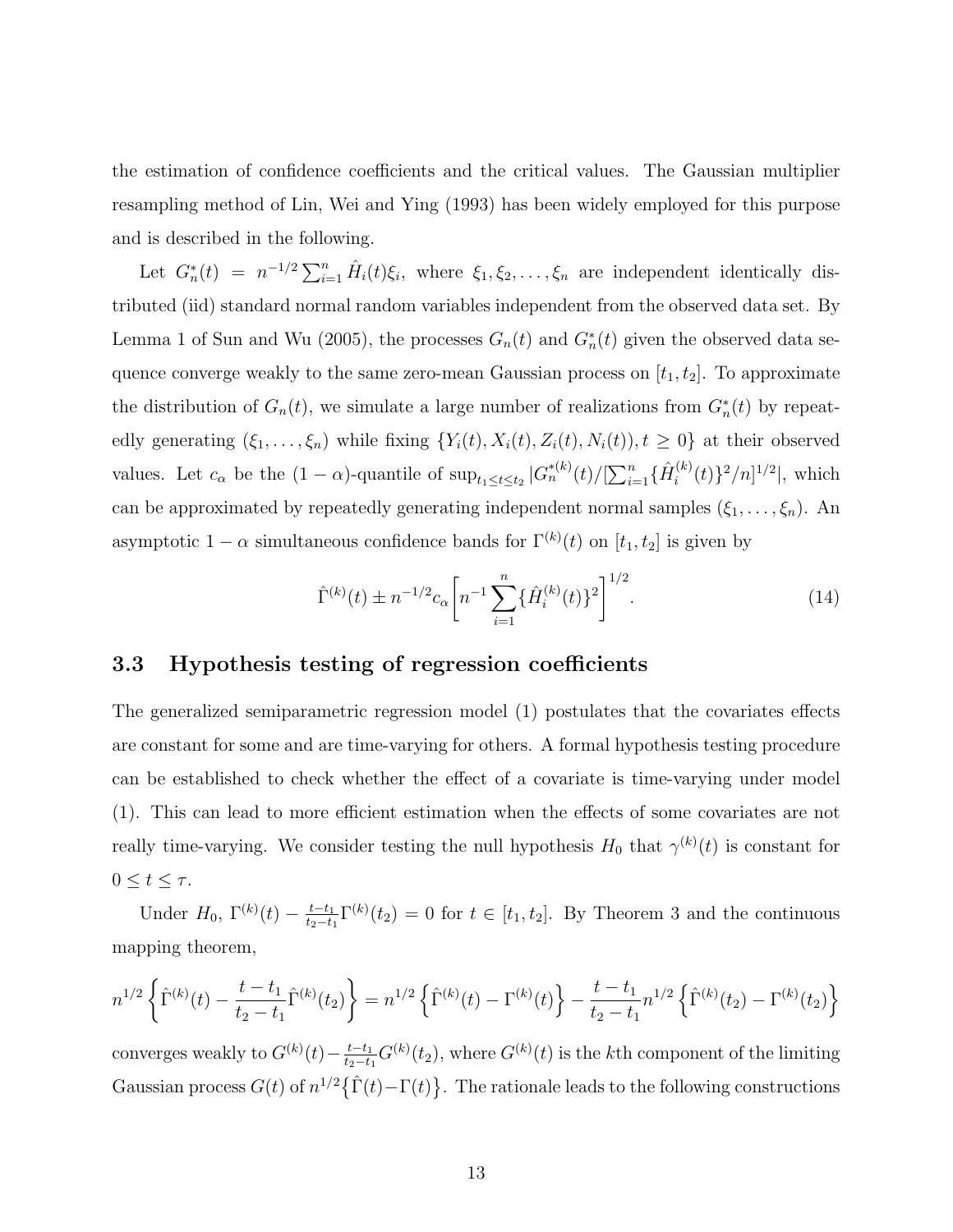the estimation of confidence coefficients and the critical values. The Gaussian multiplier resampling method of Lin, Wei and Ying (1993) has been widely employed for this purpose and is described in the following.

Let $G_n^*(t) = n^{-1/2}\sum_{i=1}^n \hat{H}_i(t)\xi_i$, where $\xi_1, \xi_2, \ldots, \xi_n$ are independent identically distributed (iid) standard normal random variables independent from the observed data set. By Lemma 1 of Sun and Wu (2005), the processes $G_n(t)$ and $G_n^*(t)$ given the observed data sequence converge weakly to the same zero-mean Gaussian process on $[t_1, t_2]$. To approximate the distribution of $G_n(t)$, we simulate a large number of realizations from $G_n^*(t)$ by repeatedly generating $(\xi_1, \ldots, \xi_n)$ while fixing $\{Y_i(t), X_i(t), Z_i(t), N_i(t)), t \geq 0\}$ at their observed values. Let $c_\alpha$ be the $(1-\alpha)$-quantile of $\sup_{t_1 \leq t \leq t_2} |G_n^{*(k)}(t)/[\sum_{i=1}^n \{\hat{H}_i^{(k)}(t)\}^2/n]^{1/2}|$, which can be approximated by repeatedly generating independent normal samples $(\xi_1, \ldots, \xi_n)$. An asymptotic $1-\alpha$ simultaneous confidence bands for $\Gamma^{(k)}(t)$ on $[t_1, t_2]$ is given by

$$\hat{\Gamma}^{(k)}(t) \pm n^{-1/2} c_\alpha \left[ n^{-1} \sum_{i=1}^n \{\hat{H}_i^{(k)}(t)\}^2 \right]^{1/2}. \tag{14}$$

### 3.3 Hypothesis testing of regression coefficients

The generalized semiparametric regression model (1) postulates that the covariates effects are constant for some and are time-varying for others. A formal hypothesis testing procedure can be established to check whether the effect of a covariate is time-varying under model (1). This can lead to more efficient estimation when the effects of some covariates are not really time-varying. We consider testing the null hypothesis $H_0$ that $\gamma^{(k)}(t)$ is constant for $0 \leq t \leq \tau$.

Under $H_0$, $\Gamma^{(k)}(t) - \frac{t-t_1}{t_2-t_1}\Gamma^{(k)}(t_2) = 0$ for $t \in [t_1, t_2]$. By Theorem 3 and the continuous mapping theorem,

$$n^{1/2}\left\{\hat{\Gamma}^{(k)}(t) - \frac{t-t_1}{t_2-t_1}\hat{\Gamma}^{(k)}(t_2)\right\} = n^{1/2}\left\{\hat{\Gamma}^{(k)}(t) - \Gamma^{(k)}(t)\right\} - \frac{t-t_1}{t_2-t_1} n^{1/2}\left\{\hat{\Gamma}^{(k)}(t_2) - \Gamma^{(k)}(t_2)\right\}$$

converges weakly to $G^{(k)}(t) - \frac{t-t_1}{t_2-t_1}G^{(k)}(t_2)$, where $G^{(k)}(t)$ is the $k$th component of the limiting Gaussian process $G(t)$ of $n^{1/2}\{\hat{\Gamma}(t) - \Gamma(t)\}$. The rationale leads to the following constructions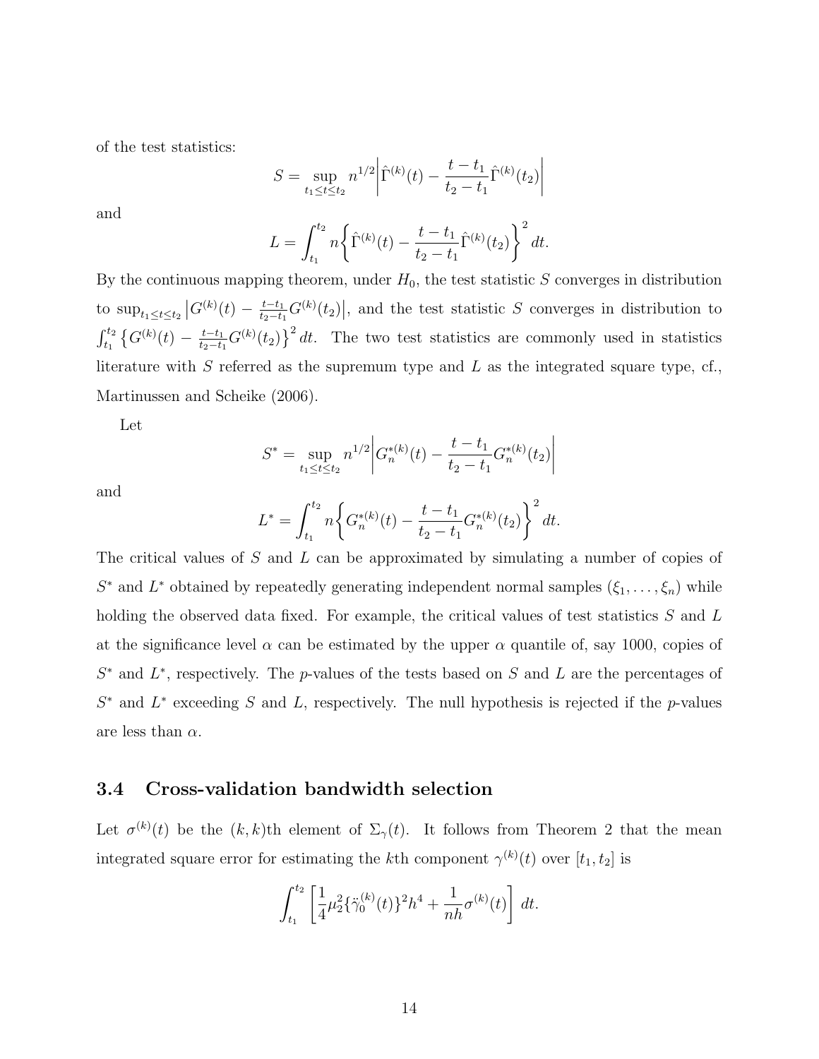of the test statistics:

$$S = \sup_{t_1 \le t \le t_2} n^{1/2} \left| \hat{\Gamma}^{(k)}(t) - \frac{t - t_1}{t_2 - t_1} \hat{\Gamma}^{(k)}(t_2) \right|$$

and

$$L = \int_{t_1}^{t_2} n \left\{ \hat{\Gamma}^{(k)}(t) - \frac{t - t_1}{t_2 - t_1} \hat{\Gamma}^{(k)}(t_2) \right\}^2 dt.$$

By the continuous mapping theorem, under $H_0$, the test statistic $S$ converges in distribution to $\sup_{t_1 \le t \le t_2} \left| G^{(k)}(t) - \frac{t-t_1}{t_2-t_1} G^{(k)}(t_2) \right|$, and the test statistic $S$ converges in distribution to $\int_{t_1}^{t_2} \left\{ G^{(k)}(t) - \frac{t-t_1}{t_2-t_1} G^{(k)}(t_2) \right\}^2 dt$. The two test statistics are commonly used in statistics literature with $S$ referred as the supremum type and $L$ as the integrated square type, cf., Martinussen and Scheike (2006).

Let

$$S^* = \sup_{t_1 \le t \le t_2} n^{1/2} \left| G_n^{*(k)}(t) - \frac{t - t_1}{t_2 - t_1} G_n^{*(k)}(t_2) \right|$$

and

$$L^* = \int_{t_1}^{t_2} n \left\{ G_n^{*(k)}(t) - \frac{t - t_1}{t_2 - t_1} G_n^{*(k)}(t_2) \right\}^2 dt.$$

The critical values of $S$ and $L$ can be approximated by simulating a number of copies of $S^*$ and $L^*$ obtained by repeatedly generating independent normal samples $(\xi_1, \ldots, \xi_n)$ while holding the observed data fixed. For example, the critical values of test statistics $S$ and $L$ at the significance level $\alpha$ can be estimated by the upper $\alpha$ quantile of, say 1000, copies of $S^*$ and $L^*$, respectively. The $p$-values of the tests based on $S$ and $L$ are the percentages of $S^*$ and $L^*$ exceeding $S$ and $L$, respectively. The null hypothesis is rejected if the $p$-values are less than $\alpha$.

### 3.4 Cross-validation bandwidth selection

Let $\sigma^{(k)}(t)$ be the $(k, k)$th element of $\Sigma_\gamma(t)$. It follows from Theorem 2 that the mean integrated square error for estimating the $k$th component $\gamma^{(k)}(t)$ over $[t_1, t_2]$ is

$$\int_{t_1}^{t_2} \left[ \frac{1}{4} \mu_2^2 \{ \ddot{\gamma}_0^{(k)}(t) \}^2 h^4 + \frac{1}{nh} \sigma^{(k)}(t) \right] dt.$$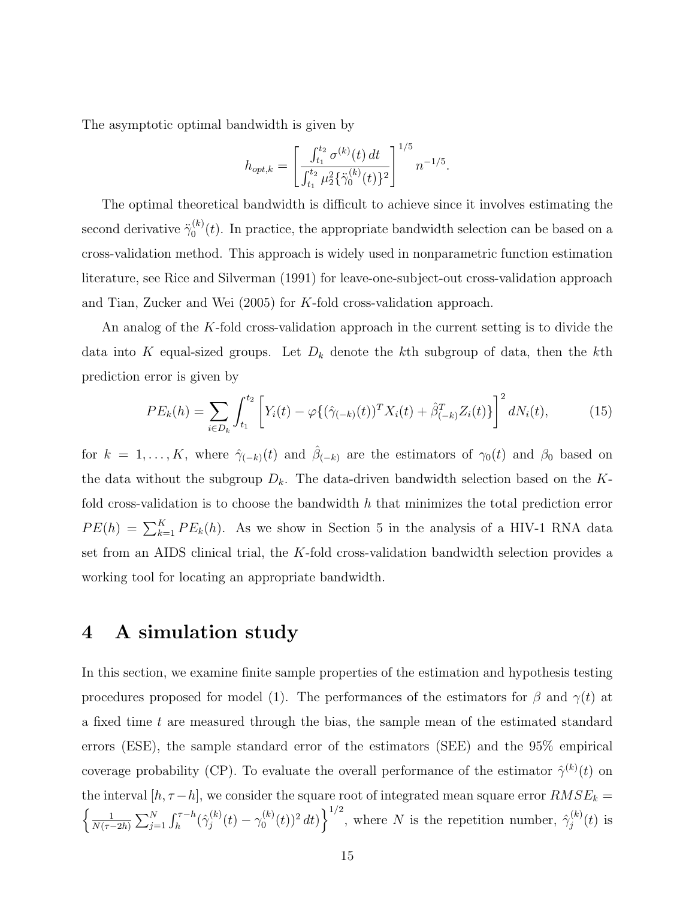The asymptotic optimal bandwidth is given by

$$h_{opt,k} = \left[ \frac{\int_{t_1}^{t_2} \sigma^{(k)}(t)\, dt}{\int_{t_1}^{t_2} \mu_2^2 \{\ddot{\gamma}_0^{(k)}(t)\}^2} \right]^{1/5} n^{-1/5}.$$

The optimal theoretical bandwidth is difficult to achieve since it involves estimating the second derivative $\ddot{\gamma}_0^{(k)}(t)$. In practice, the appropriate bandwidth selection can be based on a cross-validation method. This approach is widely used in nonparametric function estimation literature, see Rice and Silverman (1991) for leave-one-subject-out cross-validation approach and Tian, Zucker and Wei (2005) for $K$-fold cross-validation approach.

An analog of the $K$-fold cross-validation approach in the current setting is to divide the data into $K$ equal-sized groups. Let $D_k$ denote the $k$th subgroup of data, then the $k$th prediction error is given by

$$PE_k(h) = \sum_{i \in D_k} \int_{t_1}^{t_2} \left[ Y_i(t) - \varphi\{(\hat{\gamma}_{(-k)}(t))^T X_i(t) + \hat{\beta}_{(-k)}^T Z_i(t)\} \right]^2 dN_i(t), \tag{15}$$

for $k = 1, \ldots, K$, where $\hat{\gamma}_{(-k)}(t)$ and $\hat{\beta}_{(-k)}$ are the estimators of $\gamma_0(t)$ and $\beta_0$ based on the data without the subgroup $D_k$. The data-driven bandwidth selection based on the $K$-fold cross-validation is to choose the bandwidth $h$ that minimizes the total prediction error $PE(h) = \sum_{k=1}^K PE_k(h)$. As we show in Section 5 in the analysis of a HIV-1 RNA data set from an AIDS clinical trial, the $K$-fold cross-validation bandwidth selection provides a working tool for locating an appropriate bandwidth.

# 4 A simulation study

In this section, we examine finite sample properties of the estimation and hypothesis testing procedures proposed for model (1). The performances of the estimators for $\beta$ and $\gamma(t)$ at a fixed time $t$ are measured through the bias, the sample mean of the estimated standard errors (ESE), the sample standard error of the estimators (SEE) and the 95% empirical coverage probability (CP). To evaluate the overall performance of the estimator $\hat{\gamma}^{(k)}(t)$ on the interval $[h, \tau - h]$, we consider the square root of integrated mean square error $RMSE_k = \left\{ \frac{1}{N(\tau - 2h)} \sum_{j=1}^N \int_h^{\tau - h} (\hat{\gamma}_j^{(k)}(t) - \gamma_0^{(k)}(t))^2\, dt \right\}^{1/2}$, where $N$ is the repetition number, $\hat{\gamma}_j^{(k)}(t)$ is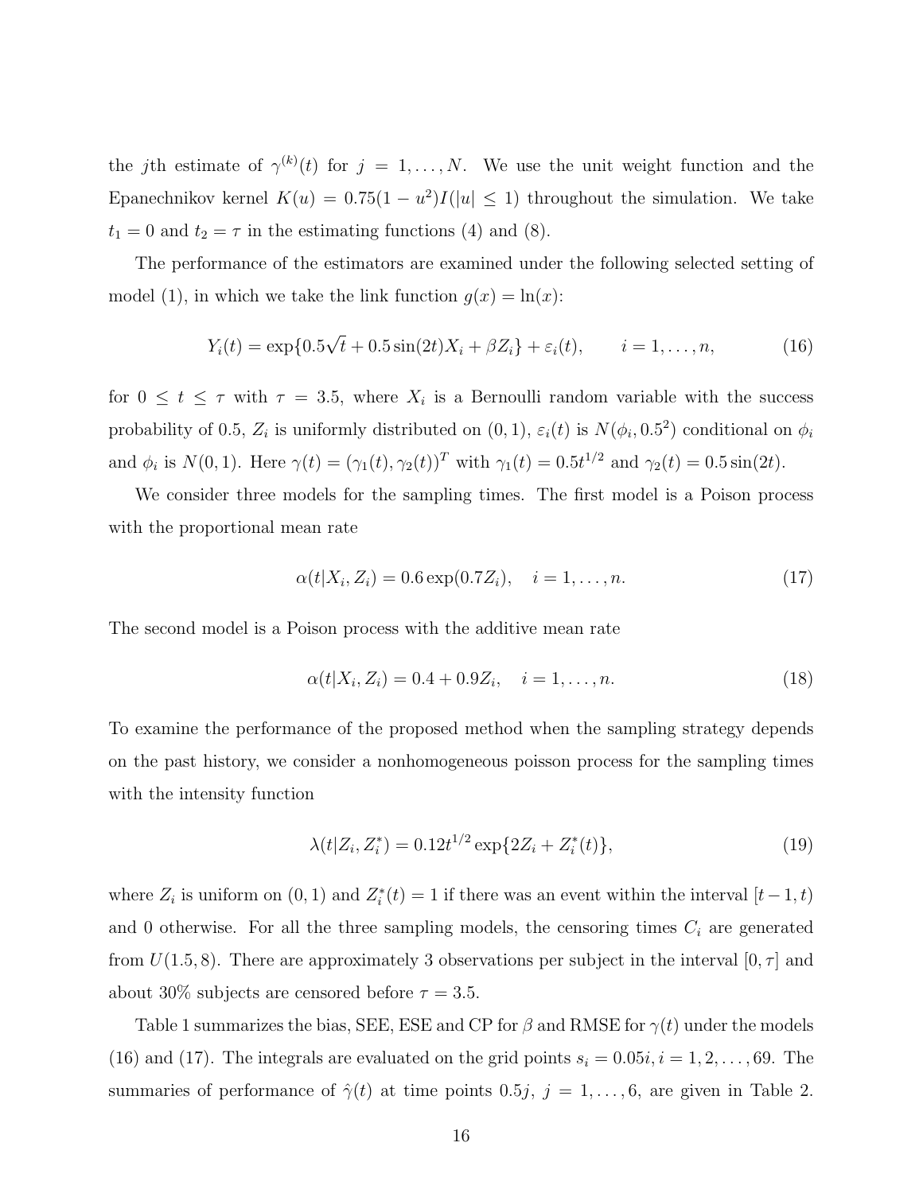the $j$th estimate of $\gamma^{(k)}(t)$ for $j = 1, \ldots, N$. We use the unit weight function and the Epanechnikov kernel $K(u) = 0.75(1 - u^2)I(|u| \leq 1)$ throughout the simulation. We take $t_1 = 0$ and $t_2 = \tau$ in the estimating functions (4) and (8).

The performance of the estimators are examined under the following selected setting of model (1), in which we take the link function $g(x) = \ln(x)$:

$$Y_i(t) = \exp\{0.5\sqrt{t} + 0.5\sin(2t)X_i + \beta Z_i\} + \varepsilon_i(t), \qquad i = 1, \ldots, n, \tag{16}$$

for $0 \leq t \leq \tau$ with $\tau = 3.5$, where $X_i$ is a Bernoulli random variable with the success probability of 0.5, $Z_i$ is uniformly distributed on $(0, 1)$, $\varepsilon_i(t)$ is $N(\phi_i, 0.5^2)$ conditional on $\phi_i$ and $\phi_i$ is $N(0, 1)$. Here $\gamma(t) = (\gamma_1(t), \gamma_2(t))^T$ with $\gamma_1(t) = 0.5t^{1/2}$ and $\gamma_2(t) = 0.5\sin(2t)$.

We consider three models for the sampling times. The first model is a Poison process with the proportional mean rate

$$\alpha(t|X_i, Z_i) = 0.6\exp(0.7Z_i), \quad i = 1, \ldots, n. \tag{17}$$

The second model is a Poison process with the additive mean rate

$$\alpha(t|X_i, Z_i) = 0.4 + 0.9Z_i, \quad i = 1, \ldots, n. \tag{18}$$

To examine the performance of the proposed method when the sampling strategy depends on the past history, we consider a nonhomogeneous poisson process for the sampling times with the intensity function

$$\lambda(t|Z_i, Z_i^*) = 0.12t^{1/2}\exp\{2Z_i + Z_i^*(t)\}, \tag{19}$$

where $Z_i$ is uniform on $(0, 1)$ and $Z_i^*(t) = 1$ if there was an event within the interval $[t-1, t)$ and 0 otherwise. For all the three sampling models, the censoring times $C_i$ are generated from $U(1.5, 8)$. There are approximately 3 observations per subject in the interval $[0, \tau]$ and about 30% subjects are censored before $\tau = 3.5$.

Table 1 summarizes the bias, SEE, ESE and CP for $\beta$ and RMSE for $\gamma(t)$ under the models (16) and (17). The integrals are evaluated on the grid points $s_i = 0.05i, i = 1, 2, \ldots, 69$. The summaries of performance of $\hat{\gamma}(t)$ at time points $0.5j$, $j = 1, \ldots, 6$, are given in Table 2.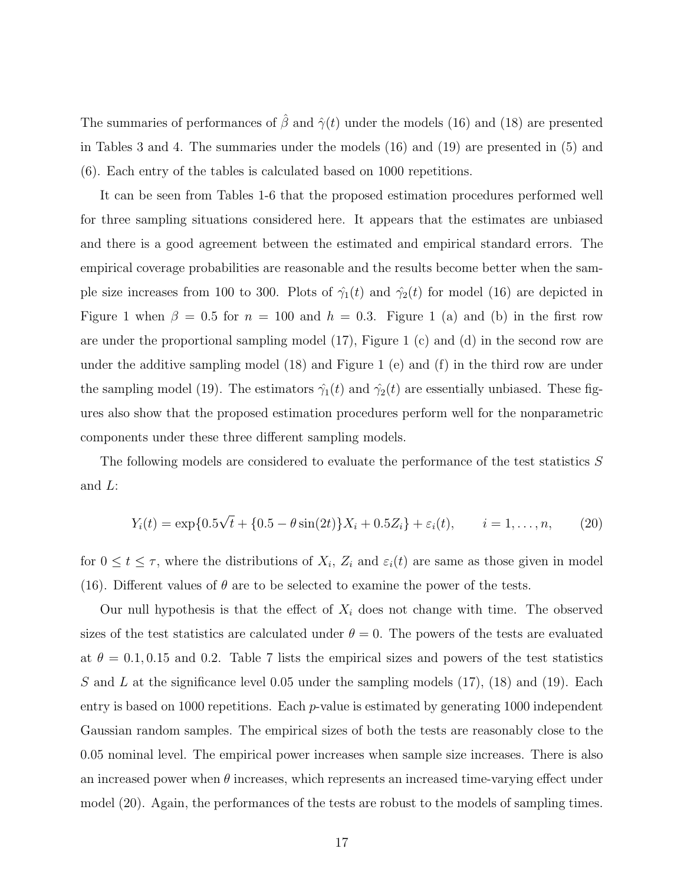The summaries of performances of $\hat{\beta}$ and $\hat{\gamma}(t)$ under the models (16) and (18) are presented in Tables 3 and 4. The summaries under the models (16) and (19) are presented in (5) and (6). Each entry of the tables is calculated based on 1000 repetitions.

It can be seen from Tables 1-6 that the proposed estimation procedures performed well for three sampling situations considered here. It appears that the estimates are unbiased and there is a good agreement between the estimated and empirical standard errors. The empirical coverage probabilities are reasonable and the results become better when the sample size increases from 100 to 300. Plots of $\hat{\gamma_1}(t)$ and $\hat{\gamma_2}(t)$ for model (16) are depicted in Figure 1 when $\beta = 0.5$ for $n = 100$ and $h = 0.3$. Figure 1 (a) and (b) in the first row are under the proportional sampling model (17), Figure 1 (c) and (d) in the second row are under the additive sampling model (18) and Figure 1 (e) and (f) in the third row are under the sampling model (19). The estimators $\hat{\gamma_1}(t)$ and $\hat{\gamma_2}(t)$ are essentially unbiased. These figures also show that the proposed estimation procedures perform well for the nonparametric components under these three different sampling models.

The following models are considered to evaluate the performance of the test statistics $S$ and $L$:

$$Y_i(t) = \exp\{0.5\sqrt{t} + \{0.5 - \theta \sin(2t)\}X_i + 0.5Z_i\} + \varepsilon_i(t), \qquad i = 1, \ldots, n, \tag{20}$$

for $0 \le t \le \tau$, where the distributions of $X_i$, $Z_i$ and $\varepsilon_i(t)$ are same as those given in model (16). Different values of $\theta$ are to be selected to examine the power of the tests.

Our null hypothesis is that the effect of $X_i$ does not change with time. The observed sizes of the test statistics are calculated under $\theta = 0$. The powers of the tests are evaluated at $\theta = 0.1, 0.15$ and $0.2$. Table 7 lists the empirical sizes and powers of the test statistics $S$ and $L$ at the significance level 0.05 under the sampling models (17), (18) and (19). Each entry is based on 1000 repetitions. Each $p$-value is estimated by generating 1000 independent Gaussian random samples. The empirical sizes of both the tests are reasonably close to the 0.05 nominal level. The empirical power increases when sample size increases. There is also an increased power when $\theta$ increases, which represents an increased time-varying effect under model (20). Again, the performances of the tests are robust to the models of sampling times.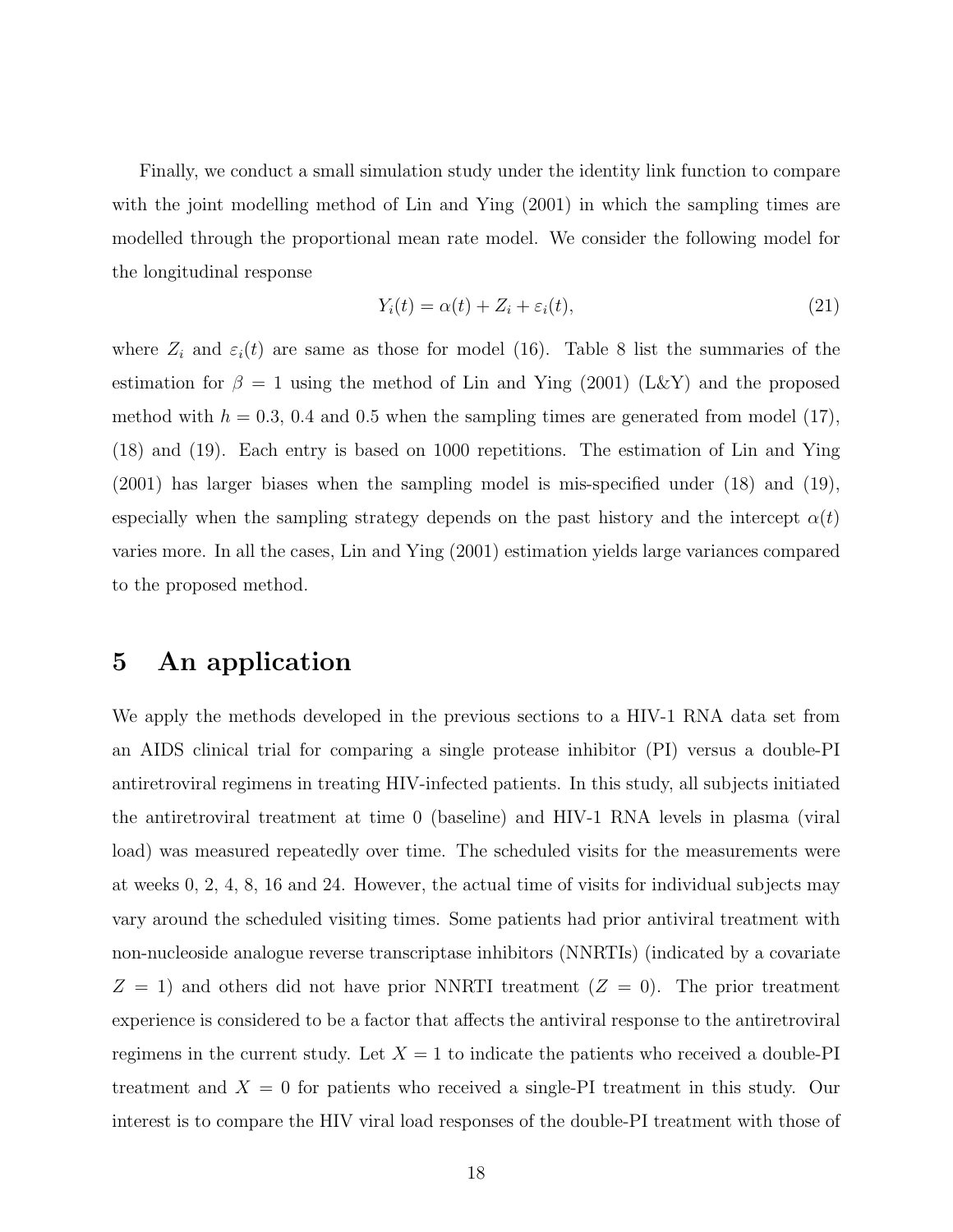Finally, we conduct a small simulation study under the identity link function to compare with the joint modelling method of Lin and Ying (2001) in which the sampling times are modelled through the proportional mean rate model. We consider the following model for the longitudinal response

$$Y_i(t) = \alpha(t) + Z_i + \varepsilon_i(t), \tag{21}$$

where $Z_i$ and $\varepsilon_i(t)$ are same as those for model (16). Table 8 list the summaries of the estimation for $\beta = 1$ using the method of Lin and Ying (2001) (L&Y) and the proposed method with $h = 0.3$, 0.4 and 0.5 when the sampling times are generated from model (17), (18) and (19). Each entry is based on 1000 repetitions. The estimation of Lin and Ying (2001) has larger biases when the sampling model is mis-specified under (18) and (19), especially when the sampling strategy depends on the past history and the intercept $\alpha(t)$ varies more. In all the cases, Lin and Ying (2001) estimation yields large variances compared to the proposed method.

# 5 An application

We apply the methods developed in the previous sections to a HIV-1 RNA data set from an AIDS clinical trial for comparing a single protease inhibitor (PI) versus a double-PI antiretroviral regimens in treating HIV-infected patients. In this study, all subjects initiated the antiretroviral treatment at time 0 (baseline) and HIV-1 RNA levels in plasma (viral load) was measured repeatedly over time. The scheduled visits for the measurements were at weeks 0, 2, 4, 8, 16 and 24. However, the actual time of visits for individual subjects may vary around the scheduled visiting times. Some patients had prior antiviral treatment with non-nucleoside analogue reverse transcriptase inhibitors (NNRTIs) (indicated by a covariate $Z = 1$) and others did not have prior NNRTI treatment ($Z = 0$). The prior treatment experience is considered to be a factor that affects the antiviral response to the antiretroviral regimens in the current study. Let $X = 1$ to indicate the patients who received a double-PI treatment and $X = 0$ for patients who received a single-PI treatment in this study. Our interest is to compare the HIV viral load responses of the double-PI treatment with those of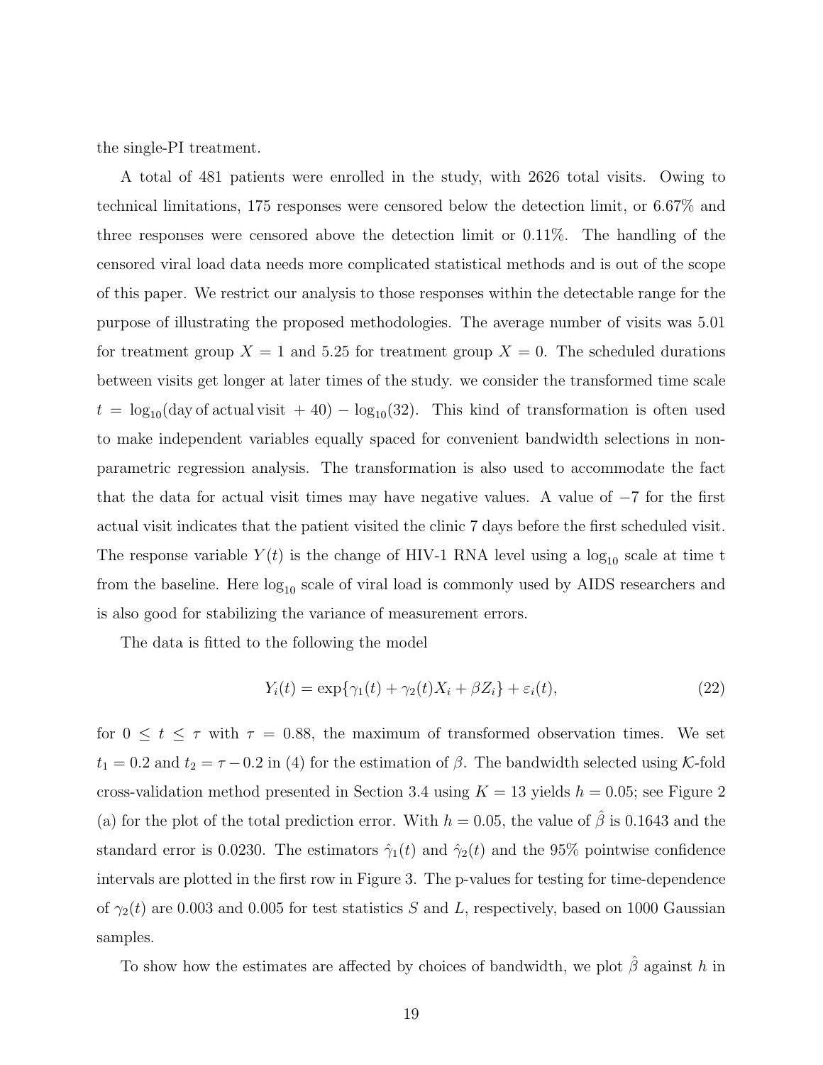the single-PI treatment.

A total of 481 patients were enrolled in the study, with 2626 total visits. Owing to technical limitations, 175 responses were censored below the detection limit, or 6.67% and three responses were censored above the detection limit or 0.11%. The handling of the censored viral load data needs more complicated statistical methods and is out of the scope of this paper. We restrict our analysis to those responses within the detectable range for the purpose of illustrating the proposed methodologies. The average number of visits was 5.01 for treatment group $X = 1$ and 5.25 for treatment group $X = 0$. The scheduled durations between visits get longer at later times of the study. we consider the transformed time scale $t = \log_{10}(\text{day of actual visit} + 40) - \log_{10}(32)$. This kind of transformation is often used to make independent variables equally spaced for convenient bandwidth selections in non-parametric regression analysis. The transformation is also used to accommodate the fact that the data for actual visit times may have negative values. A value of $-7$ for the first actual visit indicates that the patient visited the clinic 7 days before the first scheduled visit. The response variable $Y(t)$ is the change of HIV-1 RNA level using a $\log_{10}$ scale at time t from the baseline. Here $\log_{10}$ scale of viral load is commonly used by AIDS researchers and is also good for stabilizing the variance of measurement errors.

The data is fitted to the following the model

$$Y_i(t) = \exp\{\gamma_1(t) + \gamma_2(t)X_i + \beta Z_i\} + \varepsilon_i(t), \tag{22}$$

for $0 \leq t \leq \tau$ with $\tau = 0.88$, the maximum of transformed observation times. We set $t_1 = 0.2$ and $t_2 = \tau - 0.2$ in (4) for the estimation of $\beta$. The bandwidth selected using $\mathcal{K}$-fold cross-validation method presented in Section 3.4 using $K = 13$ yields $h = 0.05$; see Figure 2 (a) for the plot of the total prediction error. With $h = 0.05$, the value of $\hat{\beta}$ is 0.1643 and the standard error is 0.0230. The estimators $\hat{\gamma}_1(t)$ and $\hat{\gamma}_2(t)$ and the 95% pointwise confidence intervals are plotted in the first row in Figure 3. The p-values for testing for time-dependence of $\gamma_2(t)$ are 0.003 and 0.005 for test statistics $S$ and $L$, respectively, based on 1000 Gaussian samples.

To show how the estimates are affected by choices of bandwidth, we plot $\hat{\beta}$ against $h$ in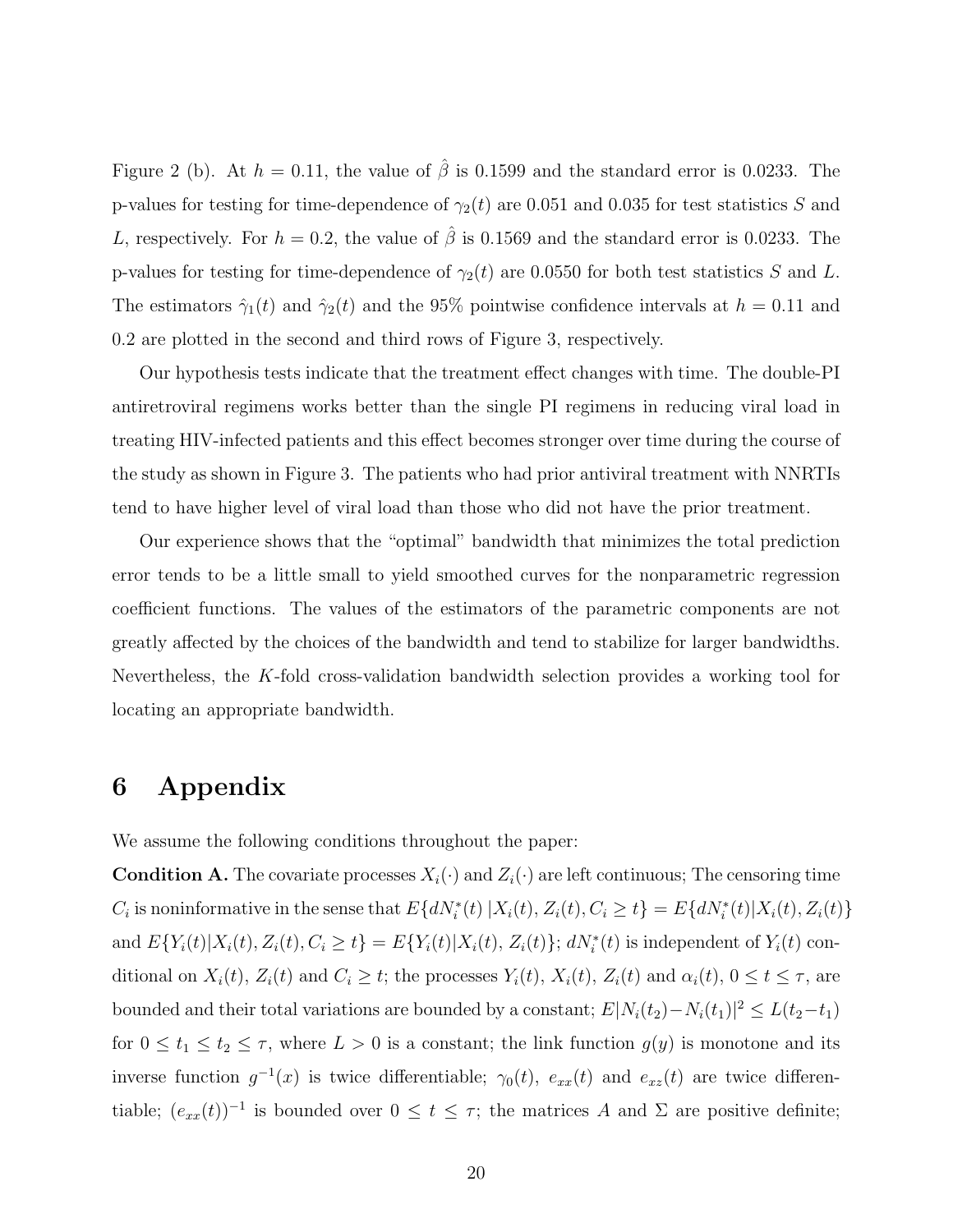Figure 2 (b). At $h = 0.11$, the value of $\hat{\beta}$ is 0.1599 and the standard error is 0.0233. The p-values for testing for time-dependence of $\gamma_2(t)$ are 0.051 and 0.035 for test statistics $S$ and $L$, respectively. For $h = 0.2$, the value of $\hat{\beta}$ is 0.1569 and the standard error is 0.0233. The p-values for testing for time-dependence of $\gamma_2(t)$ are 0.0550 for both test statistics $S$ and $L$. The estimators $\hat{\gamma}_1(t)$ and $\hat{\gamma}_2(t)$ and the 95% pointwise confidence intervals at $h = 0.11$ and 0.2 are plotted in the second and third rows of Figure 3, respectively.

Our hypothesis tests indicate that the treatment effect changes with time. The double-PI antiretroviral regimens works better than the single PI regimens in reducing viral load in treating HIV-infected patients and this effect becomes stronger over time during the course of the study as shown in Figure 3. The patients who had prior antiviral treatment with NNRTIs tend to have higher level of viral load than those who did not have the prior treatment.

Our experience shows that the "optimal" bandwidth that minimizes the total prediction error tends to be a little small to yield smoothed curves for the nonparametric regression coefficient functions. The values of the estimators of the parametric components are not greatly affected by the choices of the bandwidth and tend to stabilize for larger bandwidths. Nevertheless, the $K$-fold cross-validation bandwidth selection provides a working tool for locating an appropriate bandwidth.

# 6 Appendix

We assume the following conditions throughout the paper:

**Condition A.** The covariate processes $X_i(\cdot)$ and $Z_i(\cdot)$ are left continuous; The censoring time $C_i$ is noninformative in the sense that $E\{dN_i^*(t)\,|X_i(t), Z_i(t), C_i \geq t\} = E\{dN_i^*(t)|X_i(t), Z_i(t)\}$ and $E\{Y_i(t)|X_i(t), Z_i(t), C_i \geq t\} = E\{Y_i(t)|X_i(t), Z_i(t)\}$; $dN_i^*(t)$ is independent of $Y_i(t)$ conditional on $X_i(t)$, $Z_i(t)$ and $C_i \geq t$; the processes $Y_i(t)$, $X_i(t)$, $Z_i(t)$ and $\alpha_i(t)$, $0 \leq t \leq \tau$, are bounded and their total variations are bounded by a constant; $E|N_i(t_2) - N_i(t_1)|^2 \leq L(t_2 - t_1)$ for $0 \leq t_1 \leq t_2 \leq \tau$, where $L > 0$ is a constant; the link function $g(y)$ is monotone and its inverse function $g^{-1}(x)$ is twice differentiable; $\gamma_0(t)$, $e_{xx}(t)$ and $e_{xz}(t)$ are twice differentiable; $(e_{xx}(t))^{-1}$ is bounded over $0 \leq t \leq \tau$; the matrices $A$ and $\Sigma$ are positive definite;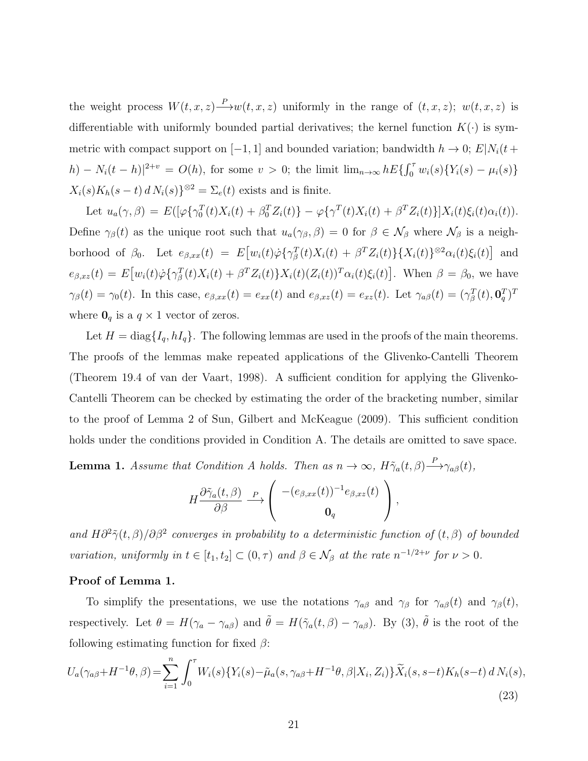the weight process $W(t,x,z) \xrightarrow{P} w(t,x,z)$ uniformly in the range of $(t,x,z)$; $w(t,x,z)$ is differentiable with uniformly bounded partial derivatives; the kernel function $K(\cdot)$ is symmetric with compact support on $[-1,1]$ and bounded variation; bandwidth $h \to 0$; $E|N_i(t+h) - N_i(t-h)|^{2+v} = O(h)$, for some $v > 0$; the limit $\lim_{n\to\infty} hE\{\int_0^\tau w_i(s)\{Y_i(s) - \mu_i(s)\} X_i(s)K_h(s-t)\, dN_i(s)\}^{\otimes 2} = \Sigma_e(t)$ exists and is finite.

Let $u_a(\gamma,\beta) = E([\varphi\{\gamma_0^T(t)X_i(t) + \beta_0^T Z_i(t)\} - \varphi\{\gamma^T(t)X_i(t) + \beta^T Z_i(t)\}]X_i(t)\xi_i(t)\alpha_i(t))$. Define $\gamma_\beta(t)$ as the unique root such that $u_a(\gamma_\beta,\beta) = 0$ for $\beta \in \mathcal{N}_\beta$ where $\mathcal{N}_\beta$ is a neighborhood of $\beta_0$. Let $e_{\beta,xx}(t) = E\big[w_i(t)\dot{\varphi}\{\gamma_\beta^T(t)X_i(t) + \beta^T Z_i(t)\}\{X_i(t)\}^{\otimes 2}\alpha_i(t)\xi_i(t)\big]$ and $e_{\beta,xz}(t) = E\big[w_i(t)\dot{\varphi}\{\gamma_\beta^T(t)X_i(t) + \beta^T Z_i(t)\}X_i(t)(Z_i(t))^T\alpha_i(t)\xi_i(t)\big]$. When $\beta = \beta_0$, we have $\gamma_\beta(t) = \gamma_0(t)$. In this case, $e_{\beta,xx}(t) = e_{xx}(t)$ and $e_{\beta,xz}(t) = e_{xz}(t)$. Let $\gamma_{a\beta}(t) = (\gamma_\beta^T(t), \mathbf{0}_q^T)^T$ where $\mathbf{0}_q$ is a $q \times 1$ vector of zeros.

Let $H = \mathrm{diag}\{I_q, hI_q\}$. The following lemmas are used in the proofs of the main theorems. The proofs of the lemmas make repeated applications of the Glivenko-Cantelli Theorem (Theorem 19.4 of van der Vaart, 1998). A sufficient condition for applying the Glivenko-Cantelli Theorem can be checked by estimating the order of the bracketing number, similar to the proof of Lemma 2 of Sun, Gilbert and McKeague (2009). This sufficient condition holds under the conditions provided in Condition A. The details are omitted to save space.

**Lemma 1.** *Assume that Condition A holds. Then as $n \to \infty$, $H\tilde{\gamma}_a(t,\beta) \xrightarrow{P} \gamma_{a\beta}(t)$,*

$$H\frac{\partial \tilde{\gamma}_a(t,\beta)}{\partial \beta} \xrightarrow{P} \begin{pmatrix} -(e_{\beta,xx}(t))^{-1}e_{\beta,xz}(t) \\ \mathbf{0}_q \end{pmatrix},$$

*and $H\partial^2\tilde{\gamma}(t,\beta)/\partial\beta^2$ converges in probability to a deterministic function of $(t,\beta)$ of bounded variation, uniformly in $t \in [t_1,t_2] \subset (0,\tau)$ and $\beta \in \mathcal{N}_\beta$ at the rate $n^{-1/2+\nu}$ for $\nu > 0$.*

**Proof of Lemma 1.**

To simplify the presentations, we use the notations $\gamma_{a\beta}$ and $\gamma_\beta$ for $\gamma_{a\beta}(t)$ and $\gamma_\beta(t)$, respectively. Let $\theta = H(\gamma_a - \gamma_{a\beta})$ and $\tilde{\theta} = H(\tilde{\gamma}_a(t,\beta) - \gamma_{a\beta})$. By (3), $\tilde{\theta}$ is the root of the following estimating function for fixed $\beta$:

$$U_a(\gamma_{a\beta}+H^{-1}\theta,\beta) = \sum_{i=1}^n \int_0^\tau W_i(s)\{Y_i(s) - \tilde{\mu}_a(s,\gamma_{a\beta}+H^{-1}\theta,\beta|X_i,Z_i)\}\widetilde{X}_i(s,s-t)K_h(s-t)\, dN_i(s), \tag{23}$$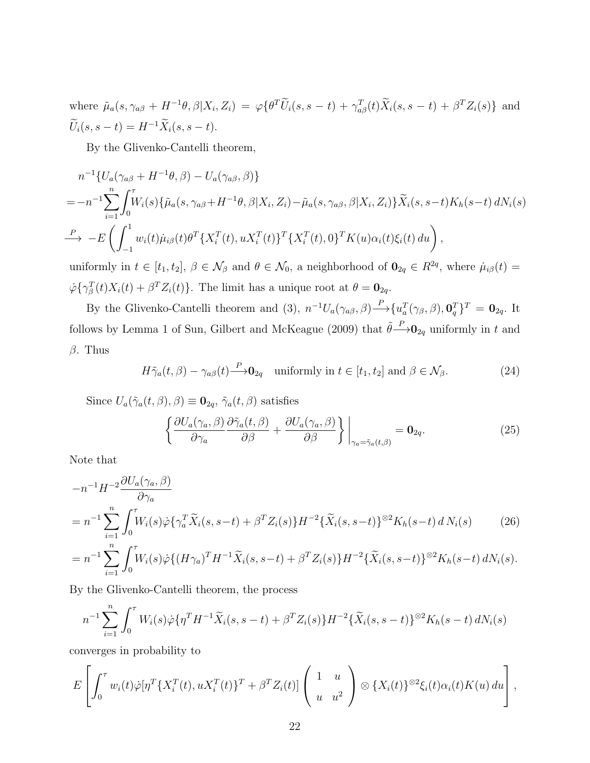where $\tilde{\mu}_a(s, \gamma_{a\beta} + H^{-1}\theta, \beta | X_i, Z_i) = \varphi\{\theta^T \widetilde{U}_i(s, s-t) + \gamma_{a\beta}^T(t)\widetilde{X}_i(s, s-t) + \beta^T Z_i(s)\}$ and $\widetilde{U}_i(s, s-t) = H^{-1}\widetilde{X}_i(s, s-t)$.

By the Glivenko-Cantelli theorem,

$$
\begin{aligned}
& n^{-1}\{U_a(\gamma_{a\beta} + H^{-1}\theta, \beta) - U_a(\gamma_{a\beta}, \beta)\} \\
&= -n^{-1}\sum_{i=1}^{n}\int_0^\tau W_i(s)\{\tilde{\mu}_a(s, \gamma_{a\beta}+H^{-1}\theta, \beta|X_i, Z_i) - \tilde{\mu}_a(s, \gamma_{a\beta}, \beta|X_i, Z_i)\}\widetilde{X}_i(s, s-t)K_h(s-t)\, dN_i(s) \\
&\xrightarrow{P} -E\left(\int_{-1}^{1} w_i(t)\dot{\mu}_{i\beta}(t)\theta^T\{X_i^T(t), uX_i^T(t)\}^T\{X_i^T(t), 0\}^T K(u)\alpha_i(t)\xi_i(t)\, du\right),
\end{aligned}
$$

uniformly in $t \in [t_1, t_2]$, $\beta \in \mathcal{N}_\beta$ and $\theta \in \mathcal{N}_0$, a neighborhood of $\mathbf{0}_{2q} \in R^{2q}$, where $\dot{\mu}_{i\beta}(t) = \dot{\varphi}\{\gamma_\beta^T(t)X_i(t) + \beta^T Z_i(t)\}$. The limit has a unique root at $\theta = \mathbf{0}_{2q}$.

By the Glivenko-Cantelli theorem and (3), $n^{-1}U_a(\gamma_{a\beta}, \beta) \xrightarrow{P} \{u_a^T(\gamma_\beta, \beta), \mathbf{0}_q^T\}^T = \mathbf{0}_{2q}$. It follows by Lemma 1 of Sun, Gilbert and McKeague (2009) that $\tilde{\theta} \xrightarrow{P} \mathbf{0}_{2q}$ uniformly in $t$ and $\beta$. Thus

$$
H\tilde{\gamma}_a(t, \beta) - \gamma_{a\beta}(t) \xrightarrow{P} \mathbf{0}_{2q} \quad \text{uniformly in } t \in [t_1, t_2] \text{ and } \beta \in \mathcal{N}_\beta. \tag{24}
$$

Since $U_a(\tilde{\gamma}_a(t, \beta), \beta) \equiv \mathbf{0}_{2q}$, $\tilde{\gamma}_a(t, \beta)$ satisfies

$$
\left\{\frac{\partial U_a(\gamma_a, \beta)}{\partial \gamma_a}\frac{\partial \tilde{\gamma}_a(t, \beta)}{\partial \beta} + \frac{\partial U_a(\gamma_a, \beta)}{\partial \beta}\right\}\bigg|_{\gamma_a = \tilde{\gamma}_a(t, \beta)} = \mathbf{0}_{2q}. \tag{25}
$$

Note that

$$
\begin{aligned}
& -n^{-1}H^{-2}\frac{\partial U_a(\gamma_a, \beta)}{\partial \gamma_a} \\
&= n^{-1}\sum_{i=1}^{n}\int_0^\tau W_i(s)\dot{\varphi}\{\gamma_a^T\widetilde{X}_i(s, s-t) + \beta^T Z_i(s)\}H^{-2}\{\widetilde{X}_i(s, s-t)\}^{\otimes 2}K_h(s-t)\, dN_i(s) \qquad (26) \\
&= n^{-1}\sum_{i=1}^{n}\int_0^\tau W_i(s)\dot{\varphi}\{(H\gamma_a)^T H^{-1}\widetilde{X}_i(s, s-t) + \beta^T Z_i(s)\}H^{-2}\{\widetilde{X}_i(s, s-t)\}^{\otimes 2}K_h(s-t)\, dN_i(s).
\end{aligned}
$$

By the Glivenko-Cantelli theorem, the process

$$
n^{-1}\sum_{i=1}^{n}\int_0^\tau W_i(s)\dot{\varphi}\{\eta^T H^{-1}\widetilde{X}_i(s, s-t) + \beta^T Z_i(s)\}H^{-2}\{\widetilde{X}_i(s, s-t)\}^{\otimes 2}K_h(s-t)\, dN_i(s)
$$

converges in probability to

$$
E\left[\int_0^\tau w_i(t)\dot{\varphi}[\eta^T\{X_i^T(t), uX_i^T(t)\}^T + \beta^T Z_i(t)]\begin{pmatrix} 1 & u \\ u & u^2 \end{pmatrix} \otimes \{X_i(t)\}^{\otimes 2}\xi_i(t)\alpha_i(t)K(u)\, du\right],
$$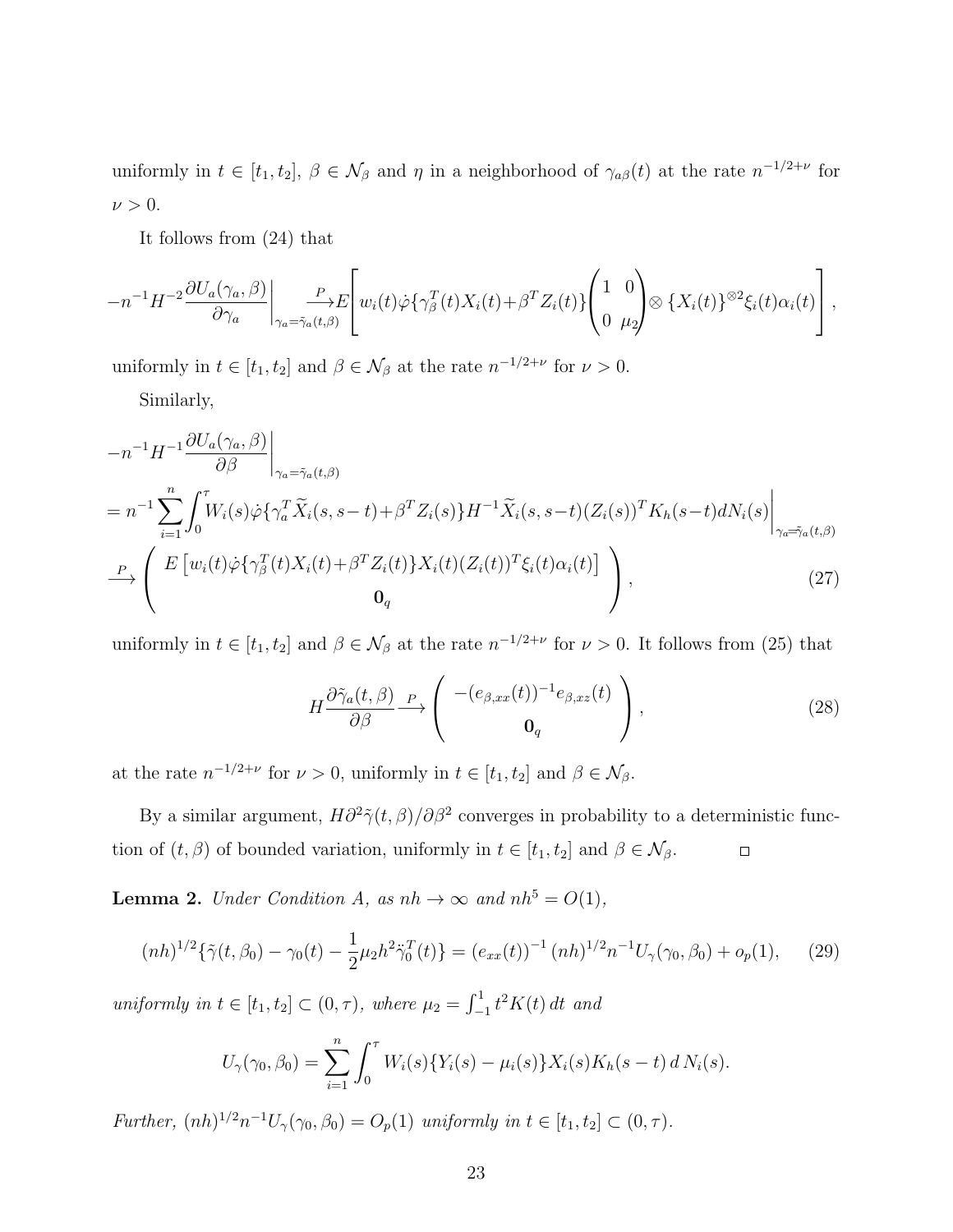uniformly in $t \in [t_1, t_2]$, $\beta \in \mathcal{N}_\beta$ and $\eta$ in a neighborhood of $\gamma_{a\beta}(t)$ at the rate $n^{-1/2+\nu}$ for $\nu > 0$.

It follows from (24) that

$$
-n^{-1}H^{-2}\frac{\partial U_a(\gamma_a,\beta)}{\partial \gamma_a}\bigg|_{\gamma_a=\tilde{\gamma}_a(t,\beta)} \xrightarrow{P} E\left[ w_i(t)\dot{\varphi}\{\gamma_\beta^T(t)X_i(t)+\beta^T Z_i(t)\}\begin{pmatrix} 1 & 0 \\ 0 & \mu_2 \end{pmatrix} \otimes \{X_i(t)\}^{\otimes 2}\xi_i(t)\alpha_i(t)\right],
$$

uniformly in $t \in [t_1, t_2]$ and $\beta \in \mathcal{N}_\beta$ at the rate $n^{-1/2+\nu}$ for $\nu > 0$.

Similarly,

$$
\begin{aligned}
&-n^{-1}H^{-1}\frac{\partial U_a(\gamma_a,\beta)}{\partial \beta}\bigg|_{\gamma_a=\tilde{\gamma}_a(t,\beta)} \\
&= n^{-1}\sum_{i=1}^n \int_0^\tau W_i(s)\dot{\varphi}\{\gamma_a^T \widetilde{X}_i(s,s-t)+\beta^T Z_i(s)\}H^{-1}\widetilde{X}_i(s,s-t)(Z_i(s))^T K_h(s-t)dN_i(s)\bigg|_{\gamma_a=\tilde{\gamma}_a(t,\beta)} \\
&\xrightarrow{P} \begin{pmatrix} E\left[w_i(t)\dot{\varphi}\{\gamma_\beta^T(t)X_i(t)+\beta^T Z_i(t)\}X_i(t)(Z_i(t))^T\xi_i(t)\alpha_i(t)\right] \\ \mathbf{0}_q \end{pmatrix},
\end{aligned}
\tag{27}
$$

uniformly in $t \in [t_1, t_2]$ and $\beta \in \mathcal{N}_\beta$ at the rate $n^{-1/2+\nu}$ for $\nu > 0$. It follows from (25) that

$$
H\frac{\partial \tilde{\gamma}_a(t,\beta)}{\partial \beta} \xrightarrow{P} \begin{pmatrix} -(e_{\beta,xx}(t))^{-1}e_{\beta,xz}(t) \\ \mathbf{0}_q \end{pmatrix},
\tag{28}
$$

at the rate $n^{-1/2+\nu}$ for $\nu > 0$, uniformly in $t \in [t_1, t_2]$ and $\beta \in \mathcal{N}_\beta$.

By a similar argument, $H\partial^2\tilde{\gamma}(t,\beta)/\partial\beta^2$ converges in probability to a deterministic function of $(t,\beta)$ of bounded variation, uniformly in $t \in [t_1, t_2]$ and $\beta \in \mathcal{N}_\beta$. $\square$

**Lemma 2.** *Under Condition A, as $nh \to \infty$ and $nh^5 = O(1)$,*

$$
(nh)^{1/2}\{\tilde{\gamma}(t,\beta_0) - \gamma_0(t) - \frac{1}{2}\mu_2 h^2 \ddot{\gamma}_0^T(t)\} = (e_{xx}(t))^{-1}(nh)^{1/2}n^{-1}U_\gamma(\gamma_0,\beta_0) + o_p(1),
\tag{29}
$$

*uniformly in $t \in [t_1, t_2] \subset (0, \tau)$, where $\mu_2 = \int_{-1}^1 t^2 K(t)\,dt$ and*

$$
U_\gamma(\gamma_0,\beta_0) = \sum_{i=1}^n \int_0^\tau W_i(s)\{Y_i(s) - \mu_i(s)\}X_i(s)K_h(s-t)\,d\,N_i(s).
$$

*Further, $(nh)^{1/2}n^{-1}U_\gamma(\gamma_0,\beta_0) = O_p(1)$ uniformly in $t \in [t_1, t_2] \subset (0, \tau)$.*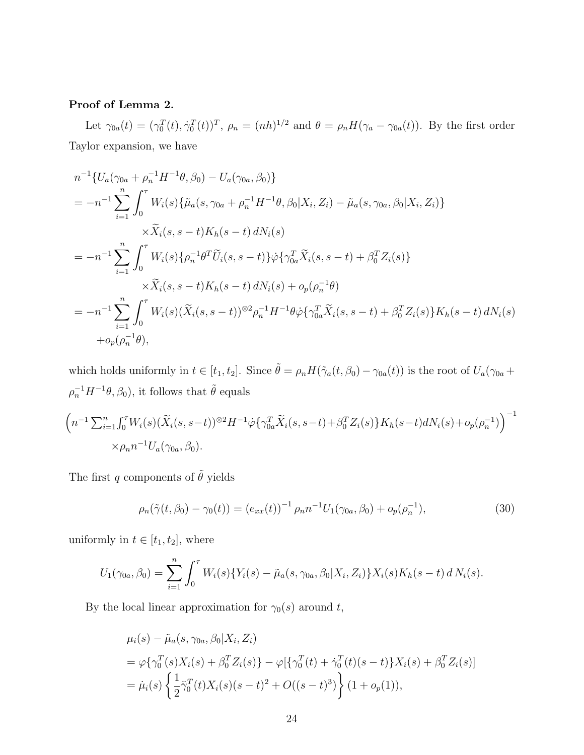**Proof of Lemma 2.**

Let $\gamma_{0a}(t) = (\gamma_0^T(t), \dot{\gamma}_0^T(t))^T$, $\rho_n = (nh)^{1/2}$ and $\theta = \rho_n H(\gamma_a - \gamma_{0a}(t))$. By the first order Taylor expansion, we have

$$
\begin{aligned}
& n^{-1}\{U_a(\gamma_{0a} + \rho_n^{-1}H^{-1}\theta, \beta_0) - U_a(\gamma_{0a}, \beta_0)\} \\
&= -n^{-1}\sum_{i=1}^n \int_0^\tau W_i(s)\{\tilde{\mu}_a(s, \gamma_{0a} + \rho_n^{-1}H^{-1}\theta, \beta_0|X_i, Z_i) - \tilde{\mu}_a(s, \gamma_{0a}, \beta_0|X_i, Z_i)\} \\
&\qquad\qquad \times \widetilde{X}_i(s, s-t)K_h(s-t)\, dN_i(s) \\
&= -n^{-1}\sum_{i=1}^n \int_0^\tau W_i(s)\{\rho_n^{-1}\theta^T \widetilde{U}_i(s, s-t)\}\dot{\varphi}\{\gamma_{0a}^T \widetilde{X}_i(s, s-t) + \beta_0^T Z_i(s)\} \\
&\qquad\qquad \times \widetilde{X}_i(s, s-t)K_h(s-t)\, dN_i(s) + o_p(\rho_n^{-1}\theta) \\
&= -n^{-1}\sum_{i=1}^n \int_0^\tau W_i(s)(\widetilde{X}_i(s, s-t))^{\otimes 2}\rho_n^{-1}H^{-1}\theta\dot{\varphi}\{\gamma_{0a}^T \widetilde{X}_i(s, s-t) + \beta_0^T Z_i(s)\}K_h(s-t)\, dN_i(s) \\
&\qquad + o_p(\rho_n^{-1}\theta),
\end{aligned}
$$

which holds uniformly in $t \in [t_1, t_2]$. Since $\tilde{\theta} = \rho_n H(\tilde{\gamma}_a(t, \beta_0) - \gamma_{0a}(t))$ is the root of $U_a(\gamma_{0a} + \rho_n^{-1}H^{-1}\theta, \beta_0)$, it follows that $\tilde{\theta}$ equals

$$
\begin{aligned}
&\Big(n^{-1}\sum_{i=1}^n \int_0^\tau W_i(s)(\widetilde{X}_i(s, s-t))^{\otimes 2}H^{-1}\dot{\varphi}\{\gamma_{0a}^T \widetilde{X}_i(s, s-t) + \beta_0^T Z_i(s)\}K_h(s-t)dN_i(s) + o_p(\rho_n^{-1})\Big)^{-1} \\
&\qquad \times \rho_n n^{-1} U_a(\gamma_{0a}, \beta_0).
\end{aligned}
$$

The first $q$ components of $\tilde{\theta}$ yields

$$
\rho_n(\tilde{\gamma}(t, \beta_0) - \gamma_0(t)) = (e_{xx}(t))^{-1}\rho_n n^{-1} U_1(\gamma_{0a}, \beta_0) + o_p(\rho_n^{-1}), \tag{30}
$$

uniformly in $t \in [t_1, t_2]$, where

$$
U_1(\gamma_{0a}, \beta_0) = \sum_{i=1}^n \int_0^\tau W_i(s)\{Y_i(s) - \tilde{\mu}_a(s, \gamma_{0a}, \beta_0|X_i, Z_i)\}X_i(s)K_h(s-t)\, dN_i(s).
$$

By the local linear approximation for $\gamma_0(s)$ around $t$,

$$
\begin{aligned}
& \mu_i(s) - \tilde{\mu}_a(s, \gamma_{0a}, \beta_0|X_i, Z_i) \\
&= \varphi\{\gamma_0^T(s)X_i(s) + \beta_0^T Z_i(s)\} - \varphi[\{\gamma_0^T(t) + \dot{\gamma}_0^T(t)(s-t)\}X_i(s) + \beta_0^T Z_i(s)] \\
&= \dot{\mu}_i(s)\left\{\frac{1}{2}\ddot{\gamma}_0^T(t)X_i(s)(s-t)^2 + O((s-t)^3)\right\}(1 + o_p(1)),
\end{aligned}
$$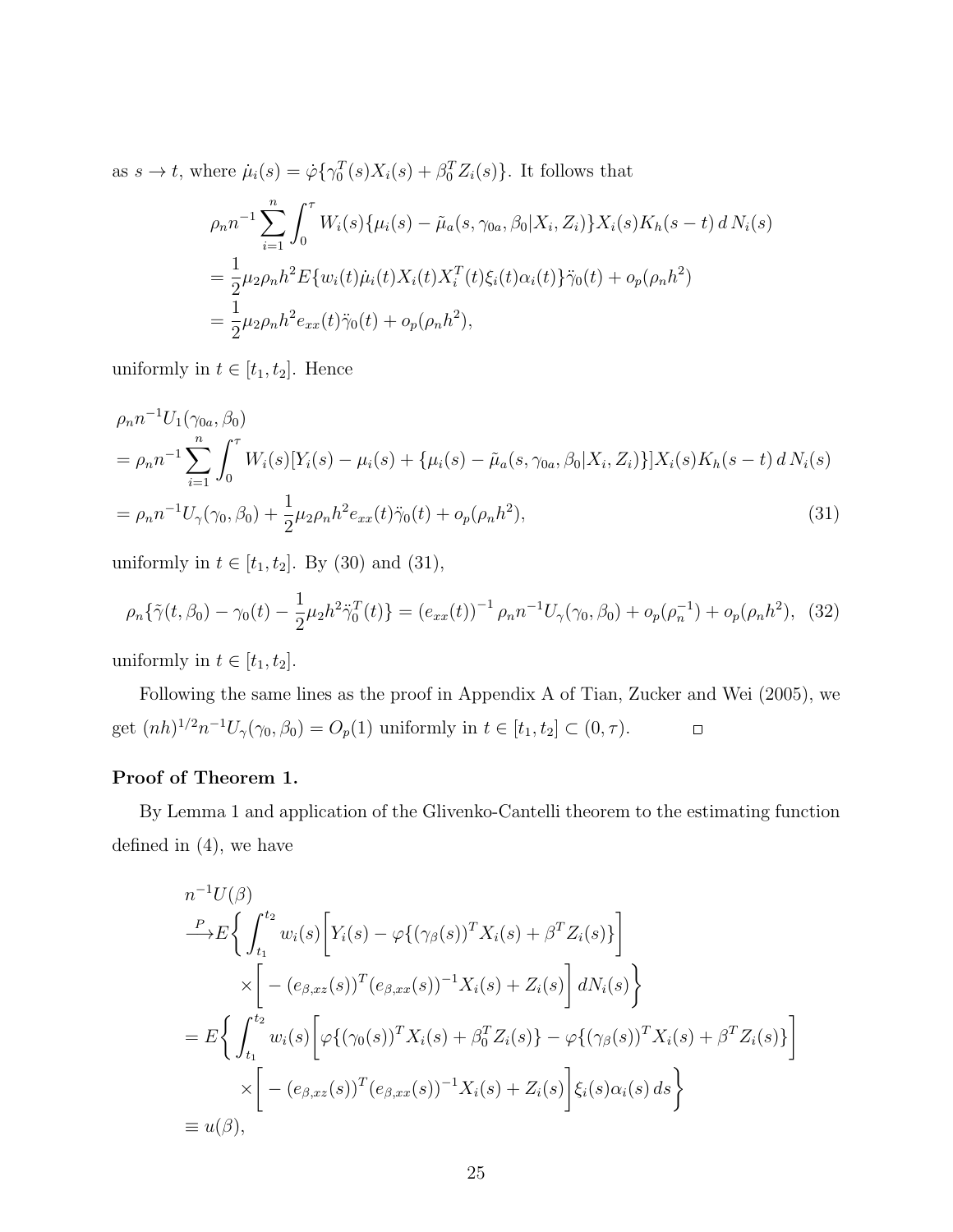as $s \to t$, where $\dot{\mu}_i(s) = \dot{\varphi}\{\gamma_0^T(s)X_i(s) + \beta_0^T Z_i(s)\}$. It follows that

$$
\begin{aligned}
&\rho_n n^{-1} \sum_{i=1}^n \int_0^\tau W_i(s)\{\mu_i(s) - \tilde{\mu}_a(s, \gamma_{0a}, \beta_0 | X_i, Z_i)\} X_i(s) K_h(s-t)\, d\, N_i(s) \\
&= \frac{1}{2}\mu_2 \rho_n h^2 E\{w_i(t)\dot{\mu}_i(t) X_i(t) X_i^T(t) \xi_i(t)\alpha_i(t)\}\ddot{\gamma}_0(t) + o_p(\rho_n h^2) \\
&= \frac{1}{2}\mu_2 \rho_n h^2 e_{xx}(t)\ddot{\gamma}_0(t) + o_p(\rho_n h^2),
\end{aligned}
$$

uniformly in $t \in [t_1, t_2]$. Hence

$$
\begin{aligned}
&\rho_n n^{-1} U_1(\gamma_{0a}, \beta_0) \\
&= \rho_n n^{-1} \sum_{i=1}^n \int_0^\tau W_i(s)[Y_i(s) - \mu_i(s) + \{\mu_i(s) - \tilde{\mu}_a(s, \gamma_{0a}, \beta_0 | X_i, Z_i)\}] X_i(s) K_h(s-t)\, d\, N_i(s) \\
&= \rho_n n^{-1} U_\gamma(\gamma_0, \beta_0) + \frac{1}{2}\mu_2 \rho_n h^2 e_{xx}(t)\ddot{\gamma}_0(t) + o_p(\rho_n h^2), \qquad (31)
\end{aligned}
$$

uniformly in $t \in [t_1, t_2]$. By (30) and (31),

$$
\rho_n\{\tilde{\gamma}(t, \beta_0) - \gamma_0(t) - \frac{1}{2}\mu_2 h^2 \ddot{\gamma}_0^T(t)\} = (e_{xx}(t))^{-1} \rho_n n^{-1} U_\gamma(\gamma_0, \beta_0) + o_p(\rho_n^{-1}) + o_p(\rho_n h^2), \quad (32)
$$

uniformly in $t \in [t_1, t_2]$.

Following the same lines as the proof in Appendix A of Tian, Zucker and Wei (2005), we get $(nh)^{1/2} n^{-1} U_\gamma(\gamma_0, \beta_0) = O_p(1)$ uniformly in $t \in [t_1, t_2] \subset (0, \tau)$. □

**Proof of Theorem 1.**

By Lemma 1 and application of the Glivenko-Cantelli theorem to the estimating function defined in (4), we have

$$
\begin{aligned}
&n^{-1} U(\beta) \\
&\xrightarrow{P} E\bigg\{ \int_{t_1}^{t_2} w_i(s) \bigg[ Y_i(s) - \varphi\{(\gamma_\beta(s))^T X_i(s) + \beta^T Z_i(s)\} \bigg] \\
&\qquad \times \bigg[ -(e_{\beta,xz}(s))^T (e_{\beta,xx}(s))^{-1} X_i(s) + Z_i(s) \bigg] dN_i(s) \bigg\} \\
&= E\bigg\{ \int_{t_1}^{t_2} w_i(s) \bigg[ \varphi\{(\gamma_0(s))^T X_i(s) + \beta_0^T Z_i(s)\} - \varphi\{(\gamma_\beta(s))^T X_i(s) + \beta^T Z_i(s)\} \bigg] \\
&\qquad \times \bigg[ -(e_{\beta,xz}(s))^T (e_{\beta,xx}(s))^{-1} X_i(s) + Z_i(s) \bigg] \xi_i(s)\alpha_i(s)\, ds \bigg\} \\
&\equiv u(\beta),
\end{aligned}
$$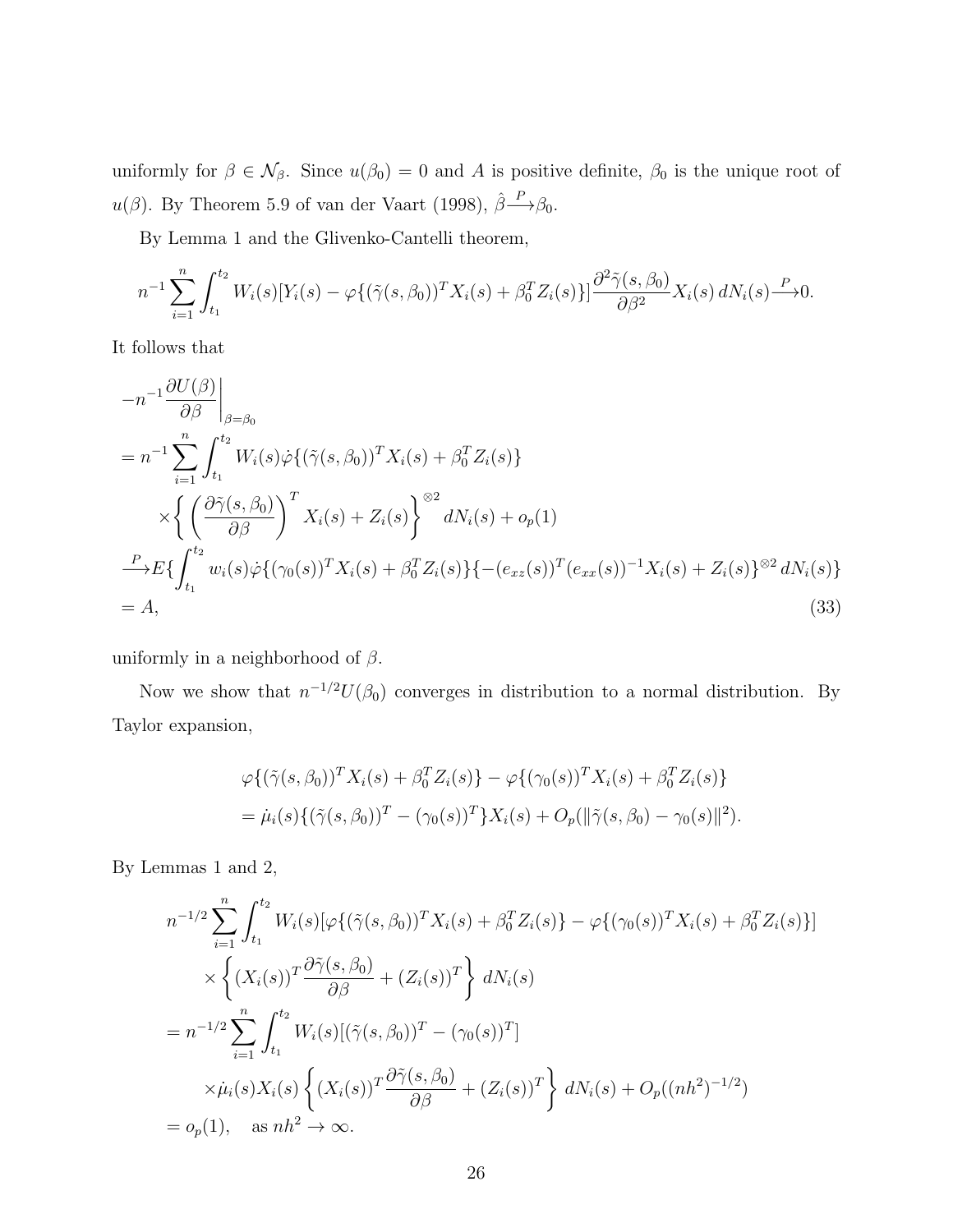uniformly for $\beta \in \mathcal{N}_\beta$. Since $u(\beta_0) = 0$ and $A$ is positive definite, $\beta_0$ is the unique root of $u(\beta)$. By Theorem 5.9 of van der Vaart (1998), $\hat{\beta} \xrightarrow{P} \beta_0$.

By Lemma 1 and the Glivenko-Cantelli theorem,

$$
n^{-1} \sum_{i=1}^{n} \int_{t_1}^{t_2} W_i(s)[Y_i(s) - \varphi\{(\tilde{\gamma}(s,\beta_0))^T X_i(s) + \beta_0^T Z_i(s)\}] \frac{\partial^2 \tilde{\gamma}(s,\beta_0)}{\partial \beta^2} X_i(s)\, dN_i(s) \xrightarrow{P} 0.
$$

It follows that

$$
\begin{aligned}
& -n^{-1} \frac{\partial U(\beta)}{\partial \beta}\bigg|_{\beta=\beta_0} \\
&= n^{-1} \sum_{i=1}^{n} \int_{t_1}^{t_2} W_i(s) \dot{\varphi}\{(\tilde{\gamma}(s,\beta_0))^T X_i(s) + \beta_0^T Z_i(s)\} \\
&\quad \times \bigg\{ \left(\frac{\partial \tilde{\gamma}(s,\beta_0)}{\partial \beta}\right)^T X_i(s) + Z_i(s) \bigg\}^{\otimes 2} dN_i(s) + o_p(1) \\
&\xrightarrow{P} E\{ \int_{t_1}^{t_2} w_i(s) \dot{\varphi}\{(\gamma_0(s))^T X_i(s) + \beta_0^T Z_i(s)\}\{-(e_{xz}(s))^T (e_{xx}(s))^{-1} X_i(s) + Z_i(s)\}^{\otimes 2}\, dN_i(s)\} \\
&= A,
\end{aligned} \tag{33}
$$

uniformly in a neighborhood of $\beta$.

Now we show that $n^{-1/2}U(\beta_0)$ converges in distribution to a normal distribution. By Taylor expansion,

$$
\begin{aligned}
& \varphi\{(\tilde{\gamma}(s,\beta_0))^T X_i(s) + \beta_0^T Z_i(s)\} - \varphi\{(\gamma_0(s))^T X_i(s) + \beta_0^T Z_i(s)\} \\
&= \dot{\mu}_i(s)\{(\tilde{\gamma}(s,\beta_0))^T - (\gamma_0(s))^T\} X_i(s) + O_p(\|\tilde{\gamma}(s,\beta_0) - \gamma_0(s)\|^2).
\end{aligned}
$$

By Lemmas 1 and 2,

$$
\begin{aligned}
& n^{-1/2} \sum_{i=1}^{n} \int_{t_1}^{t_2} W_i(s)[\varphi\{(\tilde{\gamma}(s,\beta_0))^T X_i(s) + \beta_0^T Z_i(s)\} - \varphi\{(\gamma_0(s))^T X_i(s) + \beta_0^T Z_i(s)\}] \\
&\quad \times \left\{ (X_i(s))^T \frac{\partial \tilde{\gamma}(s,\beta_0)}{\partial \beta} + (Z_i(s))^T \right\} dN_i(s) \\
&= n^{-1/2} \sum_{i=1}^{n} \int_{t_1}^{t_2} W_i(s)[(\tilde{\gamma}(s,\beta_0))^T - (\gamma_0(s))^T] \\
&\quad \times \dot{\mu}_i(s) X_i(s) \left\{ (X_i(s))^T \frac{\partial \tilde{\gamma}(s,\beta_0)}{\partial \beta} + (Z_i(s))^T \right\} dN_i(s) + O_p((nh^2)^{-1/2}) \\
&= o_p(1), \quad \text{as } nh^2 \to \infty.
\end{aligned}
$$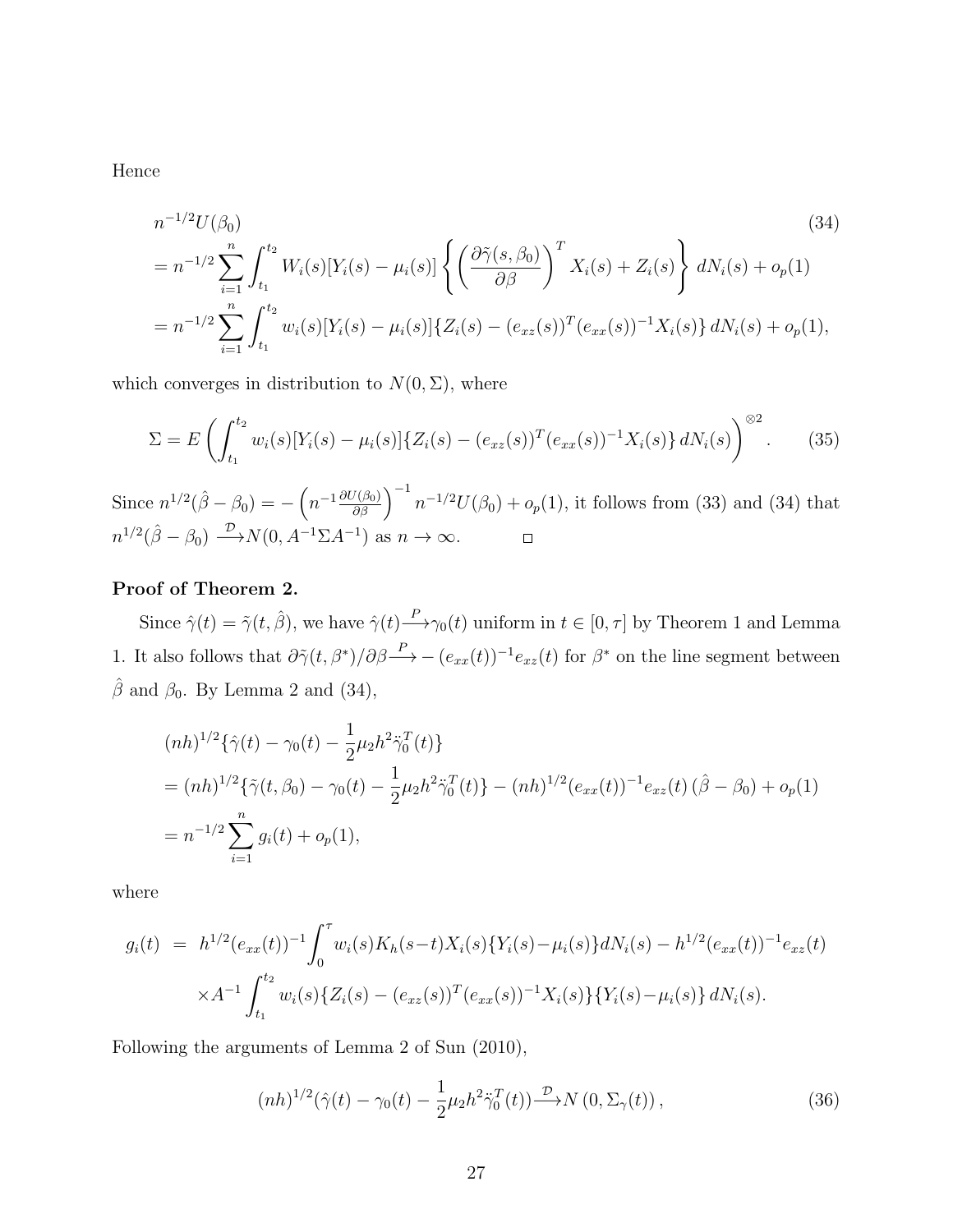Hence

$$
\begin{aligned}
&n^{-1/2}U(\beta_0) \qquad\qquad\qquad\qquad\qquad\qquad\qquad\qquad\qquad\qquad\qquad\qquad\qquad (34)\\
&= n^{-1/2}\sum_{i=1}^{n}\int_{t_1}^{t_2} W_i(s)[Y_i(s)-\mu_i(s)]\left\{\left(\frac{\partial\tilde{\gamma}(s,\beta_0)}{\partial\beta}\right)^T X_i(s)+Z_i(s)\right\} dN_i(s)+o_p(1)\\
&= n^{-1/2}\sum_{i=1}^{n}\int_{t_1}^{t_2} w_i(s)[Y_i(s)-\mu_i(s)]\{Z_i(s)-(e_{xz}(s))^T(e_{xx}(s))^{-1}X_i(s)\}\, dN_i(s)+o_p(1),
\end{aligned}
$$

which converges in distribution to $N(0,\Sigma)$, where

$$
\Sigma = E\left(\int_{t_1}^{t_2} w_i(s)[Y_i(s)-\mu_i(s)]\{Z_i(s)-(e_{xz}(s))^T(e_{xx}(s))^{-1}X_i(s)\}\, dN_i(s)\right)^{\otimes 2}. \qquad (35)
$$

Since $n^{1/2}(\hat{\beta}-\beta_0) = -\left(n^{-1}\frac{\partial U(\beta_0)}{\partial\beta}\right)^{-1} n^{-1/2}U(\beta_0)+o_p(1)$, it follows from (33) and (34) that $n^{1/2}(\hat{\beta}-\beta_0) \xrightarrow{\mathcal{D}} N(0, A^{-1}\Sigma A^{-1})$ as $n\to\infty$. □

**Proof of Theorem 2.**

Since $\hat{\gamma}(t)=\tilde{\gamma}(t,\hat{\beta})$, we have $\hat{\gamma}(t)\xrightarrow{P}\gamma_0(t)$ uniform in $t\in[0,\tau]$ by Theorem 1 and Lemma 1. It also follows that $\partial\tilde{\gamma}(t,\beta^*)/\partial\beta \xrightarrow{P} -(e_{xx}(t))^{-1}e_{xz}(t)$ for $\beta^*$ on the line segment between $\hat{\beta}$ and $\beta_0$. By Lemma 2 and (34),

$$
\begin{aligned}
&(nh)^{1/2}\{\hat{\gamma}(t)-\gamma_0(t)-\frac{1}{2}\mu_2 h^2\ddot{\gamma}_0^T(t)\}\\
&= (nh)^{1/2}\{\tilde{\gamma}(t,\beta_0)-\gamma_0(t)-\frac{1}{2}\mu_2 h^2\ddot{\gamma}_0^T(t)\}-(nh)^{1/2}(e_{xx}(t))^{-1}e_{xz}(t)\,(\hat{\beta}-\beta_0)+o_p(1)\\
&= n^{-1/2}\sum_{i=1}^{n} g_i(t)+o_p(1),
\end{aligned}
$$

where

$$
\begin{aligned}
g_i(t) \;=\;& h^{1/2}(e_{xx}(t))^{-1}\int_0^{\tau} w_i(s)K_h(s-t)X_i(s)\{Y_i(s)-\mu_i(s)\}dN_i(s) - h^{1/2}(e_{xx}(t))^{-1}e_{xz}(t)\\
&\times A^{-1}\int_{t_1}^{t_2} w_i(s)\{Z_i(s)-(e_{xz}(s))^T(e_{xx}(s))^{-1}X_i(s)\}\{Y_i(s)-\mu_i(s)\}\, dN_i(s).
\end{aligned}
$$

Following the arguments of Lemma 2 of Sun (2010),

$$
(nh)^{1/2}(\hat{\gamma}(t)-\gamma_0(t)-\frac{1}{2}\mu_2 h^2\ddot{\gamma}_0^T(t)) \xrightarrow{\mathcal{D}} N\left(0,\Sigma_\gamma(t)\right), \qquad (36)
$$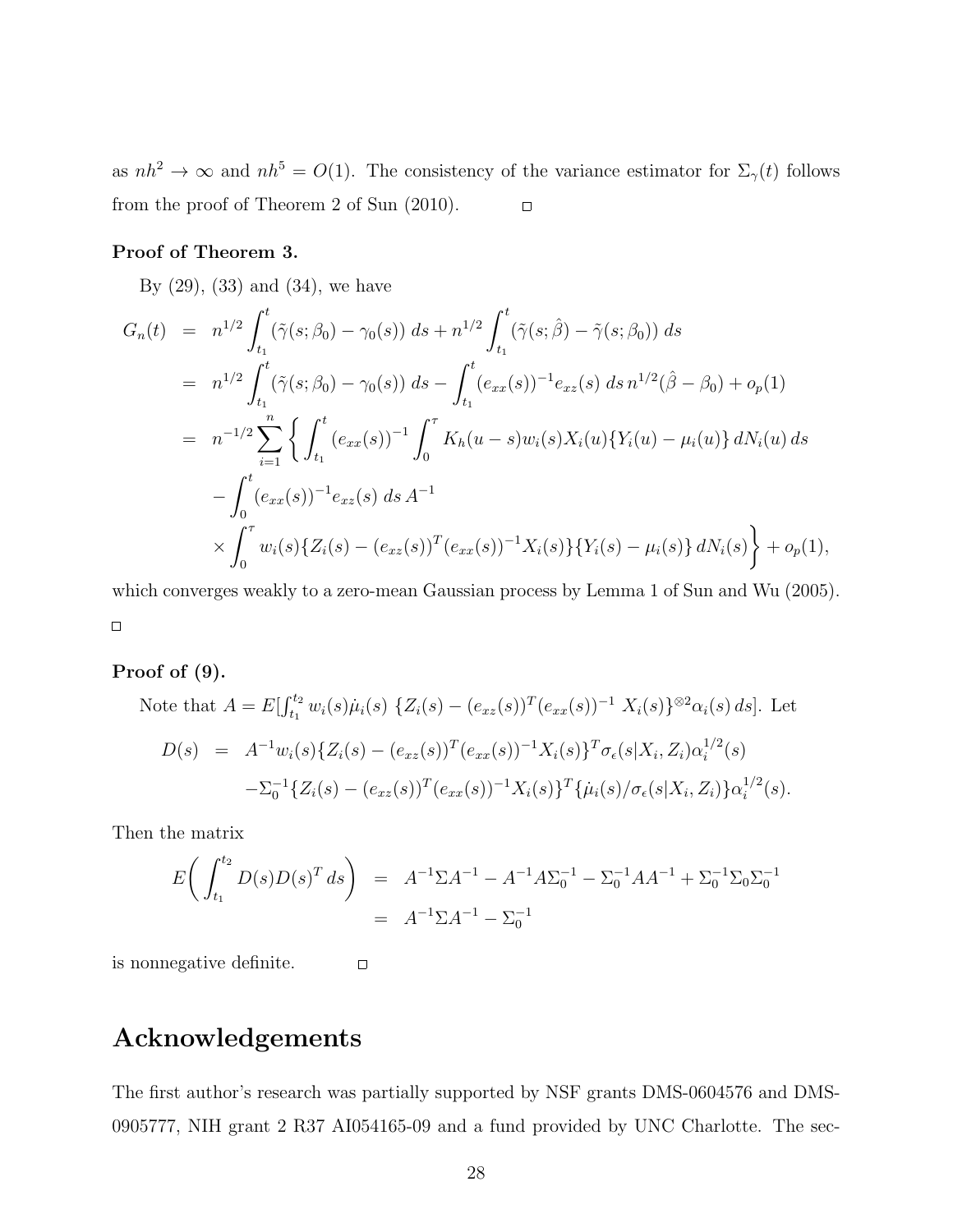as $nh^2 \to \infty$ and $nh^5 = O(1)$. The consistency of the variance estimator for $\Sigma_\gamma(t)$ follows from the proof of Theorem 2 of Sun (2010). $\square$

**Proof of Theorem 3.**

By (29), (33) and (34), we have

$$
\begin{aligned}
G_n(t) &= n^{1/2}\int_{t_1}^{t} (\tilde{\gamma}(s;\beta_0) - \gamma_0(s))\, ds + n^{1/2}\int_{t_1}^{t} (\tilde{\gamma}(s;\hat{\beta}) - \tilde{\gamma}(s;\beta_0))\, ds \\
&= n^{1/2}\int_{t_1}^{t} (\tilde{\gamma}(s;\beta_0) - \gamma_0(s))\, ds - \int_{t_1}^{t} (e_{xx}(s))^{-1} e_{xz}(s)\, ds\, n^{1/2}(\hat{\beta} - \beta_0) + o_p(1) \\
&= n^{-1/2}\sum_{i=1}^{n} \Bigg\{ \int_{t_1}^{t} (e_{xx}(s))^{-1} \int_0^\tau K_h(u-s) w_i(s) X_i(u) \{Y_i(u) - \mu_i(u)\}\, dN_i(u)\, ds \\
&\quad - \int_0^t (e_{xx}(s))^{-1} e_{xz}(s)\, ds\, A^{-1} \\
&\quad \times \int_0^\tau w_i(s) \{Z_i(s) - (e_{xz}(s))^T (e_{xx}(s))^{-1} X_i(s)\} \{Y_i(s) - \mu_i(s)\}\, dN_i(s) \Bigg\} + o_p(1),
\end{aligned}
$$

which converges weakly to a zero-mean Gaussian process by Lemma 1 of Sun and Wu (2005). $\square$

**Proof of (9).**

Note that $A = E[\int_{t_1}^{t_2} w_i(s)\dot{\mu}_i(s)\ \{Z_i(s) - (e_{xz}(s))^T (e_{xx}(s))^{-1}\ X_i(s)\}^{\otimes 2} \alpha_i(s)\, ds]$. Let

$$
\begin{aligned}
D(s) &= A^{-1} w_i(s) \{Z_i(s) - (e_{xz}(s))^T (e_{xx}(s))^{-1} X_i(s)\}^T \sigma_\epsilon(s|X_i, Z_i) \alpha_i^{1/2}(s) \\
&\quad - \Sigma_0^{-1} \{Z_i(s) - (e_{xz}(s))^T (e_{xx}(s))^{-1} X_i(s)\}^T \{\dot{\mu}_i(s)/\sigma_\epsilon(s|X_i, Z_i)\} \alpha_i^{1/2}(s).
\end{aligned}
$$

Then the matrix

$$
\begin{aligned}
E\bigg( \int_{t_1}^{t_2} D(s) D(s)^T\, ds \bigg) &= A^{-1}\Sigma A^{-1} - A^{-1} A \Sigma_0^{-1} - \Sigma_0^{-1} A A^{-1} + \Sigma_0^{-1}\Sigma_0\Sigma_0^{-1} \\
&= A^{-1}\Sigma A^{-1} - \Sigma_0^{-1}
\end{aligned}
$$

is nonnegative definite. $\square$

# Acknowledgements

The first author's research was partially supported by NSF grants DMS-0604576 and DMS-0905777, NIH grant 2 R37 AI054165-09 and a fund provided by UNC Charlotte. The sec-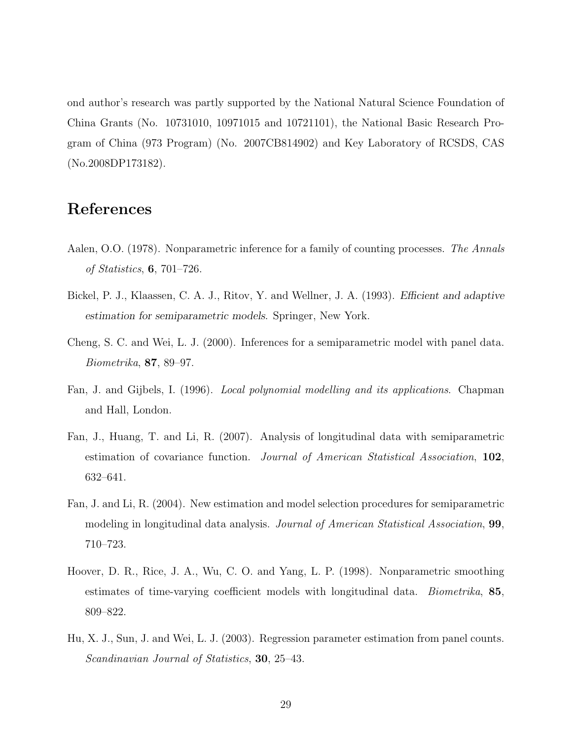ond author's research was partly supported by the National Natural Science Foundation of China Grants (No. 10731010, 10971015 and 10721101), the National Basic Research Program of China (973 Program) (No. 2007CB814902) and Key Laboratory of RCSDS, CAS (No.2008DP173182).

# References

Aalen, O.O. (1978). Nonparametric inference for a family of counting processes. *The Annals of Statistics*, **6**, 701–726.

Bickel, P. J., Klaassen, C. A. J., Ritov, Y. and Wellner, J. A. (1993). *Efficient and adaptive estimation for semiparametric models*. Springer, New York.

Cheng, S. C. and Wei, L. J. (2000). Inferences for a semiparametric model with panel data. *Biometrika*, **87**, 89–97.

Fan, J. and Gijbels, I. (1996). *Local polynomial modelling and its applications*. Chapman and Hall, London.

Fan, J., Huang, T. and Li, R. (2007). Analysis of longitudinal data with semiparametric estimation of covariance function. *Journal of American Statistical Association*, **102**, 632–641.

Fan, J. and Li, R. (2004). New estimation and model selection procedures for semiparametric modeling in longitudinal data analysis. *Journal of American Statistical Association*, **99**, 710–723.

Hoover, D. R., Rice, J. A., Wu, C. O. and Yang, L. P. (1998). Nonparametric smoothing estimates of time-varying coefficient models with longitudinal data. *Biometrika*, **85**, 809–822.

Hu, X. J., Sun, J. and Wei, L. J. (2003). Regression parameter estimation from panel counts. *Scandinavian Journal of Statistics*, **30**, 25–43.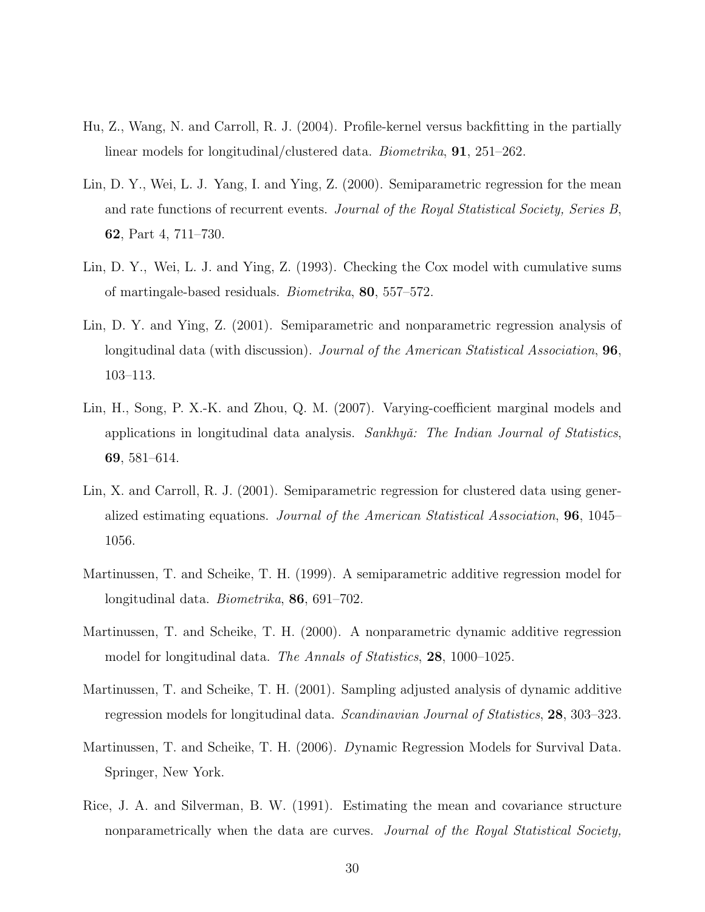Hu, Z., Wang, N. and Carroll, R. J. (2004). Profile-kernel versus backfitting in the partially linear models for longitudinal/clustered data. *Biometrika*, **91**, 251–262.

Lin, D. Y., Wei, L. J. Yang, I. and Ying, Z. (2000). Semiparametric regression for the mean and rate functions of recurrent events. *Journal of the Royal Statistical Society, Series B*, **62**, Part 4, 711–730.

Lin, D. Y., Wei, L. J. and Ying, Z. (1993). Checking the Cox model with cumulative sums of martingale-based residuals. *Biometrika*, **80**, 557–572.

Lin, D. Y. and Ying, Z. (2001). Semiparametric and nonparametric regression analysis of longitudinal data (with discussion). *Journal of the American Statistical Association*, **96**, 103–113.

Lin, H., Song, P. X.-K. and Zhou, Q. M. (2007). Varying-coefficient marginal models and applications in longitudinal data analysis. *Sankhyă: The Indian Journal of Statistics*, **69**, 581–614.

Lin, X. and Carroll, R. J. (2001). Semiparametric regression for clustered data using generalized estimating equations. *Journal of the American Statistical Association*, **96**, 1045–1056.

Martinussen, T. and Scheike, T. H. (1999). A semiparametric additive regression model for longitudinal data. *Biometrika*, **86**, 691–702.

Martinussen, T. and Scheike, T. H. (2000). A nonparametric dynamic additive regression model for longitudinal data. *The Annals of Statistics*, **28**, 1000–1025.

Martinussen, T. and Scheike, T. H. (2001). Sampling adjusted analysis of dynamic additive regression models for longitudinal data. *Scandinavian Journal of Statistics*, **28**, 303–323.

Martinussen, T. and Scheike, T. H. (2006). *D*ynamic Regression Models for Survival Data. Springer, New York.

Rice, J. A. and Silverman, B. W. (1991). Estimating the mean and covariance structure nonparametrically when the data are curves. *Journal of the Royal Statistical Society,*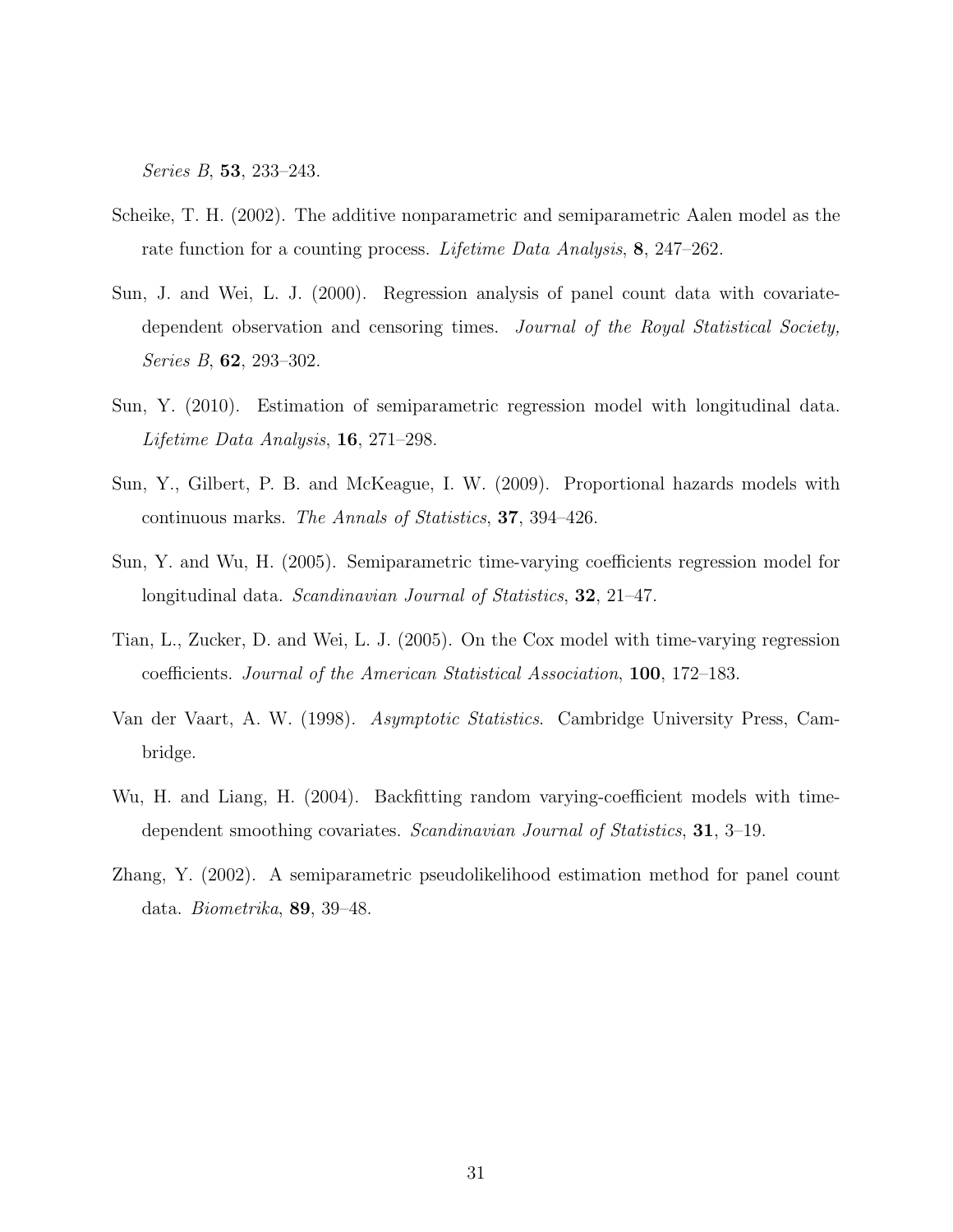*Series B*, **53**, 233–243.

Scheike, T. H. (2002). The additive nonparametric and semiparametric Aalen model as the rate function for a counting process. *Lifetime Data Analysis*, **8**, 247–262.

Sun, J. and Wei, L. J. (2000). Regression analysis of panel count data with covariate-dependent observation and censoring times. *Journal of the Royal Statistical Society, Series B*, **62**, 293–302.

Sun, Y. (2010). Estimation of semiparametric regression model with longitudinal data. *Lifetime Data Analysis*, **16**, 271–298.

Sun, Y., Gilbert, P. B. and McKeague, I. W. (2009). Proportional hazards models with continuous marks. *The Annals of Statistics*, **37**, 394–426.

Sun, Y. and Wu, H. (2005). Semiparametric time-varying coefficients regression model for longitudinal data. *Scandinavian Journal of Statistics*, **32**, 21–47.

Tian, L., Zucker, D. and Wei, L. J. (2005). On the Cox model with time-varying regression coefficients. *Journal of the American Statistical Association*, **100**, 172–183.

Van der Vaart, A. W. (1998). *Asymptotic Statistics*. Cambridge University Press, Cambridge.

Wu, H. and Liang, H. (2004). Backfitting random varying-coefficient models with time-dependent smoothing covariates. *Scandinavian Journal of Statistics*, **31**, 3–19.

Zhang, Y. (2002). A semiparametric pseudolikelihood estimation method for panel count data. *Biometrika*, **89**, 39–48.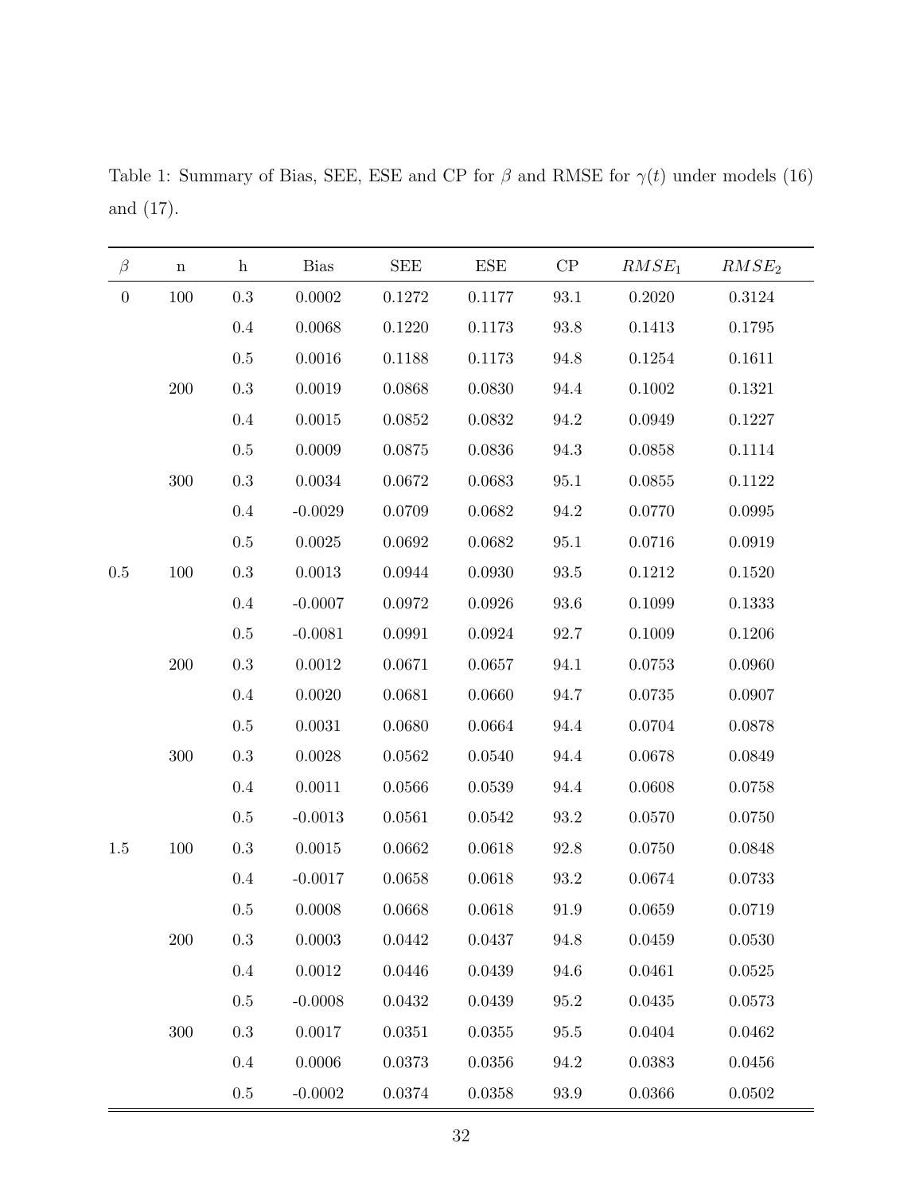Table 1: Summary of Bias, SEE, ESE and CP for $\beta$ and RMSE for $\gamma(t)$ under models (16) and (17).

| $\beta$ | n | h | Bias | SEE | ESE | CP | $RMSE_1$ | $RMSE_2$ |
|---|---|---|---|---|---|---|---|---|
| 0 | 100 | 0.3 | 0.0002 | 0.1272 | 0.1177 | 93.1 | 0.2020 | 0.3124 |
| | | 0.4 | 0.0068 | 0.1220 | 0.1173 | 93.8 | 0.1413 | 0.1795 |
| | | 0.5 | 0.0016 | 0.1188 | 0.1173 | 94.8 | 0.1254 | 0.1611 |
| | 200 | 0.3 | 0.0019 | 0.0868 | 0.0830 | 94.4 | 0.1002 | 0.1321 |
| | | 0.4 | 0.0015 | 0.0852 | 0.0832 | 94.2 | 0.0949 | 0.1227 |
| | | 0.5 | 0.0009 | 0.0875 | 0.0836 | 94.3 | 0.0858 | 0.1114 |
| | 300 | 0.3 | 0.0034 | 0.0672 | 0.0683 | 95.1 | 0.0855 | 0.1122 |
| | | 0.4 | -0.0029 | 0.0709 | 0.0682 | 94.2 | 0.0770 | 0.0995 |
| | | 0.5 | 0.0025 | 0.0692 | 0.0682 | 95.1 | 0.0716 | 0.0919 |
| 0.5 | 100 | 0.3 | 0.0013 | 0.0944 | 0.0930 | 93.5 | 0.1212 | 0.1520 |
| | | 0.4 | -0.0007 | 0.0972 | 0.0926 | 93.6 | 0.1099 | 0.1333 |
| | | 0.5 | -0.0081 | 0.0991 | 0.0924 | 92.7 | 0.1009 | 0.1206 |
| | 200 | 0.3 | 0.0012 | 0.0671 | 0.0657 | 94.1 | 0.0753 | 0.0960 |
| | | 0.4 | 0.0020 | 0.0681 | 0.0660 | 94.7 | 0.0735 | 0.0907 |
| | | 0.5 | 0.0031 | 0.0680 | 0.0664 | 94.4 | 0.0704 | 0.0878 |
| | 300 | 0.3 | 0.0028 | 0.0562 | 0.0540 | 94.4 | 0.0678 | 0.0849 |
| | | 0.4 | 0.0011 | 0.0566 | 0.0539 | 94.4 | 0.0608 | 0.0758 |
| | | 0.5 | -0.0013 | 0.0561 | 0.0542 | 93.2 | 0.0570 | 0.0750 |
| 1.5 | 100 | 0.3 | 0.0015 | 0.0662 | 0.0618 | 92.8 | 0.0750 | 0.0848 |
| | | 0.4 | -0.0017 | 0.0658 | 0.0618 | 93.2 | 0.0674 | 0.0733 |
| | | 0.5 | 0.0008 | 0.0668 | 0.0618 | 91.9 | 0.0659 | 0.0719 |
| | 200 | 0.3 | 0.0003 | 0.0442 | 0.0437 | 94.8 | 0.0459 | 0.0530 |
| | | 0.4 | 0.0012 | 0.0446 | 0.0439 | 94.6 | 0.0461 | 0.0525 |
| | | 0.5 | -0.0008 | 0.0432 | 0.0439 | 95.2 | 0.0435 | 0.0573 |
| | 300 | 0.3 | 0.0017 | 0.0351 | 0.0355 | 95.5 | 0.0404 | 0.0462 |
| | | 0.4 | 0.0006 | 0.0373 | 0.0356 | 94.2 | 0.0383 | 0.0456 |
| | | 0.5 | -0.0002 | 0.0374 | 0.0358 | 93.9 | 0.0366 | 0.0502 |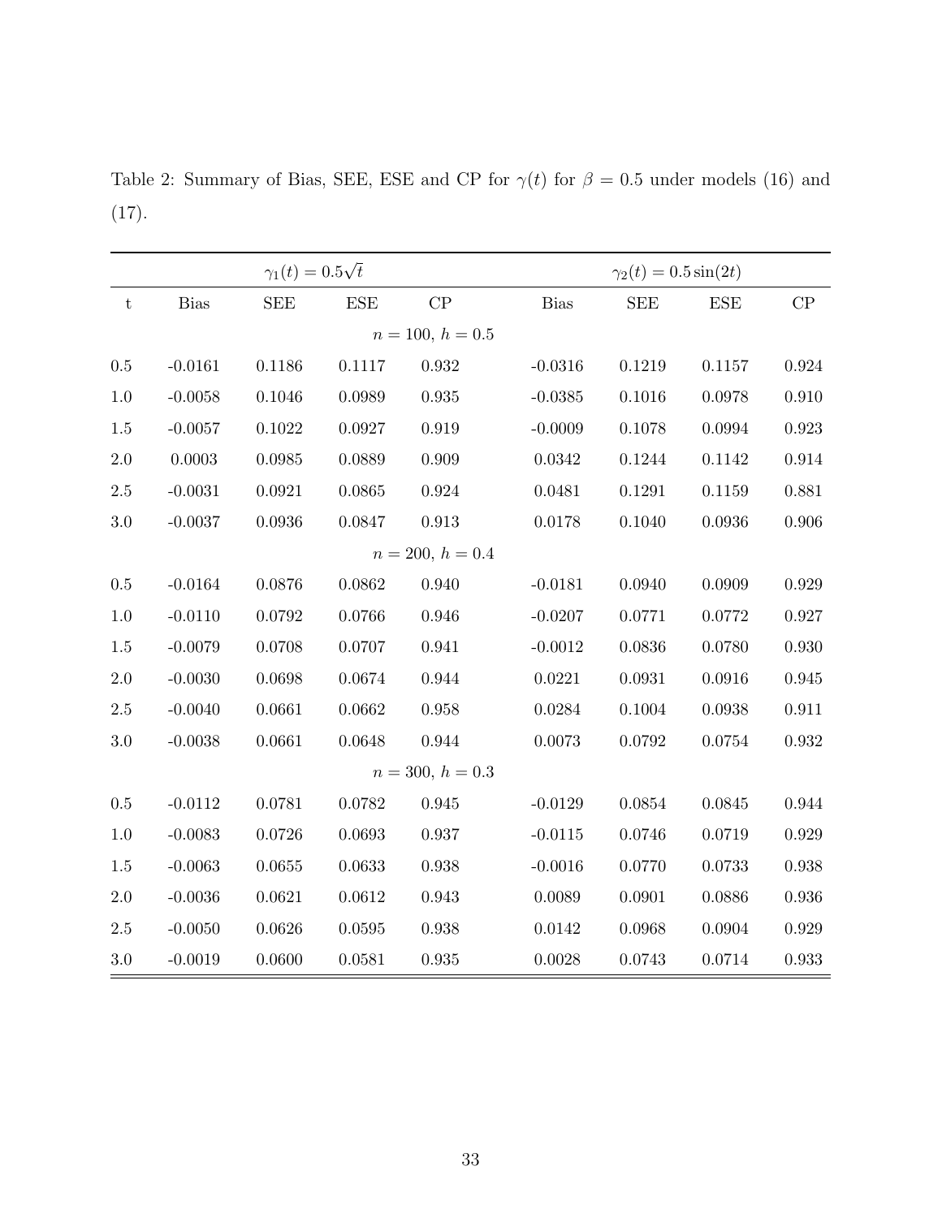Table 2: Summary of Bias, SEE, ESE and CP for $\gamma(t)$ for $\beta = 0.5$ under models (16) and (17).

| | $\gamma_1(t) = 0.5\sqrt{t}$ | | | | $\gamma_2(t) = 0.5\sin(2t)$ | | | |
|---|---|---|---|---|---|---|---|---|
| t | Bias | SEE | ESE | CP | Bias | SEE | ESE | CP |
| | | | | $n = 100,\ h = 0.5$ | | | | |
| 0.5 | -0.0161 | 0.1186 | 0.1117 | 0.932 | -0.0316 | 0.1219 | 0.1157 | 0.924 |
| 1.0 | -0.0058 | 0.1046 | 0.0989 | 0.935 | -0.0385 | 0.1016 | 0.0978 | 0.910 |
| 1.5 | -0.0057 | 0.1022 | 0.0927 | 0.919 | -0.0009 | 0.1078 | 0.0994 | 0.923 |
| 2.0 | 0.0003 | 0.0985 | 0.0889 | 0.909 | 0.0342 | 0.1244 | 0.1142 | 0.914 |
| 2.5 | -0.0031 | 0.0921 | 0.0865 | 0.924 | 0.0481 | 0.1291 | 0.1159 | 0.881 |
| 3.0 | -0.0037 | 0.0936 | 0.0847 | 0.913 | 0.0178 | 0.1040 | 0.0936 | 0.906 |
| | | | | $n = 200,\ h = 0.4$ | | | | |
| 0.5 | -0.0164 | 0.0876 | 0.0862 | 0.940 | -0.0181 | 0.0940 | 0.0909 | 0.929 |
| 1.0 | -0.0110 | 0.0792 | 0.0766 | 0.946 | -0.0207 | 0.0771 | 0.0772 | 0.927 |
| 1.5 | -0.0079 | 0.0708 | 0.0707 | 0.941 | -0.0012 | 0.0836 | 0.0780 | 0.930 |
| 2.0 | -0.0030 | 0.0698 | 0.0674 | 0.944 | 0.0221 | 0.0931 | 0.0916 | 0.945 |
| 2.5 | -0.0040 | 0.0661 | 0.0662 | 0.958 | 0.0284 | 0.1004 | 0.0938 | 0.911 |
| 3.0 | -0.0038 | 0.0661 | 0.0648 | 0.944 | 0.0073 | 0.0792 | 0.0754 | 0.932 |
| | | | | $n = 300,\ h = 0.3$ | | | | |
| 0.5 | -0.0112 | 0.0781 | 0.0782 | 0.945 | -0.0129 | 0.0854 | 0.0845 | 0.944 |
| 1.0 | -0.0083 | 0.0726 | 0.0693 | 0.937 | -0.0115 | 0.0746 | 0.0719 | 0.929 |
| 1.5 | -0.0063 | 0.0655 | 0.0633 | 0.938 | -0.0016 | 0.0770 | 0.0733 | 0.938 |
| 2.0 | -0.0036 | 0.0621 | 0.0612 | 0.943 | 0.0089 | 0.0901 | 0.0886 | 0.936 |
| 2.5 | -0.0050 | 0.0626 | 0.0595 | 0.938 | 0.0142 | 0.0968 | 0.0904 | 0.929 |
| 3.0 | -0.0019 | 0.0600 | 0.0581 | 0.935 | 0.0028 | 0.0743 | 0.0714 | 0.933 |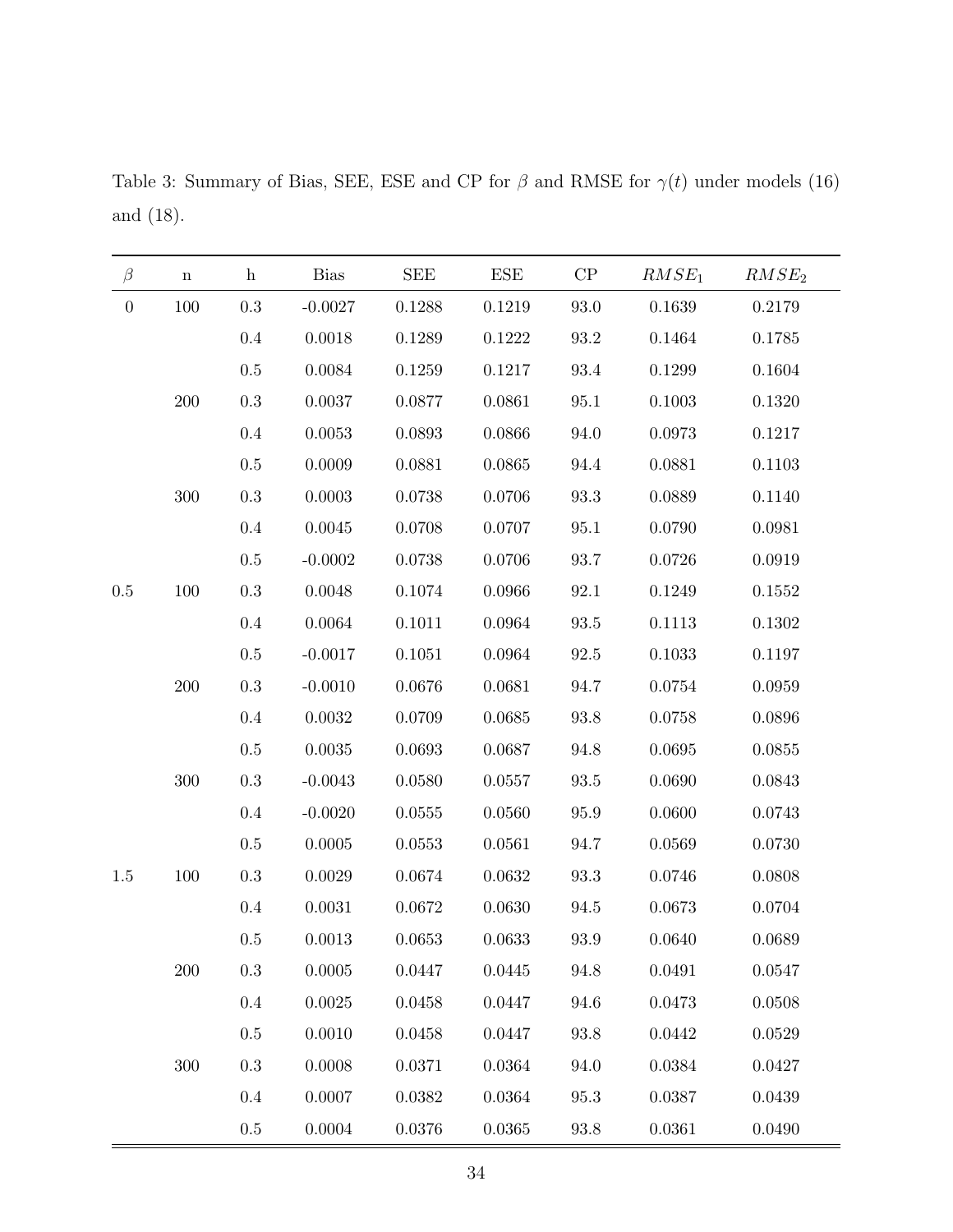Table 3: Summary of Bias, SEE, ESE and CP for $\beta$ and RMSE for $\gamma(t)$ under models (16) and (18).

| $\beta$ | n | h | Bias | SEE | ESE | CP | $RMSE_1$ | $RMSE_2$ |
|---|---|---|---|---|---|---|---|---|
| 0 | 100 | 0.3 | -0.0027 | 0.1288 | 0.1219 | 93.0 | 0.1639 | 0.2179 |
| | | 0.4 | 0.0018 | 0.1289 | 0.1222 | 93.2 | 0.1464 | 0.1785 |
| | | 0.5 | 0.0084 | 0.1259 | 0.1217 | 93.4 | 0.1299 | 0.1604 |
| | 200 | 0.3 | 0.0037 | 0.0877 | 0.0861 | 95.1 | 0.1003 | 0.1320 |
| | | 0.4 | 0.0053 | 0.0893 | 0.0866 | 94.0 | 0.0973 | 0.1217 |
| | | 0.5 | 0.0009 | 0.0881 | 0.0865 | 94.4 | 0.0881 | 0.1103 |
| | 300 | 0.3 | 0.0003 | 0.0738 | 0.0706 | 93.3 | 0.0889 | 0.1140 |
| | | 0.4 | 0.0045 | 0.0708 | 0.0707 | 95.1 | 0.0790 | 0.0981 |
| | | 0.5 | -0.0002 | 0.0738 | 0.0706 | 93.7 | 0.0726 | 0.0919 |
| 0.5 | 100 | 0.3 | 0.0048 | 0.1074 | 0.0966 | 92.1 | 0.1249 | 0.1552 |
| | | 0.4 | 0.0064 | 0.1011 | 0.0964 | 93.5 | 0.1113 | 0.1302 |
| | | 0.5 | -0.0017 | 0.1051 | 0.0964 | 92.5 | 0.1033 | 0.1197 |
| | 200 | 0.3 | -0.0010 | 0.0676 | 0.0681 | 94.7 | 0.0754 | 0.0959 |
| | | 0.4 | 0.0032 | 0.0709 | 0.0685 | 93.8 | 0.0758 | 0.0896 |
| | | 0.5 | 0.0035 | 0.0693 | 0.0687 | 94.8 | 0.0695 | 0.0855 |
| | 300 | 0.3 | -0.0043 | 0.0580 | 0.0557 | 93.5 | 0.0690 | 0.0843 |
| | | 0.4 | -0.0020 | 0.0555 | 0.0560 | 95.9 | 0.0600 | 0.0743 |
| | | 0.5 | 0.0005 | 0.0553 | 0.0561 | 94.7 | 0.0569 | 0.0730 |
| 1.5 | 100 | 0.3 | 0.0029 | 0.0674 | 0.0632 | 93.3 | 0.0746 | 0.0808 |
| | | 0.4 | 0.0031 | 0.0672 | 0.0630 | 94.5 | 0.0673 | 0.0704 |
| | | 0.5 | 0.0013 | 0.0653 | 0.0633 | 93.9 | 0.0640 | 0.0689 |
| | 200 | 0.3 | 0.0005 | 0.0447 | 0.0445 | 94.8 | 0.0491 | 0.0547 |
| | | 0.4 | 0.0025 | 0.0458 | 0.0447 | 94.6 | 0.0473 | 0.0508 |
| | | 0.5 | 0.0010 | 0.0458 | 0.0447 | 93.8 | 0.0442 | 0.0529 |
| | 300 | 0.3 | 0.0008 | 0.0371 | 0.0364 | 94.0 | 0.0384 | 0.0427 |
| | | 0.4 | 0.0007 | 0.0382 | 0.0364 | 95.3 | 0.0387 | 0.0439 |
| | | 0.5 | 0.0004 | 0.0376 | 0.0365 | 93.8 | 0.0361 | 0.0490 |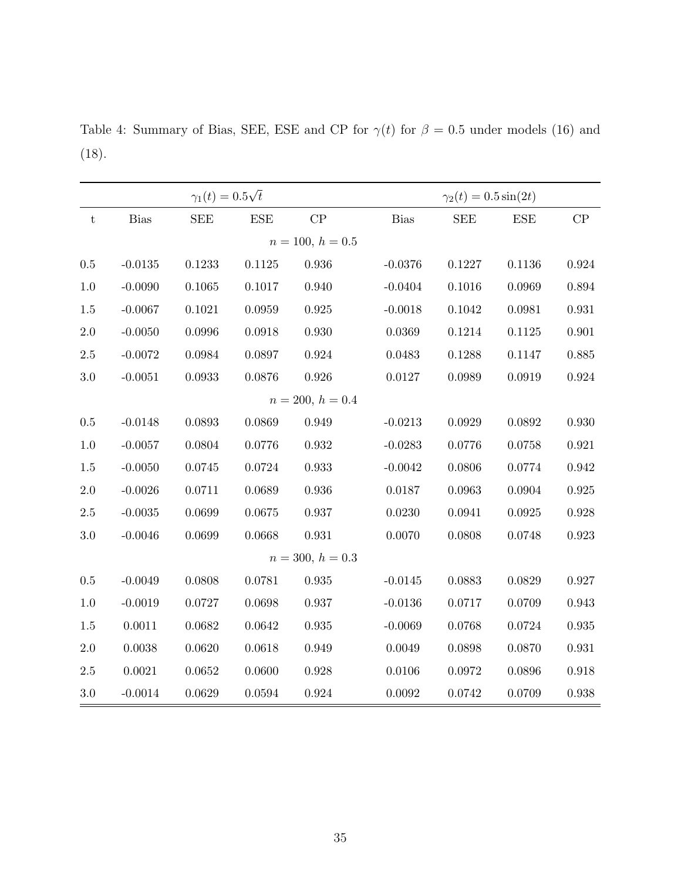Table 4: Summary of Bias, SEE, ESE and CP for $\gamma(t)$ for $\beta = 0.5$ under models (16) and (18).

| | $\gamma_1(t) = 0.5\sqrt{t}$ | | | | $\gamma_2(t) = 0.5\sin(2t)$ | | | |
|---|---|---|---|---|---|---|---|---|
| t | Bias | SEE | ESE | CP | Bias | SEE | ESE | CP |
| | | | | $n = 100,\ h = 0.5$ | | | | |
| 0.5 | -0.0135 | 0.1233 | 0.1125 | 0.936 | -0.0376 | 0.1227 | 0.1136 | 0.924 |
| 1.0 | -0.0090 | 0.1065 | 0.1017 | 0.940 | -0.0404 | 0.1016 | 0.0969 | 0.894 |
| 1.5 | -0.0067 | 0.1021 | 0.0959 | 0.925 | -0.0018 | 0.1042 | 0.0981 | 0.931 |
| 2.0 | -0.0050 | 0.0996 | 0.0918 | 0.930 | 0.0369 | 0.1214 | 0.1125 | 0.901 |
| 2.5 | -0.0072 | 0.0984 | 0.0897 | 0.924 | 0.0483 | 0.1288 | 0.1147 | 0.885 |
| 3.0 | -0.0051 | 0.0933 | 0.0876 | 0.926 | 0.0127 | 0.0989 | 0.0919 | 0.924 |
| | | | | $n = 200,\ h = 0.4$ | | | | |
| 0.5 | -0.0148 | 0.0893 | 0.0869 | 0.949 | -0.0213 | 0.0929 | 0.0892 | 0.930 |
| 1.0 | -0.0057 | 0.0804 | 0.0776 | 0.932 | -0.0283 | 0.0776 | 0.0758 | 0.921 |
| 1.5 | -0.0050 | 0.0745 | 0.0724 | 0.933 | -0.0042 | 0.0806 | 0.0774 | 0.942 |
| 2.0 | -0.0026 | 0.0711 | 0.0689 | 0.936 | 0.0187 | 0.0963 | 0.0904 | 0.925 |
| 2.5 | -0.0035 | 0.0699 | 0.0675 | 0.937 | 0.0230 | 0.0941 | 0.0925 | 0.928 |
| 3.0 | -0.0046 | 0.0699 | 0.0668 | 0.931 | 0.0070 | 0.0808 | 0.0748 | 0.923 |
| | | | | $n = 300,\ h = 0.3$ | | | | |
| 0.5 | -0.0049 | 0.0808 | 0.0781 | 0.935 | -0.0145 | 0.0883 | 0.0829 | 0.927 |
| 1.0 | -0.0019 | 0.0727 | 0.0698 | 0.937 | -0.0136 | 0.0717 | 0.0709 | 0.943 |
| 1.5 | 0.0011 | 0.0682 | 0.0642 | 0.935 | -0.0069 | 0.0768 | 0.0724 | 0.935 |
| 2.0 | 0.0038 | 0.0620 | 0.0618 | 0.949 | 0.0049 | 0.0898 | 0.0870 | 0.931 |
| 2.5 | 0.0021 | 0.0652 | 0.0600 | 0.928 | 0.0106 | 0.0972 | 0.0896 | 0.918 |
| 3.0 | -0.0014 | 0.0629 | 0.0594 | 0.924 | 0.0092 | 0.0742 | 0.0709 | 0.938 |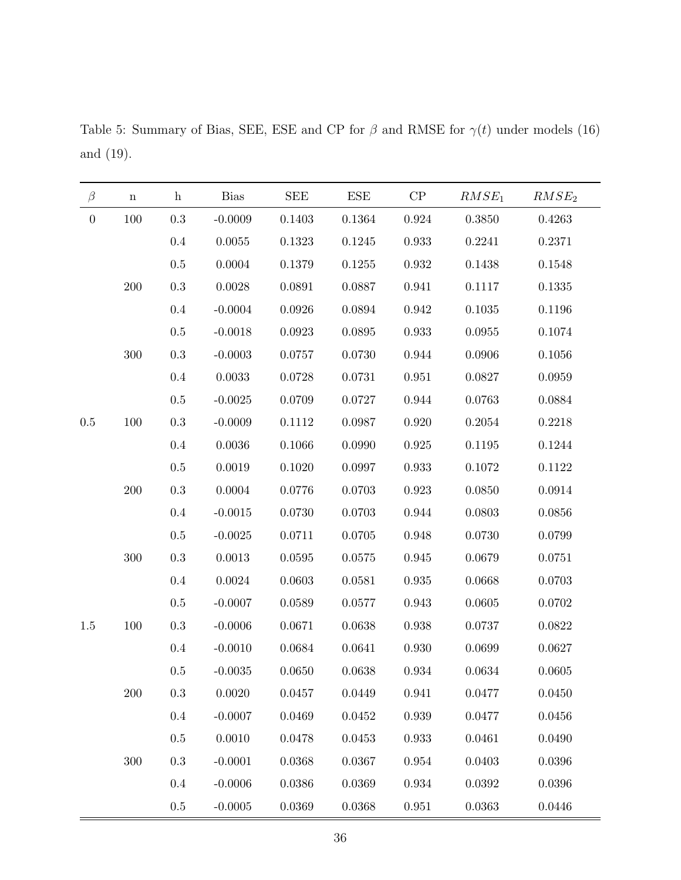Table 5: Summary of Bias, SEE, ESE and CP for $\beta$ and RMSE for $\gamma(t)$ under models (16) and (19).

| $\beta$ | n | h | Bias | SEE | ESE | CP | $RMSE_1$ | $RMSE_2$ |
|---|---|---|---|---|---|---|---|---|
| 0 | 100 | 0.3 | -0.0009 | 0.1403 | 0.1364 | 0.924 | 0.3850 | 0.4263 |
| | | 0.4 | 0.0055 | 0.1323 | 0.1245 | 0.933 | 0.2241 | 0.2371 |
| | | 0.5 | 0.0004 | 0.1379 | 0.1255 | 0.932 | 0.1438 | 0.1548 |
| | 200 | 0.3 | 0.0028 | 0.0891 | 0.0887 | 0.941 | 0.1117 | 0.1335 |
| | | 0.4 | -0.0004 | 0.0926 | 0.0894 | 0.942 | 0.1035 | 0.1196 |
| | | 0.5 | -0.0018 | 0.0923 | 0.0895 | 0.933 | 0.0955 | 0.1074 |
| | 300 | 0.3 | -0.0003 | 0.0757 | 0.0730 | 0.944 | 0.0906 | 0.1056 |
| | | 0.4 | 0.0033 | 0.0728 | 0.0731 | 0.951 | 0.0827 | 0.0959 |
| | | 0.5 | -0.0025 | 0.0709 | 0.0727 | 0.944 | 0.0763 | 0.0884 |
| 0.5 | 100 | 0.3 | -0.0009 | 0.1112 | 0.0987 | 0.920 | 0.2054 | 0.2218 |
| | | 0.4 | 0.0036 | 0.1066 | 0.0990 | 0.925 | 0.1195 | 0.1244 |
| | | 0.5 | 0.0019 | 0.1020 | 0.0997 | 0.933 | 0.1072 | 0.1122 |
| | 200 | 0.3 | 0.0004 | 0.0776 | 0.0703 | 0.923 | 0.0850 | 0.0914 |
| | | 0.4 | -0.0015 | 0.0730 | 0.0703 | 0.944 | 0.0803 | 0.0856 |
| | | 0.5 | -0.0025 | 0.0711 | 0.0705 | 0.948 | 0.0730 | 0.0799 |
| | 300 | 0.3 | 0.0013 | 0.0595 | 0.0575 | 0.945 | 0.0679 | 0.0751 |
| | | 0.4 | 0.0024 | 0.0603 | 0.0581 | 0.935 | 0.0668 | 0.0703 |
| | | 0.5 | -0.0007 | 0.0589 | 0.0577 | 0.943 | 0.0605 | 0.0702 |
| 1.5 | 100 | 0.3 | -0.0006 | 0.0671 | 0.0638 | 0.938 | 0.0737 | 0.0822 |
| | | 0.4 | -0.0010 | 0.0684 | 0.0641 | 0.930 | 0.0699 | 0.0627 |
| | | 0.5 | -0.0035 | 0.0650 | 0.0638 | 0.934 | 0.0634 | 0.0605 |
| | 200 | 0.3 | 0.0020 | 0.0457 | 0.0449 | 0.941 | 0.0477 | 0.0450 |
| | | 0.4 | -0.0007 | 0.0469 | 0.0452 | 0.939 | 0.0477 | 0.0456 |
| | | 0.5 | 0.0010 | 0.0478 | 0.0453 | 0.933 | 0.0461 | 0.0490 |
| | 300 | 0.3 | -0.0001 | 0.0368 | 0.0367 | 0.954 | 0.0403 | 0.0396 |
| | | 0.4 | -0.0006 | 0.0386 | 0.0369 | 0.934 | 0.0392 | 0.0396 |
| | | 0.5 | -0.0005 | 0.0369 | 0.0368 | 0.951 | 0.0363 | 0.0446 |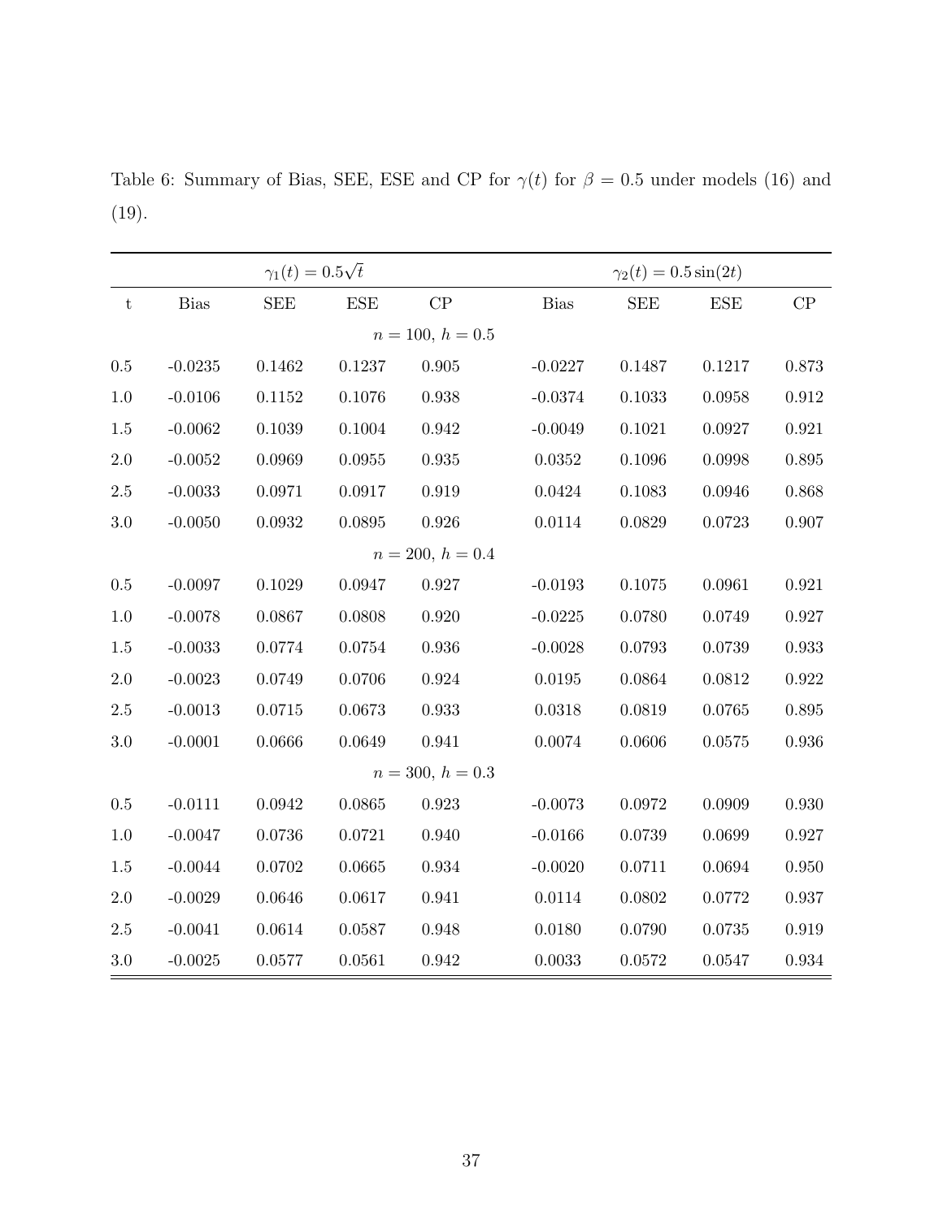Table 6: Summary of Bias, SEE, ESE and CP for $\gamma(t)$ for $\beta = 0.5$ under models (16) and (19).

| | $\gamma_1(t) = 0.5\sqrt{t}$ | | | | $\gamma_2(t) = 0.5\sin(2t)$ | | | |
|---|---|---|---|---|---|---|---|---|
| t | Bias | SEE | ESE | CP | Bias | SEE | ESE | CP |
| | | | | $n = 100$, $h = 0.5$ | | | | |
| 0.5 | -0.0235 | 0.1462 | 0.1237 | 0.905 | -0.0227 | 0.1487 | 0.1217 | 0.873 |
| 1.0 | -0.0106 | 0.1152 | 0.1076 | 0.938 | -0.0374 | 0.1033 | 0.0958 | 0.912 |
| 1.5 | -0.0062 | 0.1039 | 0.1004 | 0.942 | -0.0049 | 0.1021 | 0.0927 | 0.921 |
| 2.0 | -0.0052 | 0.0969 | 0.0955 | 0.935 | 0.0352 | 0.1096 | 0.0998 | 0.895 |
| 2.5 | -0.0033 | 0.0971 | 0.0917 | 0.919 | 0.0424 | 0.1083 | 0.0946 | 0.868 |
| 3.0 | -0.0050 | 0.0932 | 0.0895 | 0.926 | 0.0114 | 0.0829 | 0.0723 | 0.907 |
| | | | | $n = 200$, $h = 0.4$ | | | | |
| 0.5 | -0.0097 | 0.1029 | 0.0947 | 0.927 | -0.0193 | 0.1075 | 0.0961 | 0.921 |
| 1.0 | -0.0078 | 0.0867 | 0.0808 | 0.920 | -0.0225 | 0.0780 | 0.0749 | 0.927 |
| 1.5 | -0.0033 | 0.0774 | 0.0754 | 0.936 | -0.0028 | 0.0793 | 0.0739 | 0.933 |
| 2.0 | -0.0023 | 0.0749 | 0.0706 | 0.924 | 0.0195 | 0.0864 | 0.0812 | 0.922 |
| 2.5 | -0.0013 | 0.0715 | 0.0673 | 0.933 | 0.0318 | 0.0819 | 0.0765 | 0.895 |
| 3.0 | -0.0001 | 0.0666 | 0.0649 | 0.941 | 0.0074 | 0.0606 | 0.0575 | 0.936 |
| | | | | $n = 300$, $h = 0.3$ | | | | |
| 0.5 | -0.0111 | 0.0942 | 0.0865 | 0.923 | -0.0073 | 0.0972 | 0.0909 | 0.930 |
| 1.0 | -0.0047 | 0.0736 | 0.0721 | 0.940 | -0.0166 | 0.0739 | 0.0699 | 0.927 |
| 1.5 | -0.0044 | 0.0702 | 0.0665 | 0.934 | -0.0020 | 0.0711 | 0.0694 | 0.950 |
| 2.0 | -0.0029 | 0.0646 | 0.0617 | 0.941 | 0.0114 | 0.0802 | 0.0772 | 0.937 |
| 2.5 | -0.0041 | 0.0614 | 0.0587 | 0.948 | 0.0180 | 0.0790 | 0.0735 | 0.919 |
| 3.0 | -0.0025 | 0.0577 | 0.0561 | 0.942 | 0.0033 | 0.0572 | 0.0547 | 0.934 |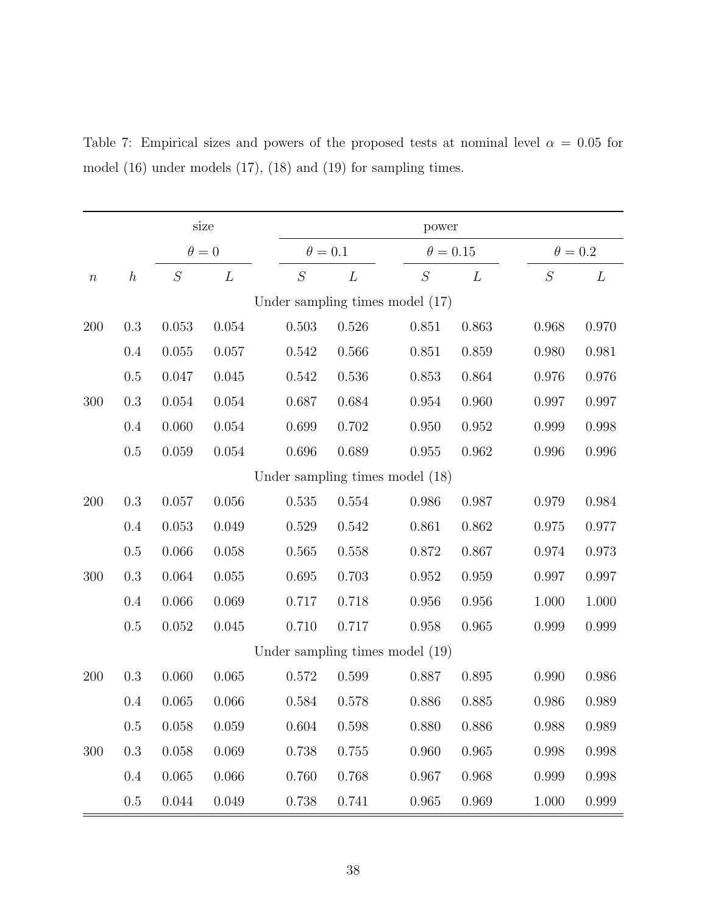Table 7: Empirical sizes and powers of the proposed tests at nominal level $\alpha = 0.05$ for model (16) under models (17), (18) and (19) for sampling times.

| | | size | | power | | | | | |
|---|---|---|---|---|---|---|---|---|---|
| | | $\theta = 0$ | | $\theta = 0.1$ | | $\theta = 0.15$ | | $\theta = 0.2$ | |
| $n$ | $h$ | $S$ | $L$ | $S$ | $L$ | $S$ | $L$ | $S$ | $L$ |
| Under sampling times model (17) | | | | | | | | | |
| 200 | 0.3 | 0.053 | 0.054 | 0.503 | 0.526 | 0.851 | 0.863 | 0.968 | 0.970 |
| | 0.4 | 0.055 | 0.057 | 0.542 | 0.566 | 0.851 | 0.859 | 0.980 | 0.981 |
| | 0.5 | 0.047 | 0.045 | 0.542 | 0.536 | 0.853 | 0.864 | 0.976 | 0.976 |
| 300 | 0.3 | 0.054 | 0.054 | 0.687 | 0.684 | 0.954 | 0.960 | 0.997 | 0.997 |
| | 0.4 | 0.060 | 0.054 | 0.699 | 0.702 | 0.950 | 0.952 | 0.999 | 0.998 |
| | 0.5 | 0.059 | 0.054 | 0.696 | 0.689 | 0.955 | 0.962 | 0.996 | 0.996 |
| Under sampling times model (18) | | | | | | | | | |
| 200 | 0.3 | 0.057 | 0.056 | 0.535 | 0.554 | 0.986 | 0.987 | 0.979 | 0.984 |
| | 0.4 | 0.053 | 0.049 | 0.529 | 0.542 | 0.861 | 0.862 | 0.975 | 0.977 |
| | 0.5 | 0.066 | 0.058 | 0.565 | 0.558 | 0.872 | 0.867 | 0.974 | 0.973 |
| 300 | 0.3 | 0.064 | 0.055 | 0.695 | 0.703 | 0.952 | 0.959 | 0.997 | 0.997 |
| | 0.4 | 0.066 | 0.069 | 0.717 | 0.718 | 0.956 | 0.956 | 1.000 | 1.000 |
| | 0.5 | 0.052 | 0.045 | 0.710 | 0.717 | 0.958 | 0.965 | 0.999 | 0.999 |
| Under sampling times model (19) | | | | | | | | | |
| 200 | 0.3 | 0.060 | 0.065 | 0.572 | 0.599 | 0.887 | 0.895 | 0.990 | 0.986 |
| | 0.4 | 0.065 | 0.066 | 0.584 | 0.578 | 0.886 | 0.885 | 0.986 | 0.989 |
| | 0.5 | 0.058 | 0.059 | 0.604 | 0.598 | 0.880 | 0.886 | 0.988 | 0.989 |
| 300 | 0.3 | 0.058 | 0.069 | 0.738 | 0.755 | 0.960 | 0.965 | 0.998 | 0.998 |
| | 0.4 | 0.065 | 0.066 | 0.760 | 0.768 | 0.967 | 0.968 | 0.999 | 0.998 |
| | 0.5 | 0.044 | 0.049 | 0.738 | 0.741 | 0.965 | 0.969 | 1.000 | 0.999 |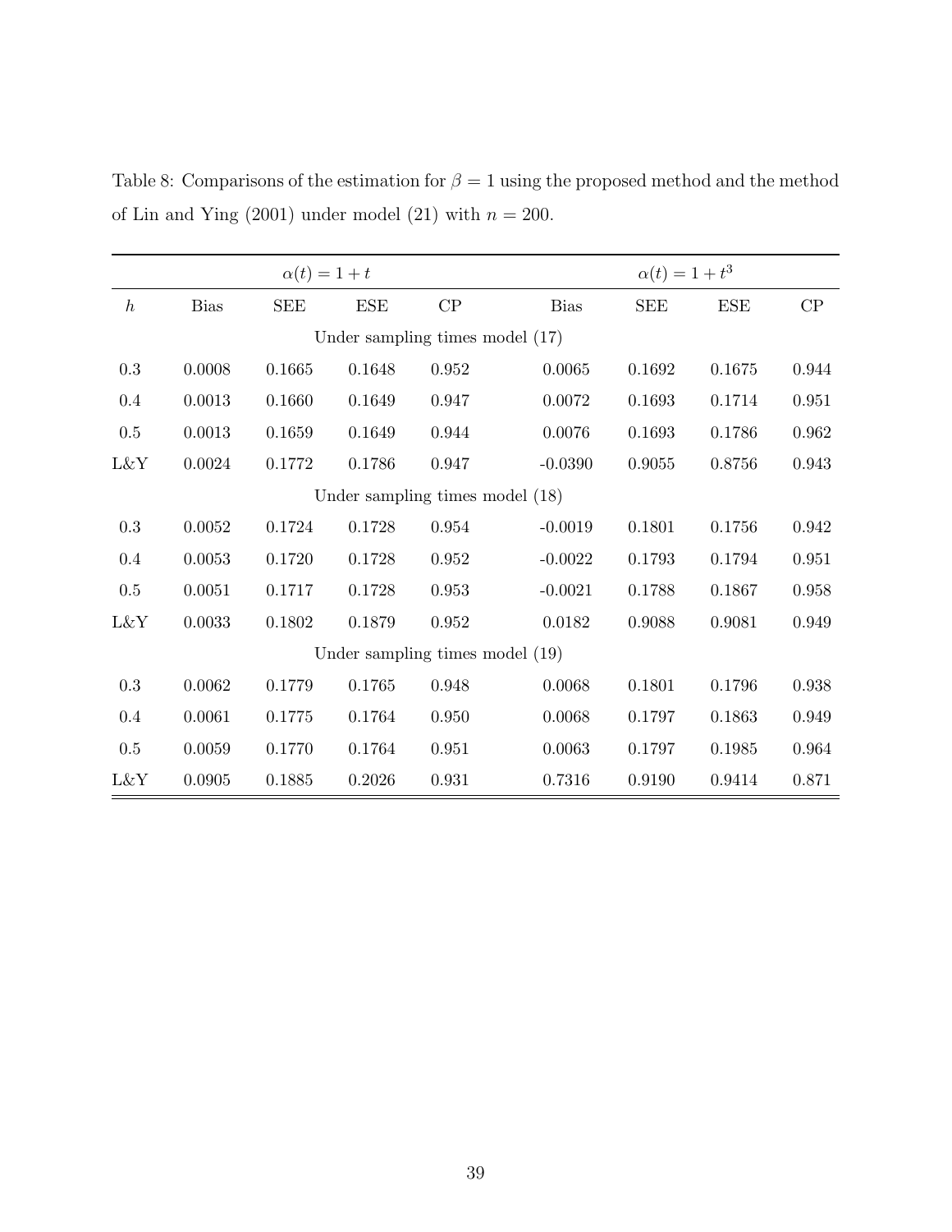Table 8: Comparisons of the estimation for $\beta = 1$ using the proposed method and the method of Lin and Ying (2001) under model (21) with $n = 200$.

| | $\alpha(t) = 1 + t$ | | | | $\alpha(t) = 1 + t^3$ | | | |
|---|---|---|---|---|---|---|---|---|
| $h$ | Bias | SEE | ESE | CP | Bias | SEE | ESE | CP |
| | | | | Under sampling times model (17) | | | | |
| 0.3 | 0.0008 | 0.1665 | 0.1648 | 0.952 | 0.0065 | 0.1692 | 0.1675 | 0.944 |
| 0.4 | 0.0013 | 0.1660 | 0.1649 | 0.947 | 0.0072 | 0.1693 | 0.1714 | 0.951 |
| 0.5 | 0.0013 | 0.1659 | 0.1649 | 0.944 | 0.0076 | 0.1693 | 0.1786 | 0.962 |
| L&Y | 0.0024 | 0.1772 | 0.1786 | 0.947 | -0.0390 | 0.9055 | 0.8756 | 0.943 |
| | | | | Under sampling times model (18) | | | | |
| 0.3 | 0.0052 | 0.1724 | 0.1728 | 0.954 | -0.0019 | 0.1801 | 0.1756 | 0.942 |
| 0.4 | 0.0053 | 0.1720 | 0.1728 | 0.952 | -0.0022 | 0.1793 | 0.1794 | 0.951 |
| 0.5 | 0.0051 | 0.1717 | 0.1728 | 0.953 | -0.0021 | 0.1788 | 0.1867 | 0.958 |
| L&Y | 0.0033 | 0.1802 | 0.1879 | 0.952 | 0.0182 | 0.9088 | 0.9081 | 0.949 |
| | | | | Under sampling times model (19) | | | | |
| 0.3 | 0.0062 | 0.1779 | 0.1765 | 0.948 | 0.0068 | 0.1801 | 0.1796 | 0.938 |
| 0.4 | 0.0061 | 0.1775 | 0.1764 | 0.950 | 0.0068 | 0.1797 | 0.1863 | 0.949 |
| 0.5 | 0.0059 | 0.1770 | 0.1764 | 0.951 | 0.0063 | 0.1797 | 0.1985 | 0.964 |
| L&Y | 0.0905 | 0.1885 | 0.2026 | 0.931 | 0.7316 | 0.9190 | 0.9414 | 0.871 |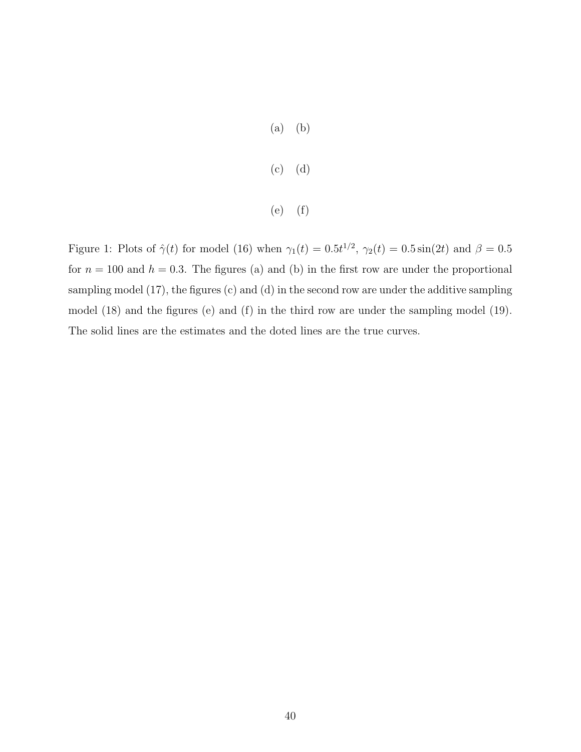(a) (b)

(c) (d)

(e) (f)

Figure 1: Plots of $\hat{\gamma}(t)$ for model (16) when $\gamma_1(t) = 0.5t^{1/2}$, $\gamma_2(t) = 0.5\sin(2t)$ and $\beta = 0.5$ for $n = 100$ and $h = 0.3$. The figures (a) and (b) in the first row are under the proportional sampling model (17), the figures (c) and (d) in the second row are under the additive sampling model (18) and the figures (e) and (f) in the third row are under the sampling model (19). The solid lines are the estimates and the doted lines are the true curves.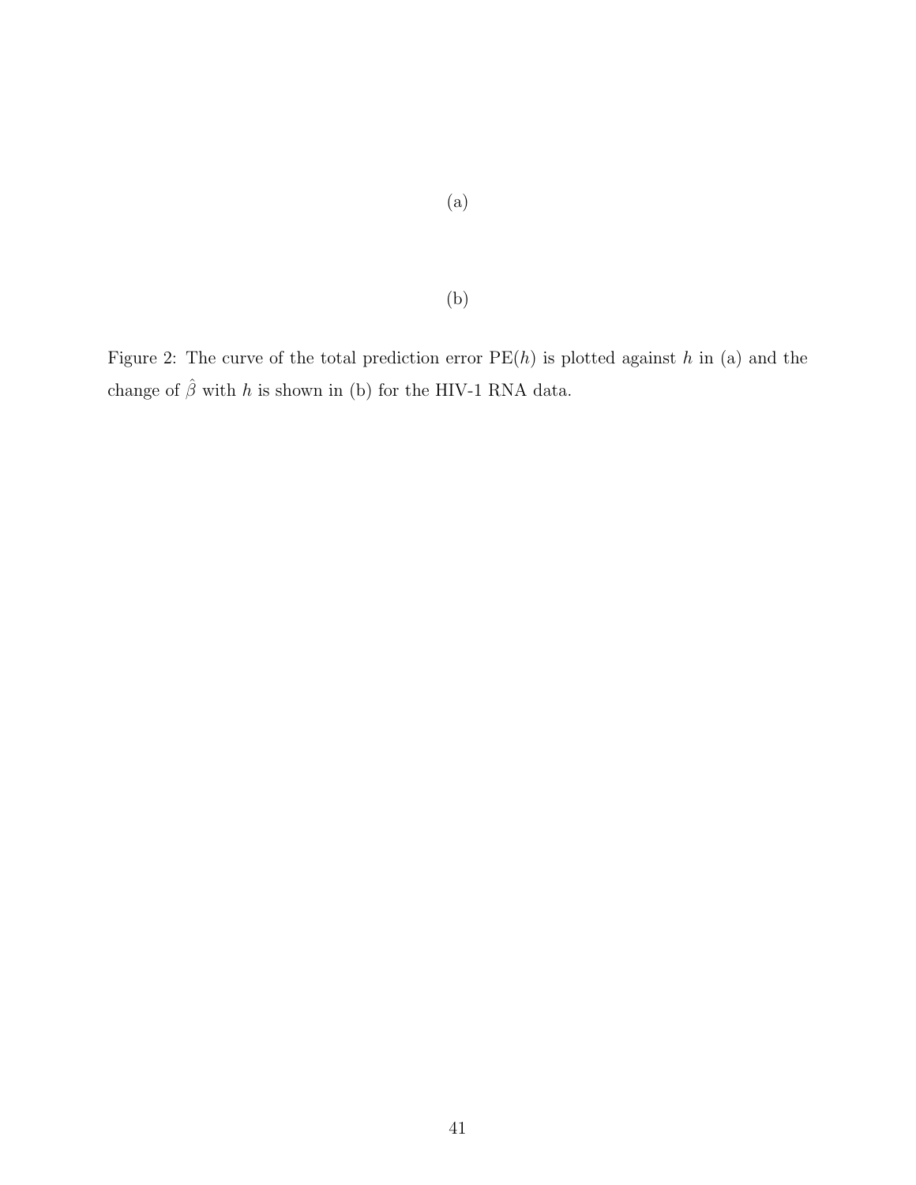(a)

(b)

Figure 2: The curve of the total prediction error $\mathrm{PE}(h)$ is plotted against $h$ in (a) and the change of $\hat{\beta}$ with $h$ is shown in (b) for the HIV-1 RNA data.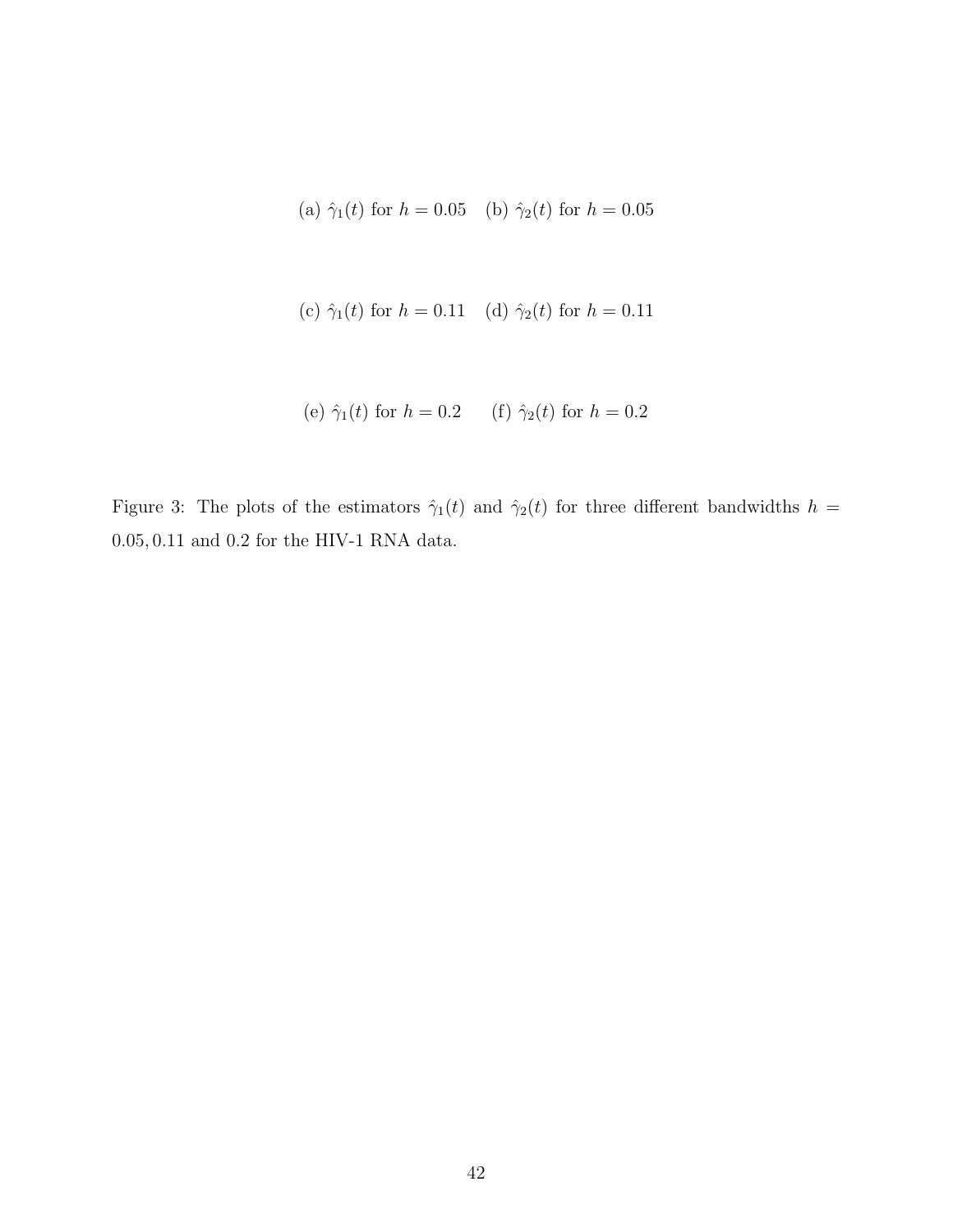(a) $\hat{\gamma}_1(t)$ for $h = 0.05$ (b) $\hat{\gamma}_2(t)$ for $h = 0.05$

(c) $\hat{\gamma}_1(t)$ for $h = 0.11$ (d) $\hat{\gamma}_2(t)$ for $h = 0.11$

(e) $\hat{\gamma}_1(t)$ for $h = 0.2$ (f) $\hat{\gamma}_2(t)$ for $h = 0.2$

Figure 3: The plots of the estimators $\hat{\gamma}_1(t)$ and $\hat{\gamma}_2(t)$ for three different bandwidths $h = 0.05, 0.11$ and $0.2$ for the HIV-1 RNA data.